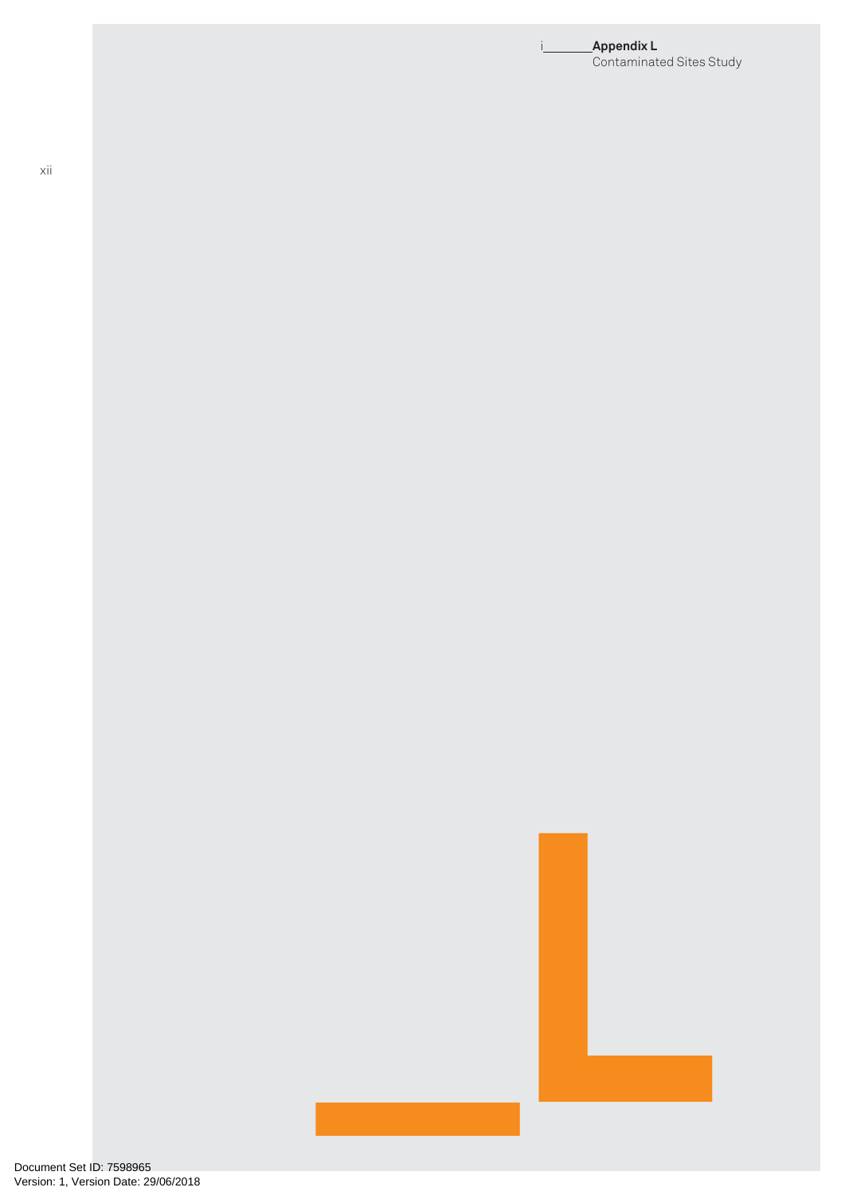# Appendix L

Contaminated Sites Study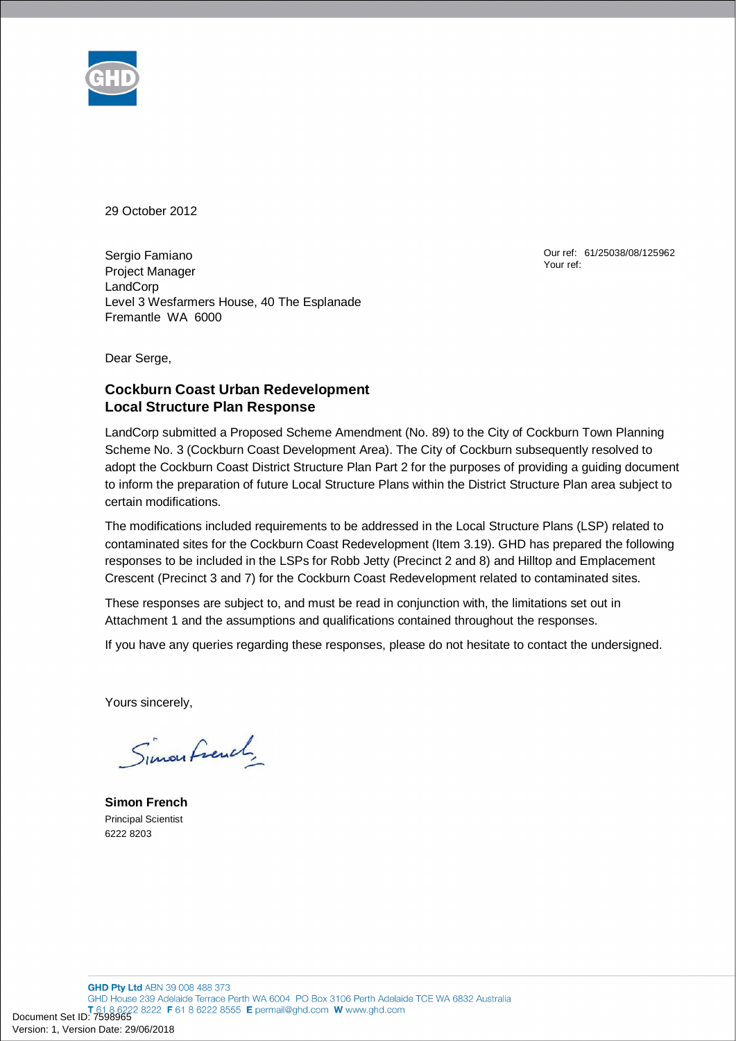29 October 2012

Sergio Famiano
Project Manager
LandCorp
Level 3 Wesfarmers House, 40 The Esplanade
Fremantle WA 6000

Our ref: 61/25038/08/125962
Your ref:

Dear Serge,

**Cockburn Coast Urban Redevelopment**
**Local Structure Plan Response**

LandCorp submitted a Proposed Scheme Amendment (No. 89) to the City of Cockburn Town Planning Scheme No. 3 (Cockburn Coast Development Area). The City of Cockburn subsequently resolved to adopt the Cockburn Coast District Structure Plan Part 2 for the purposes of providing a guiding document to inform the preparation of future Local Structure Plans within the District Structure Plan area subject to certain modifications.

The modifications included requirements to be addressed in the Local Structure Plans (LSP) related to contaminated sites for the Cockburn Coast Redevelopment (Item 3.19). GHD has prepared the following responses to be included in the LSPs for Robb Jetty (Precinct 2 and 8) and Hilltop and Emplacement Crescent (Precinct 3 and 7) for the Cockburn Coast Redevelopment related to contaminated sites.

These responses are subject to, and must be read in conjunction with, the limitations set out in Attachment 1 and the assumptions and qualifications contained throughout the responses.

If you have any queries regarding these responses, please do not hesitate to contact the undersigned.

Yours sincerely,

Simon French

**Simon French**
Principal Scientist
6222 8203

**GHD Pty Ltd** ABN 39 008 488 373
GHD House 239 Adelaide Terrace Perth WA 6004 PO Box 3106 Perth Adelaide TCE WA 6832 Australia
**T** 61 8 6222 8222 **F** 61 8 6222 8555 **E** permail@ghd.com **W** www.ghd.com

Document Set ID: 7598965
Version: 1, Version Date: 29/06/2018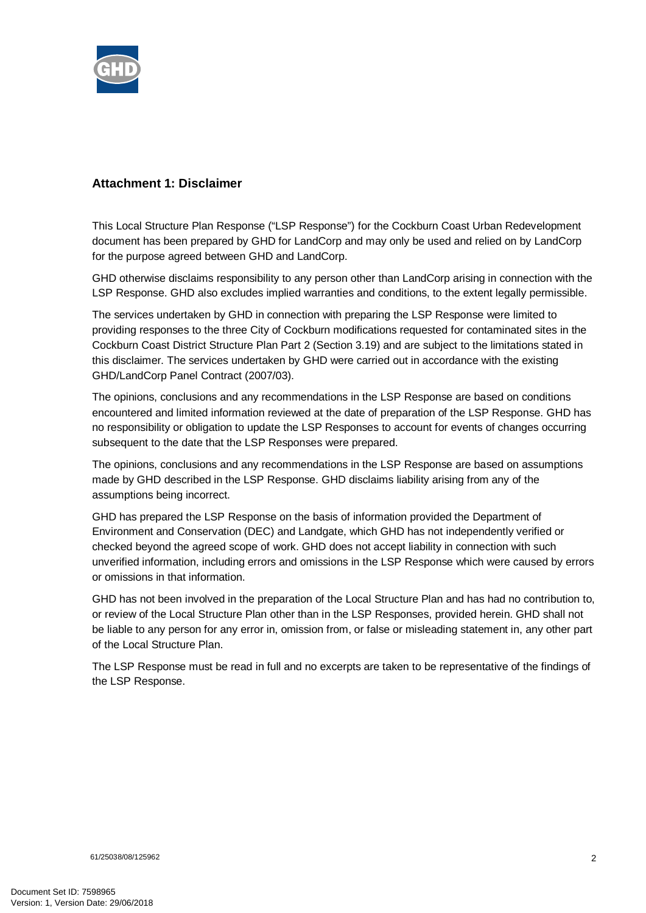## Attachment 1: Disclaimer

This Local Structure Plan Response ("LSP Response") for the Cockburn Coast Urban Redevelopment document has been prepared by GHD for LandCorp and may only be used and relied on by LandCorp for the purpose agreed between GHD and LandCorp.

GHD otherwise disclaims responsibility to any person other than LandCorp arising in connection with the LSP Response. GHD also excludes implied warranties and conditions, to the extent legally permissible.

The services undertaken by GHD in connection with preparing the LSP Response were limited to providing responses to the three City of Cockburn modifications requested for contaminated sites in the Cockburn Coast District Structure Plan Part 2 (Section 3.19) and are subject to the limitations stated in this disclaimer. The services undertaken by GHD were carried out in accordance with the existing GHD/LandCorp Panel Contract (2007/03).

The opinions, conclusions and any recommendations in the LSP Response are based on conditions encountered and limited information reviewed at the date of preparation of the LSP Response. GHD has no responsibility or obligation to update the LSP Responses to account for events of changes occurring subsequent to the date that the LSP Responses were prepared.

The opinions, conclusions and any recommendations in the LSP Response are based on assumptions made by GHD described in the LSP Response. GHD disclaims liability arising from any of the assumptions being incorrect.

GHD has prepared the LSP Response on the basis of information provided the Department of Environment and Conservation (DEC) and Landgate, which GHD has not independently verified or checked beyond the agreed scope of work. GHD does not accept liability in connection with such unverified information, including errors and omissions in the LSP Response which were caused by errors or omissions in that information.

GHD has not been involved in the preparation of the Local Structure Plan and has had no contribution to, or review of the Local Structure Plan other than in the LSP Responses, provided herein. GHD shall not be liable to any person for any error in, omission from, or false or misleading statement in, any other part of the Local Structure Plan.

The LSP Response must be read in full and no excerpts are taken to be representative of the findings of the LSP Response.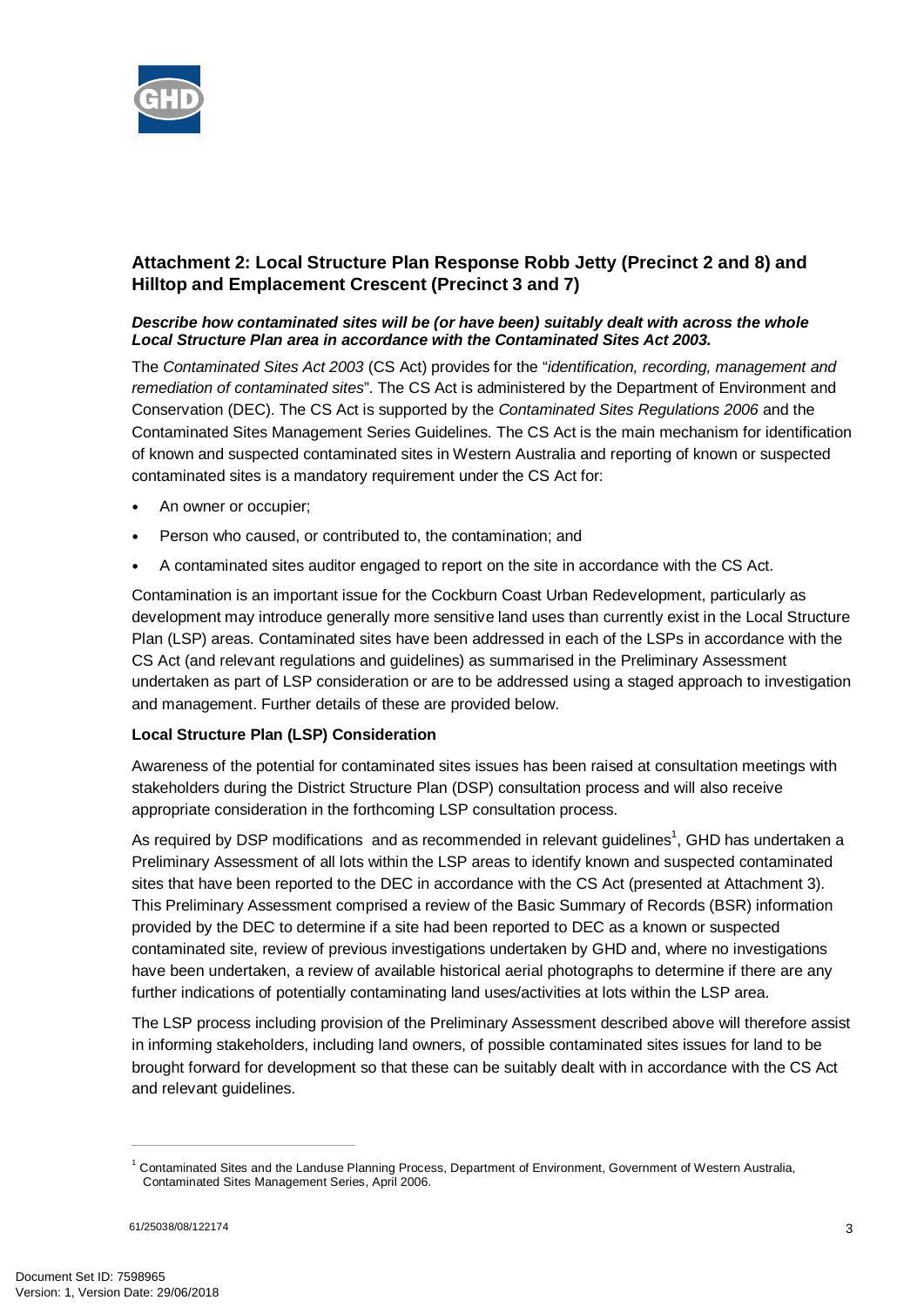## Attachment 2: Local Structure Plan Response Robb Jetty (Precinct 2 and 8) and Hilltop and Emplacement Crescent (Precinct 3 and 7)

***Describe how contaminated sites will be (or have been) suitably dealt with across the whole Local Structure Plan area in accordance with the Contaminated Sites Act 2003.***

The *Contaminated Sites Act 2003* (CS Act) provides for the "*identification, recording, management and remediation of contaminated sites*". The CS Act is administered by the Department of Environment and Conservation (DEC). The CS Act is supported by the *Contaminated Sites Regulations 2006* and the Contaminated Sites Management Series Guidelines. The CS Act is the main mechanism for identification of known and suspected contaminated sites in Western Australia and reporting of known or suspected contaminated sites is a mandatory requirement under the CS Act for:

- An owner or occupier;
- Person who caused, or contributed to, the contamination; and
- A contaminated sites auditor engaged to report on the site in accordance with the CS Act.

Contamination is an important issue for the Cockburn Coast Urban Redevelopment, particularly as development may introduce generally more sensitive land uses than currently exist in the Local Structure Plan (LSP) areas. Contaminated sites have been addressed in each of the LSPs in accordance with the CS Act (and relevant regulations and guidelines) as summarised in the Preliminary Assessment undertaken as part of LSP consideration or are to be addressed using a staged approach to investigation and management. Further details of these are provided below.

**Local Structure Plan (LSP) Consideration**

Awareness of the potential for contaminated sites issues has been raised at consultation meetings with stakeholders during the District Structure Plan (DSP) consultation process and will also receive appropriate consideration in the forthcoming LSP consultation process.

As required by DSP modifications and as recommended in relevant guidelines[1], GHD has undertaken a Preliminary Assessment of all lots within the LSP areas to identify known and suspected contaminated sites that have been reported to the DEC in accordance with the CS Act (presented at Attachment 3). This Preliminary Assessment comprised a review of the Basic Summary of Records (BSR) information provided by the DEC to determine if a site had been reported to DEC as a known or suspected contaminated site, review of previous investigations undertaken by GHD and, where no investigations have been undertaken, a review of available historical aerial photographs to determine if there are any further indications of potentially contaminating land uses/activities at lots within the LSP area.

The LSP process including provision of the Preliminary Assessment described above will therefore assist in informing stakeholders, including land owners, of possible contaminated sites issues for land to be brought forward for development so that these can be suitably dealt with in accordance with the CS Act and relevant guidelines.

---

[1] Contaminated Sites and the Landuse Planning Process, Department of Environment, Government of Western Australia, Contaminated Sites Management Series, April 2006.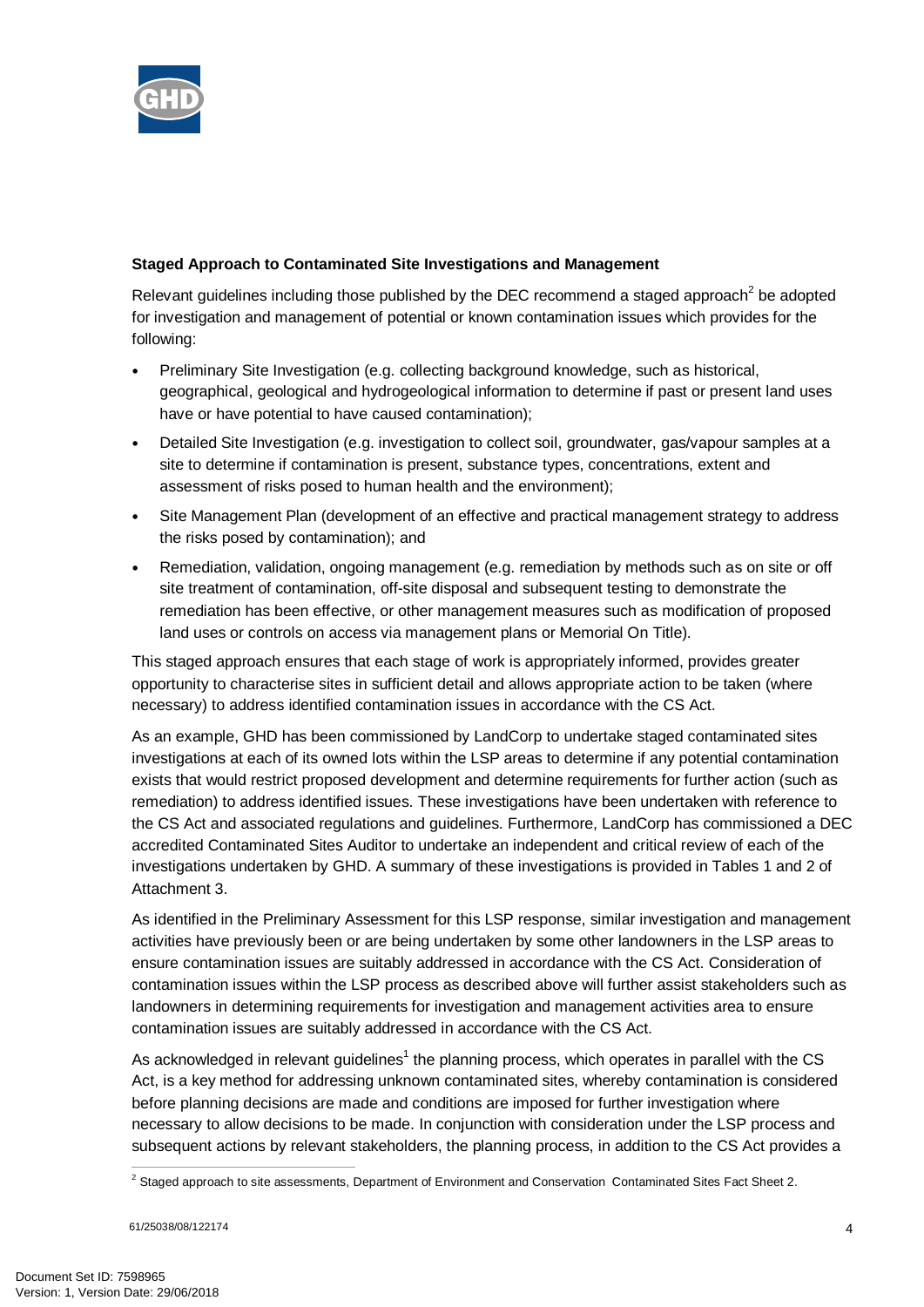**Staged Approach to Contaminated Site Investigations and Management**

Relevant guidelines including those published by the DEC recommend a staged approach[2] be adopted for investigation and management of potential or known contamination issues which provides for the following:

- Preliminary Site Investigation (e.g. collecting background knowledge, such as historical, geographical, geological and hydrogeological information to determine if past or present land uses have or have potential to have caused contamination);
- Detailed Site Investigation (e.g. investigation to collect soil, groundwater, gas/vapour samples at a site to determine if contamination is present, substance types, concentrations, extent and assessment of risks posed to human health and the environment);
- Site Management Plan (development of an effective and practical management strategy to address the risks posed by contamination); and
- Remediation, validation, ongoing management (e.g. remediation by methods such as on site or off site treatment of contamination, off-site disposal and subsequent testing to demonstrate the remediation has been effective, or other management measures such as modification of proposed land uses or controls on access via management plans or Memorial On Title).

This staged approach ensures that each stage of work is appropriately informed, provides greater opportunity to characterise sites in sufficient detail and allows appropriate action to be taken (where necessary) to address identified contamination issues in accordance with the CS Act.

As an example, GHD has been commissioned by LandCorp to undertake staged contaminated sites investigations at each of its owned lots within the LSP areas to determine if any potential contamination exists that would restrict proposed development and determine requirements for further action (such as remediation) to address identified issues. These investigations have been undertaken with reference to the CS Act and associated regulations and guidelines. Furthermore, LandCorp has commissioned a DEC accredited Contaminated Sites Auditor to undertake an independent and critical review of each of the investigations undertaken by GHD. A summary of these investigations is provided in Tables 1 and 2 of Attachment 3.

As identified in the Preliminary Assessment for this LSP response, similar investigation and management activities have previously been or are being undertaken by some other landowners in the LSP areas to ensure contamination issues are suitably addressed in accordance with the CS Act. Consideration of contamination issues within the LSP process as described above will further assist stakeholders such as landowners in determining requirements for investigation and management activities area to ensure contamination issues are suitably addressed in accordance with the CS Act.

As acknowledged in relevant guidelines[1] the planning process, which operates in parallel with the CS Act, is a key method for addressing unknown contaminated sites, whereby contamination is considered before planning decisions are made and conditions are imposed for further investigation where necessary to allow decisions to be made. In conjunction with consideration under the LSP process and subsequent actions by relevant stakeholders, the planning process, in addition to the CS Act provides a

[2] Staged approach to site assessments, Department of Environment and Conservation Contaminated Sites Fact Sheet 2.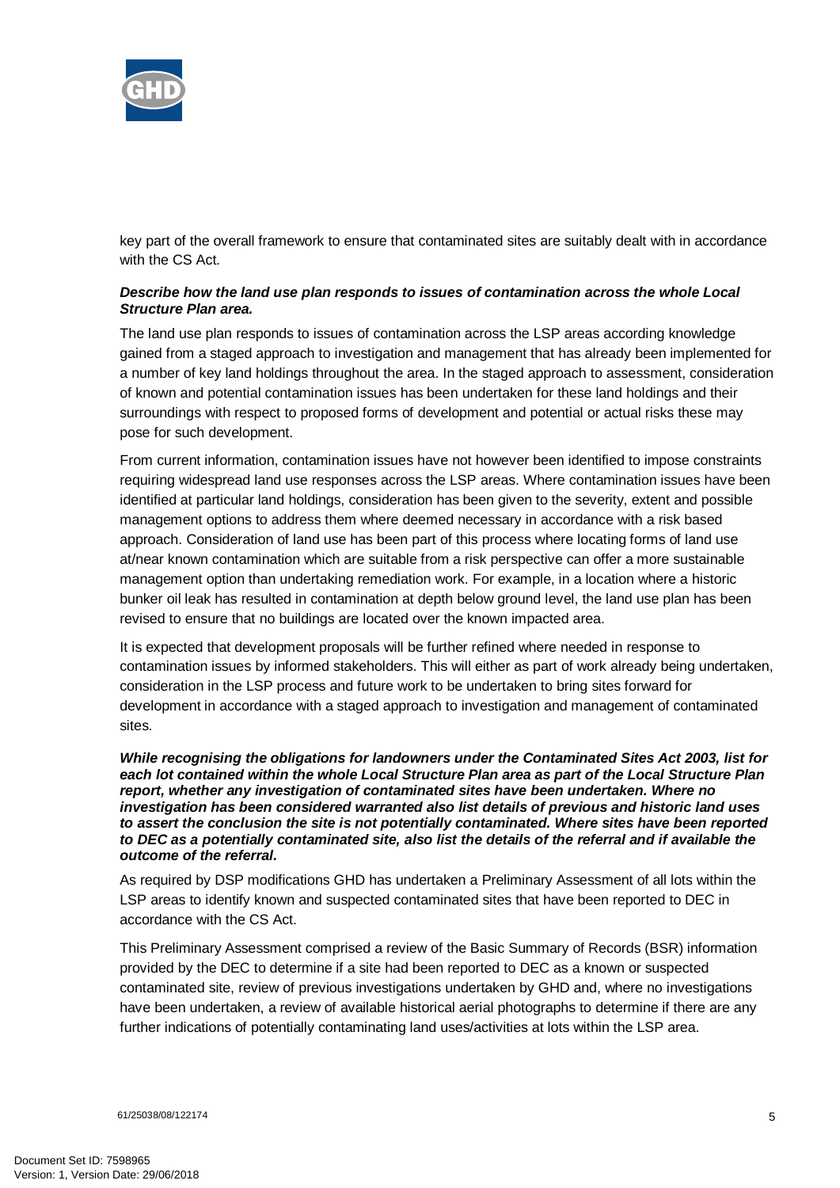key part of the overall framework to ensure that contaminated sites are suitably dealt with in accordance with the CS Act.

***Describe how the land use plan responds to issues of contamination across the whole Local Structure Plan area.***

The land use plan responds to issues of contamination across the LSP areas according knowledge gained from a staged approach to investigation and management that has already been implemented for a number of key land holdings throughout the area. In the staged approach to assessment, consideration of known and potential contamination issues has been undertaken for these land holdings and their surroundings with respect to proposed forms of development and potential or actual risks these may pose for such development.

From current information, contamination issues have not however been identified to impose constraints requiring widespread land use responses across the LSP areas. Where contamination issues have been identified at particular land holdings, consideration has been given to the severity, extent and possible management options to address them where deemed necessary in accordance with a risk based approach. Consideration of land use has been part of this process where locating forms of land use at/near known contamination which are suitable from a risk perspective can offer a more sustainable management option than undertaking remediation work. For example, in a location where a historic bunker oil leak has resulted in contamination at depth below ground level, the land use plan has been revised to ensure that no buildings are located over the known impacted area.

It is expected that development proposals will be further refined where needed in response to contamination issues by informed stakeholders. This will either as part of work already being undertaken, consideration in the LSP process and future work to be undertaken to bring sites forward for development in accordance with a staged approach to investigation and management of contaminated sites.

***While recognising the obligations for landowners under the Contaminated Sites Act 2003, list for each lot contained within the whole Local Structure Plan area as part of the Local Structure Plan report, whether any investigation of contaminated sites have been undertaken. Where no investigation has been considered warranted also list details of previous and historic land uses to assert the conclusion the site is not potentially contaminated. Where sites have been reported to DEC as a potentially contaminated site, also list the details of the referral and if available the outcome of the referral.***

As required by DSP modifications GHD has undertaken a Preliminary Assessment of all lots within the LSP areas to identify known and suspected contaminated sites that have been reported to DEC in accordance with the CS Act.

This Preliminary Assessment comprised a review of the Basic Summary of Records (BSR) information provided by the DEC to determine if a site had been reported to DEC as a known or suspected contaminated site, review of previous investigations undertaken by GHD and, where no investigations have been undertaken, a review of available historical aerial photographs to determine if there are any further indications of potentially contaminating land uses/activities at lots within the LSP area.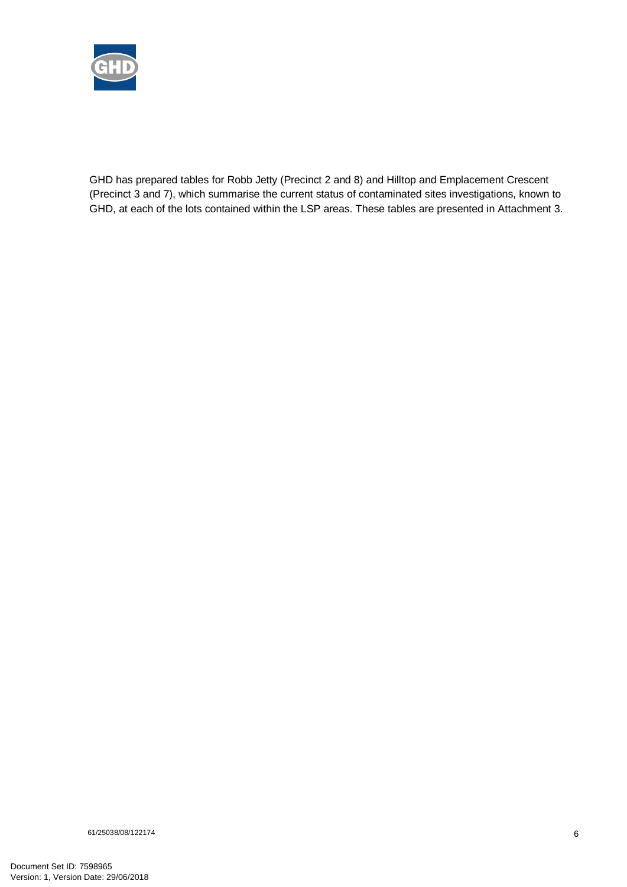GHD has prepared tables for Robb Jetty (Precinct 2 and 8) and Hilltop and Emplacement Crescent (Precinct 3 and 7), which summarise the current status of contaminated sites investigations, known to GHD, at each of the lots contained within the LSP areas. These tables are presented in Attachment 3.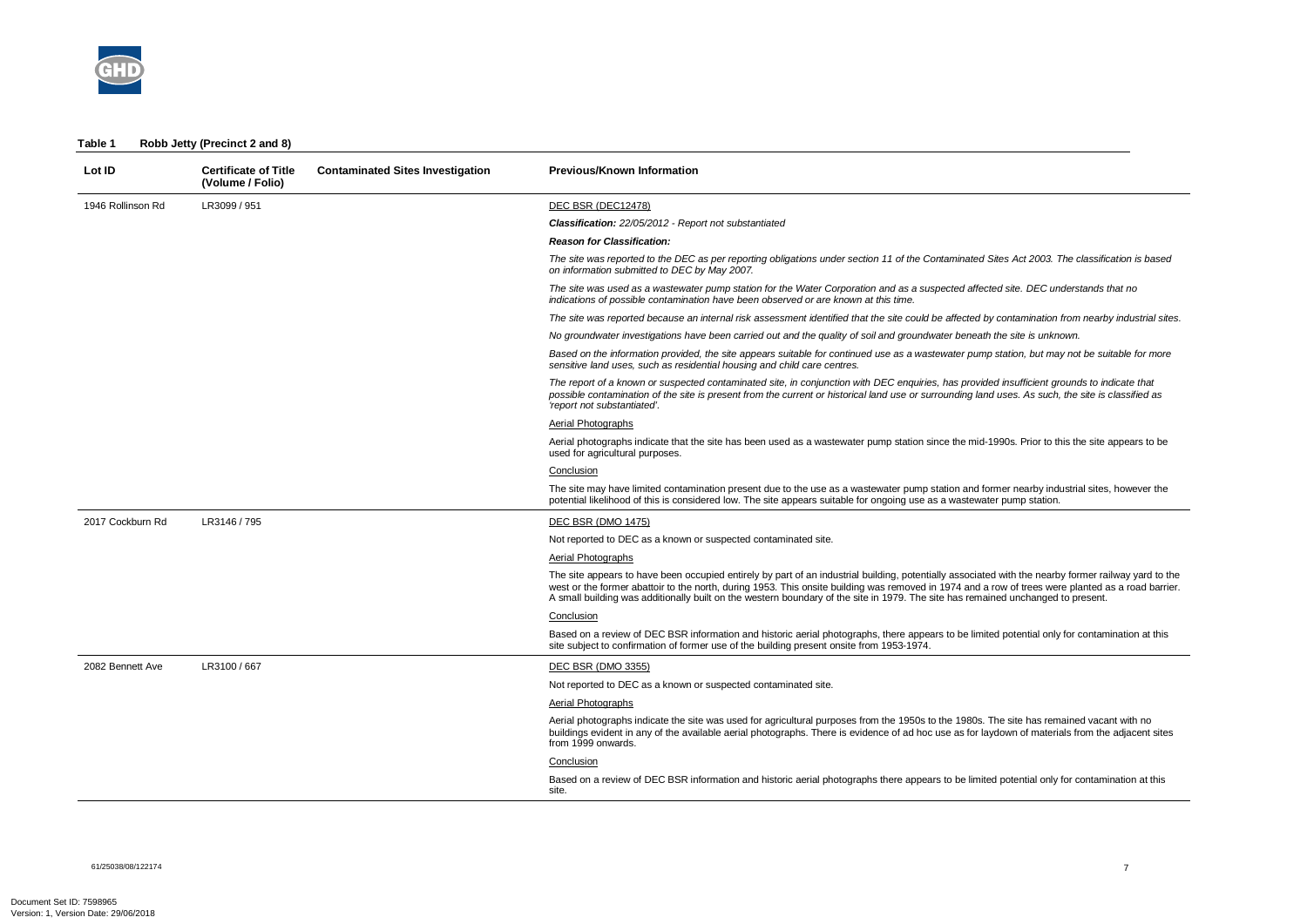**Table 1 Robb Jetty (Precinct 2 and 8)**

| Lot ID | Certificate of Title (Volume / Folio) | Contaminated Sites Investigation | Previous/Known Information |
|---|---|---|---|
| 1946 Rollinson Rd | LR3099 / 951 | | DEC BSR (DEC12478)<br>***Classification:*** *22/05/2012 - Report not substantiated*<br>***Reason for Classification:***<br>*The site was reported to the DEC as per reporting obligations under section 11 of the Contaminated Sites Act 2003. The classification is based on information submitted to DEC by May 2007.*<br>*The site was used as a wastewater pump station for the Water Corporation and as a suspected affected site. DEC understands that no indications of possible contamination have been observed or are known at this time.*<br>*The site was reported because an internal risk assessment identified that the site could be affected by contamination from nearby industrial sites.*<br>*No groundwater investigations have been carried out and the quality of soil and groundwater beneath the site is unknown.*<br>*Based on the information provided, the site appears suitable for continued use as a wastewater pump station, but may not be suitable for more sensitive land uses, such as residential housing and child care centres.*<br>*The report of a known or suspected contaminated site, in conjunction with DEC enquiries, has provided insufficient grounds to indicate that possible contamination of the site is present from the current or historical land use or surrounding land uses. As such, the site is classified as 'report not substantiated'.*<br>Aerial Photographs<br>Aerial photographs indicate that the site has been used as a wastewater pump station since the mid-1990s. Prior to this the site appears to be used for agricultural purposes.<br>Conclusion<br>The site may have limited contamination present due to the use as a wastewater pump station and former nearby industrial sites, however the potential likelihood of this is considered low. The site appears suitable for ongoing use as a wastewater pump station. |
| 2017 Cockburn Rd | LR3146 / 795 | | DEC BSR (DMO 1475)<br>Not reported to DEC as a known or suspected contaminated site.<br>Aerial Photographs<br>The site appears to have been occupied entirely by part of an industrial building, potentially associated with the nearby former railway yard to the west or the former abattoir to the north, during 1953. This onsite building was removed in 1974 and a row of trees were planted as a road barrier. A small building was additionally built on the western boundary of the site in 1979. The site has remained unchanged to present.<br>Conclusion<br>Based on a review of DEC BSR information and historic aerial photographs, there appears to be limited potential only for contamination at this site subject to confirmation of former use of the building present onsite from 1953-1974. |
| 2082 Bennett Ave | LR3100 / 667 | | DEC BSR (DMO 3355)<br>Not reported to DEC as a known or suspected contaminated site.<br>Aerial Photographs<br>Aerial photographs indicate the site was used for agricultural purposes from the 1950s to the 1980s. The site has remained vacant with no buildings evident in any of the available aerial photographs. There is evidence of ad hoc use as for laydown of materials from the adjacent sites from 1999 onwards.<br>Conclusion<br>Based on a review of DEC BSR information and historic aerial photographs there appears to be limited potential only for contamination at this site. |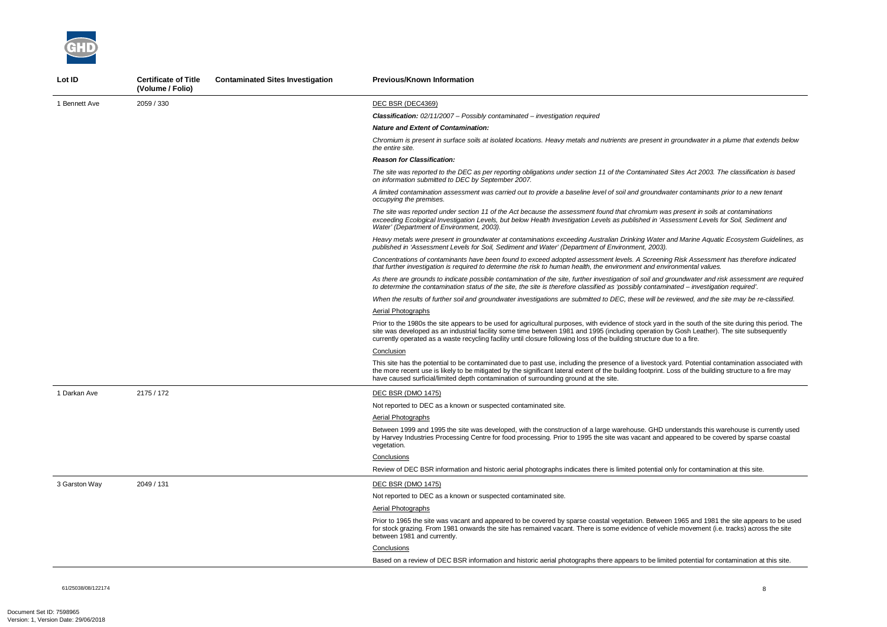| Lot ID | Certificate of Title (Volume / Folio) | Contaminated Sites Investigation | Previous/Known Information |
|---|---|---|---|
| 1 Bennett Ave | 2059 / 330 | | DEC BSR (DEC4369)<br><br>***Classification:*** *02/11/2007 – Possibly contaminated – investigation required*<br><br>***Nature and Extent of Contamination:***<br><br>*Chromium is present in surface soils at isolated locations. Heavy metals and nutrients are present in groundwater in a plume that extends below the entire site.*<br><br>***Reason for Classification:***<br><br>*The site was reported to the DEC as per reporting obligations under section 11 of the Contaminated Sites Act 2003. The classification is based on information submitted to DEC by September 2007.*<br><br>*A limited contamination assessment was carried out to provide a baseline level of soil and groundwater contaminants prior to a new tenant occupying the premises.*<br><br>*The site was reported under section 11 of the Act because the assessment found that chromium was present in soils at contaminations exceeding Ecological Investigation Levels, but below Health Investigation Levels as published in 'Assessment Levels for Soil, Sediment and Water' (Department of Environment, 2003).*<br><br>*Heavy metals were present in groundwater at contaminations exceeding Australian Drinking Water and Marine Aquatic Ecosystem Guidelines, as published in 'Assessment Levels for Soil, Sediment and Water' (Department of Environment, 2003).*<br><br>*Concentrations of contaminants have been found to exceed adopted assessment levels. A Screening Risk Assessment has therefore indicated that further investigation is required to determine the risk to human health, the environment and environmental values.*<br><br>*As there are grounds to indicate possible contamination of the site, further investigation of soil and groundwater and risk assessment are required to determine the contamination status of the site, the site is therefore classified as 'possibly contaminated – investigation required'.*<br><br>*When the results of further soil and groundwater investigations are submitted to DEC, these will be reviewed, and the site may be re-classified.*<br><br>Aerial Photographs<br><br>Prior to the 1980s the site appears to be used for agricultural purposes, with evidence of stock yard in the south of the site during this period. The site was developed as an industrial facility some time between 1981 and 1995 (including operation by Gosh Leather). The site subsequently currently operated as a waste recycling facility until closure following loss of the building structure due to a fire.<br><br>Conclusion<br><br>This site has the potential to be contaminated due to past use, including the presence of a livestock yard. Potential contamination associated with the more recent use is likely to be mitigated by the significant lateral extent of the building footprint. Loss of the building structure to a fire may have caused surficial/limited depth contamination of surrounding ground at the site. |
| 1 Darkan Ave | 2175 / 172 | | DEC BSR (DMO 1475)<br><br>Not reported to DEC as a known or suspected contaminated site.<br><br>Aerial Photographs<br><br>Between 1999 and 1995 the site was developed, with the construction of a large warehouse. GHD understands this warehouse is currently used by Harvey Industries Processing Centre for food processing. Prior to 1995 the site was vacant and appeared to be covered by sparse coastal vegetation.<br><br>Conclusions<br><br>Review of DEC BSR information and historic aerial photographs indicates there is limited potential only for contamination at this site. |
| 3 Garston Way | 2049 / 131 | | DEC BSR (DMO 1475)<br><br>Not reported to DEC as a known or suspected contaminated site.<br><br>Aerial Photographs<br><br>Prior to 1965 the site was vacant and appeared to be covered by sparse coastal vegetation. Between 1965 and 1981 the site appears to be used for stock grazing. From 1981 onwards the site has remained vacant. There is some evidence of vehicle movement (i.e. tracks) across the site between 1981 and currently.<br><br>Conclusions<br><br>Based on a review of DEC BSR information and historic aerial photographs there appears to be limited potential for contamination at this site. |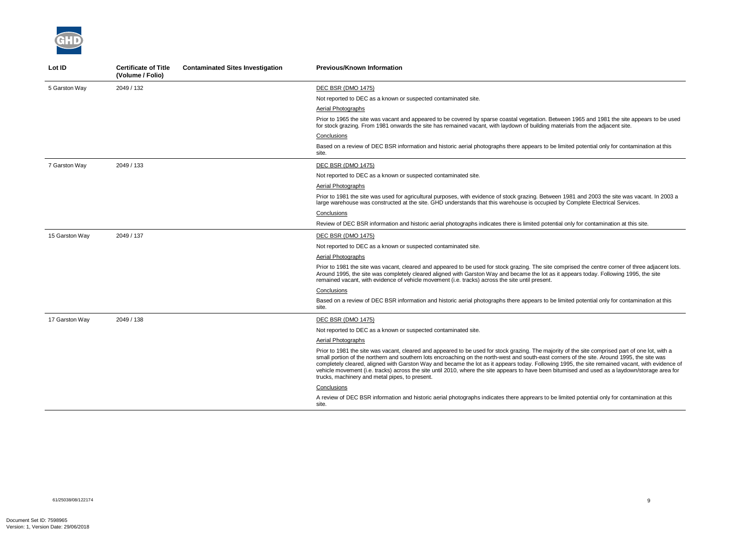| Lot ID | Certificate of Title (Volume / Folio) | Contaminated Sites Investigation | Previous/Known Information |
|---|---|---|---|
| 5 Garston Way | 2049 / 132 | | DEC BSR (DMO 1475)<br>Not reported to DEC as a known or suspected contaminated site.<br>Aerial Photographs<br>Prior to 1965 the site was vacant and appeared to be covered by sparse coastal vegetation. Between 1965 and 1981 the site appears to be used for stock grazing. From 1981 onwards the site has remained vacant, with laydown of building materials from the adjacent site.<br>Conclusions<br>Based on a review of DEC BSR information and historic aerial photographs there appears to be limited potential only for contamination at this site. |
| 7 Garston Way | 2049 / 133 | | DEC BSR (DMO 1475)<br>Not reported to DEC as a known or suspected contaminated site.<br>Aerial Photographs<br>Prior to 1981 the site was used for agricultural purposes, with evidence of stock grazing. Between 1981 and 2003 the site was vacant. In 2003 a large warehouse was constructed at the site. GHD understands that this warehouse is occupied by Complete Electrical Services.<br>Conclusions<br>Review of DEC BSR information and historic aerial photographs indicates there is limited potential only for contamination at this site. |
| 15 Garston Way | 2049 / 137 | | DEC BSR (DMO 1475)<br>Not reported to DEC as a known or suspected contaminated site.<br>Aerial Photographs<br>Prior to 1981 the site was vacant, cleared and appeared to be used for stock grazing. The site comprised the centre corner of three adjacent lots. Around 1995, the site was completely cleared aligned with Garston Way and became the lot as it appears today. Following 1995, the site remained vacant, with evidence of vehicle movement (i.e. tracks) across the site until present.<br>Conclusions<br>Based on a review of DEC BSR information and historic aerial photographs there appears to be limited potential only for contamination at this site. |
| 17 Garston Way | 2049 / 138 | | DEC BSR (DMO 1475)<br>Not reported to DEC as a known or suspected contaminated site.<br>Aerial Photographs<br>Prior to 1981 the site was vacant, cleared and appeared to be used for stock grazing. The majority of the site comprised part of one lot, with a small portion of the northern and southern lots encroaching on the north-west and south-east corners of the site. Around 1995, the site was completely cleared, aligned with Garston Way and became the lot as it appears today. Following 1995, the site remained vacant, with evidence of vehicle movement (i.e. tracks) across the site until 2010, where the site appears to have been bitumised and used as a laydown/storage area for trucks, machinery and metal pipes, to present.<br>Conclusions<br>A review of DEC BSR information and historic aerial photographs indicates there apprears to be limited potential only for contamination at this site. |

61/25038/08/122174

Document Set ID: 7598965
Version: 1, Version Date: 29/06/2018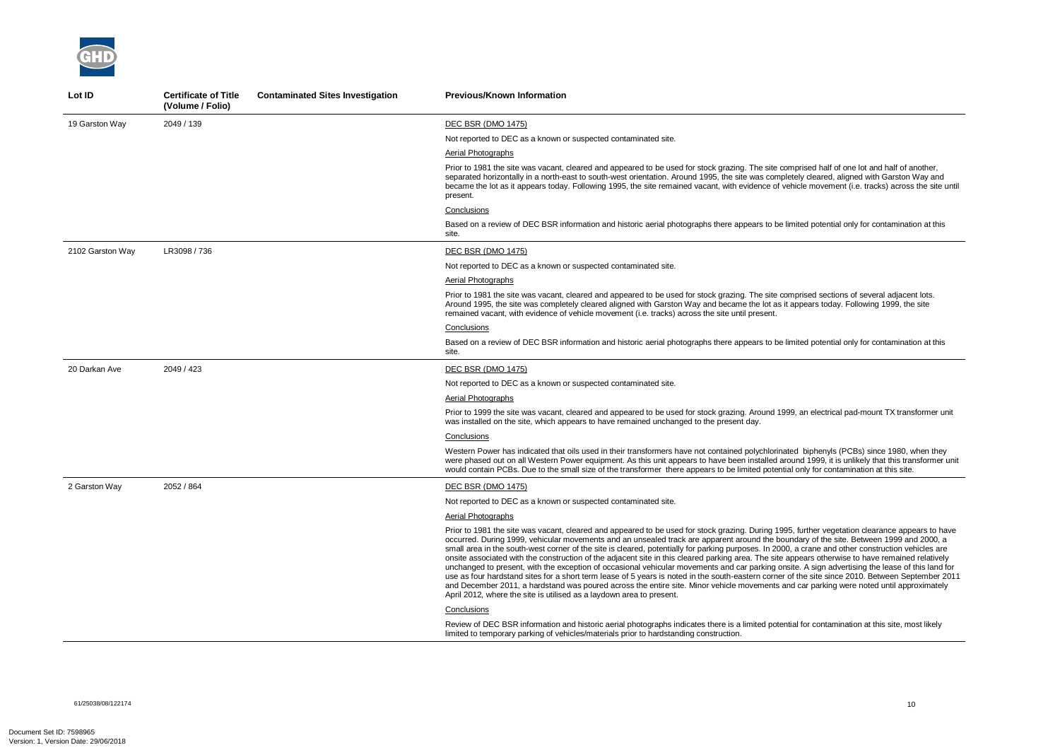| Lot ID | Certificate of Title (Volume / Folio) | Contaminated Sites Investigation | Previous/Known Information |
|---|---|---|---|
| 19 Garston Way | 2049 / 139 | | DEC BSR (DMO 1475)<br><br>Not reported to DEC as a known or suspected contaminated site.<br><br>Aerial Photographs<br><br>Prior to 1981 the site was vacant, cleared and appeared to be used for stock grazing. The site comprised half of one lot and half of another, separated horizontally in a north-east to south-west orientation. Around 1995, the site was completely cleared, aligned with Garston Way and became the lot as it appears today. Following 1995, the site remained vacant, with evidence of vehicle movement (i.e. tracks) across the site until present.<br><br>Conclusions<br><br>Based on a review of DEC BSR information and historic aerial photographs there appears to be limited potential only for contamination at this site. |
| 2102 Garston Way | LR3098 / 736 | | DEC BSR (DMO 1475)<br><br>Not reported to DEC as a known or suspected contaminated site.<br><br>Aerial Photographs<br><br>Prior to 1981 the site was vacant, cleared and appeared to be used for stock grazing. The site comprised sections of several adjacent lots. Around 1995, the site was completely cleared aligned with Garston Way and became the lot as it appears today. Following 1999, the site remained vacant, with evidence of vehicle movement (i.e. tracks) across the site until present.<br><br>Conclusions<br><br>Based on a review of DEC BSR information and historic aerial photographs there appears to be limited potential only for contamination at this site. |
| 20 Darkan Ave | 2049 / 423 | | DEC BSR (DMO 1475)<br><br>Not reported to DEC as a known or suspected contaminated site.<br><br>Aerial Photographs<br><br>Prior to 1999 the site was vacant, cleared and appeared to be used for stock grazing. Around 1999, an electrical pad-mount TX transformer unit was installed on the site, which appears to have remained unchanged to the present day.<br><br>Conclusions<br><br>Western Power has indicated that oils used in their transformers have not contained polychlorinated biphenyls (PCBs) since 1980, when they were phased out on all Western Power equipment. As this unit appears to have been installed around 1999, it is unlikely that this transformer unit would contain PCBs. Due to the small size of the transformer there appears to be limited potential only for contamination at this site. |
| 2 Garston Way | 2052 / 864 | | DEC BSR (DMO 1475)<br><br>Not reported to DEC as a known or suspected contaminated site.<br><br>Aerial Photographs<br><br>Prior to 1981 the site was vacant, cleared and appeared to be used for stock grazing. During 1995, further vegetation clearance appears to have occurred. During 1999, vehicular movements and an unsealed track are apparent around the boundary of the site. Between 1999 and 2000, a small area in the south-west corner of the site is cleared, potentially for parking purposes. In 2000, a crane and other construction vehicles are onsite associated with the construction of the adjacent site in this cleared parking area. The site appears otherwise to have remained relatively unchanged to present, with the exception of occasional vehicular movements and car parking onsite. A sign advertising the lease of this land for use as four hardstand sites for a short term lease of 5 years is noted in the south-eastern corner of the site since 2010. Between September 2011 and December 2011, a hardstand was poured across the entire site. Minor vehicle movements and car parking were noted until approximately April 2012, where the site is utilised as a laydown area to present.<br><br>Conclusions<br><br>Review of DEC BSR information and historic aerial photographs indicates there is a limited potential for contamination at this site, most likely limited to temporary parking of vehicles/materials prior to hardstanding construction. |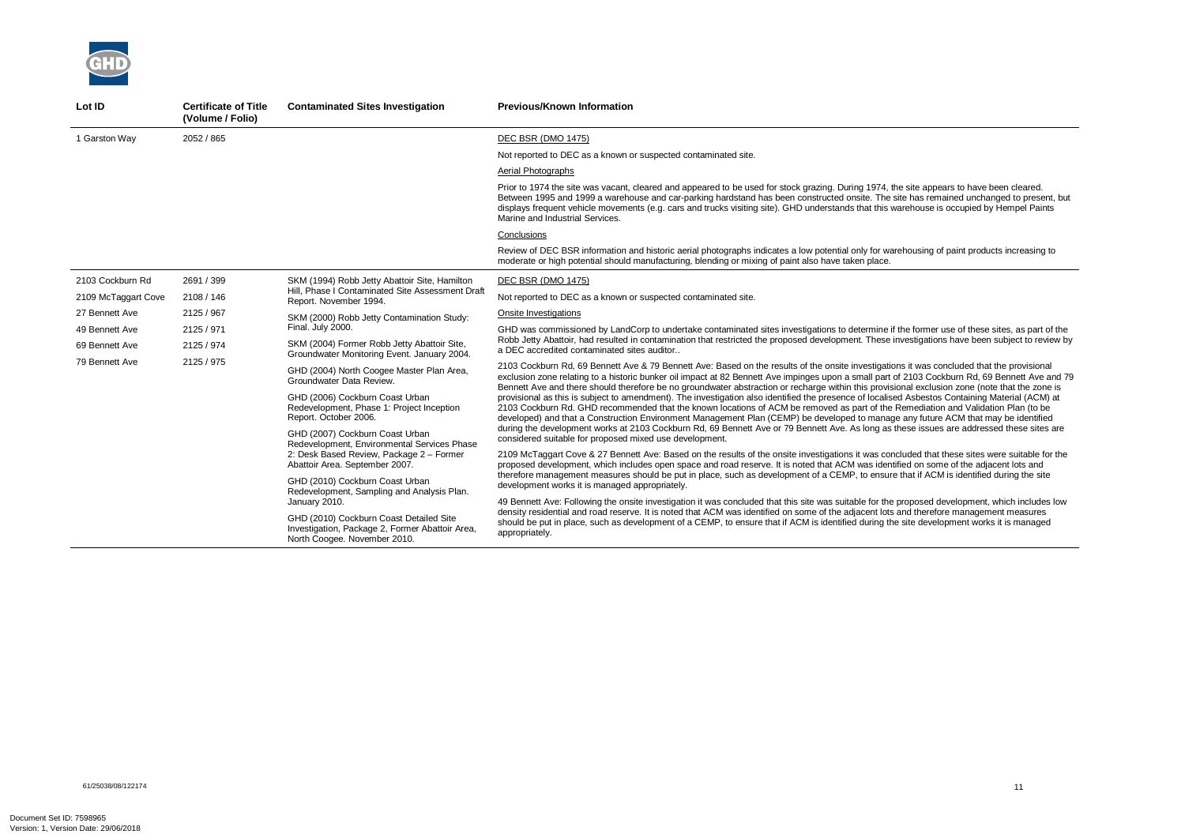| Lot ID | Certificate of Title (Volume / Folio) | Contaminated Sites Investigation | Previous/Known Information |
|---|---|---|---|
| 1 Garston Way | 2052 / 865 | | DEC BSR (DMO 1475)<br><br>Not reported to DEC as a known or suspected contaminated site.<br><br>Aerial Photographs<br><br>Prior to 1974 the site was vacant, cleared and appeared to be used for stock grazing. During 1974, the site appears to have been cleared. Between 1995 and 1999 a warehouse and car-parking hardstand has been constructed onsite. The site has remained unchanged to present, but displays frequent vehicle movements (e.g. cars and trucks visiting site). GHD understands that this warehouse is occupied by Hempel Paints Marine and Industrial Services.<br><br>Conclusions<br><br>Review of DEC BSR information and historic aerial photographs indicates a low potential only for warehousing of paint products increasing to moderate or high potential should manufacturing, blending or mixing of paint also have taken place. |
| 2103 Cockburn Rd<br>2109 McTaggart Cove<br>27 Bennett Ave<br>49 Bennett Ave<br>69 Bennett Ave<br>79 Bennett Ave | 2691 / 399<br>2108 / 146<br>2125 / 967<br>2125 / 971<br>2125 / 974<br>2125 / 975 | SKM (1994) Robb Jetty Abattoir Site, Hamilton Hill, Phase I Contaminated Site Assessment Draft Report. November 1994.<br><br>SKM (2000) Robb Jetty Contamination Study: Final. July 2000.<br><br>SKM (2004) Former Robb Jetty Abattoir Site, Groundwater Monitoring Event. January 2004.<br><br>GHD (2004) North Coogee Master Plan Area, Groundwater Data Review.<br><br>GHD (2006) Cockburn Coast Urban Redevelopment, Phase 1: Project Inception Report. October 2006.<br><br>GHD (2007) Cockburn Coast Urban Redevelopment, Environmental Services Phase 2: Desk Based Review, Package 2 – Former Abattoir Area. September 2007.<br><br>GHD (2010) Cockburn Coast Urban Redevelopment, Sampling and Analysis Plan. January 2010.<br><br>GHD (2010) Cockburn Coast Detailed Site Investigation, Package 2, Former Abattoir Area, North Coogee. November 2010. | DEC BSR (DMO 1475)<br><br>Not reported to DEC as a known or suspected contaminated site.<br><br>Onsite Investigations<br><br>GHD was commissioned by LandCorp to undertake contaminated sites investigations to determine if the former use of these sites, as part of the Robb Jetty Abattoir, had resulted in contamination that restricted the proposed development. These investigations have been subject to review by a DEC accredited contaminated sites auditor..<br><br>2103 Cockburn Rd, 69 Bennett Ave & 79 Bennett Ave: Based on the results of the onsite investigations it was concluded that the provisional exclusion zone relating to a historic bunker oil impact at 82 Bennett Ave impinges upon a small part of 2103 Cockburn Rd, 69 Bennett Ave and 79 Bennett Ave and there should therefore be no groundwater abstraction or recharge within this provisional exclusion zone (note that the zone is provisional as this is subject to amendment). The investigation also identified the presence of localised Asbestos Containing Material (ACM) at 2103 Cockburn Rd. GHD recommended that the known locations of ACM be removed as part of the Remediation and Validation Plan (to be developed) and that a Construction Environment Management Plan (CEMP) be developed to manage any future ACM that may be identified during the development works at 2103 Cockburn Rd, 69 Bennett Ave or 79 Bennett Ave. As long as these issues are addressed these sites are considered suitable for proposed mixed use development.<br><br>2109 McTaggart Cove & 27 Bennett Ave: Based on the results of the onsite investigations it was concluded that these sites were suitable for the proposed development, which includes open space and road reserve. It is noted that ACM was identified on some of the adjacent lots and therefore management measures should be put in place, such as development of a CEMP, to ensure that if ACM is identified during the site development works it is managed appropriately.<br><br>49 Bennett Ave: Following the onsite investigation it was concluded that this site was suitable for the proposed development, which includes low density residential and road reserve. It is noted that ACM was identified on some of the adjacent lots and therefore management measures should be put in place, such as development of a CEMP, to ensure that if ACM is identified during the site development works it is managed appropriately. |

61/25038/08/122174

Document Set ID: 7598965
Version: 1, Version Date: 29/06/2018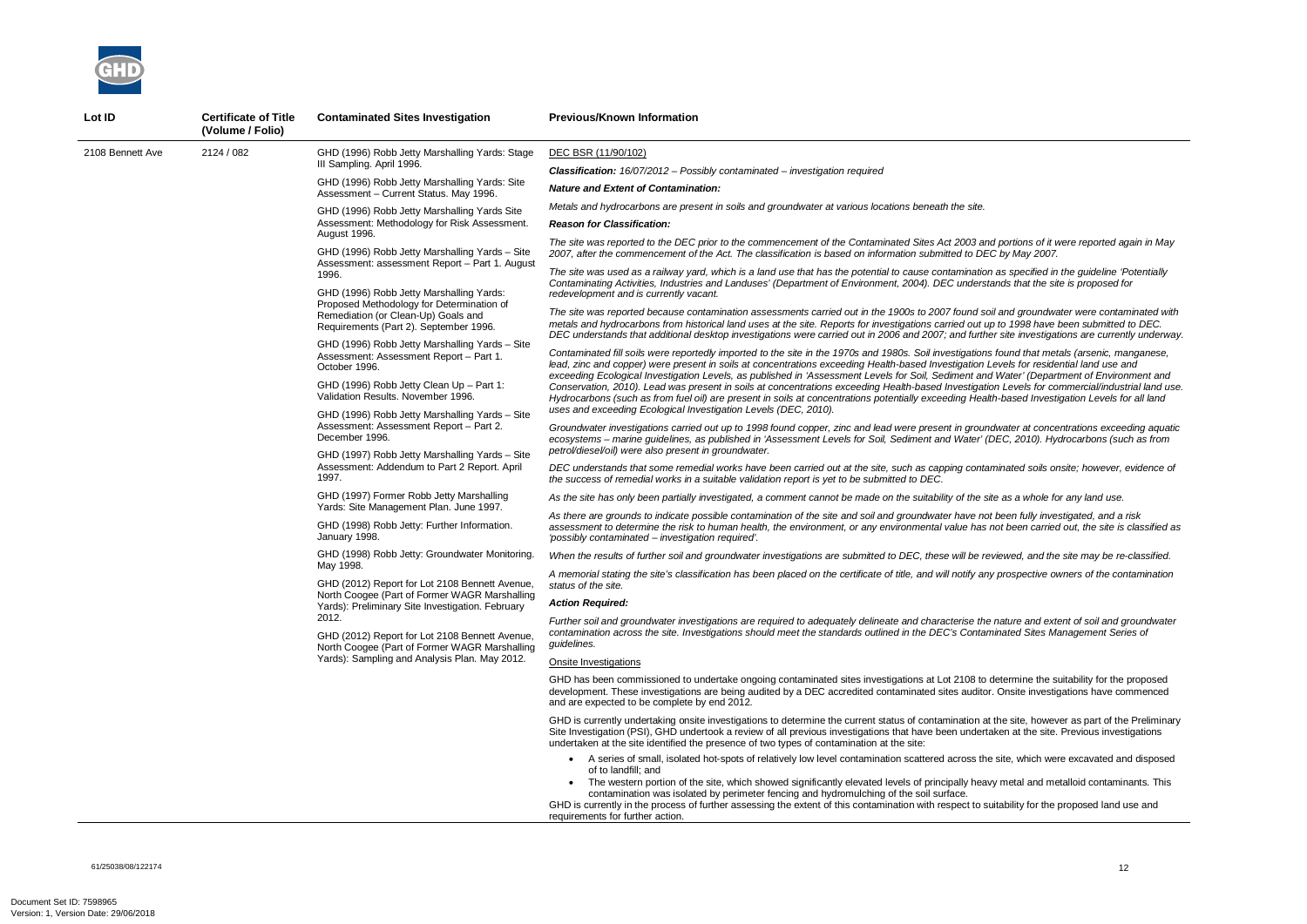| Lot ID | Certificate of Title (Volume / Folio) | Contaminated Sites Investigation | Previous/Known Information |
|---|---|---|---|
| 2108 Bennett Ave | 2124 / 082 | GHD (1996) Robb Jetty Marshalling Yards: Stage III Sampling. April 1996.<br><br>GHD (1996) Robb Jetty Marshalling Yards: Site Assessment – Current Status. May 1996.<br><br>GHD (1996) Robb Jetty Marshalling Yards Site Assessment: Methodology for Risk Assessment. August 1996.<br><br>GHD (1996) Robb Jetty Marshalling Yards – Site Assessment: assessment Report – Part 1. August 1996.<br><br>GHD (1996) Robb Jetty Marshalling Yards: Proposed Methodology for Determination of Remediation (or Clean-Up) Goals and Requirements (Part 2). September 1996.<br><br>GHD (1996) Robb Jetty Marshalling Yards – Site Assessment: Assessment Report – Part 1. October 1996.<br><br>GHD (1996) Robb Jetty Clean Up – Part 1: Validation Results. November 1996.<br><br>GHD (1996) Robb Jetty Marshalling Yards – Site Assessment: Assessment Report – Part 2. December 1996.<br><br>GHD (1997) Robb Jetty Marshalling Yards – Site Assessment: Addendum to Part 2 Report. April 1997.<br><br>GHD (1997) Former Robb Jetty Marshalling Yards: Site Management Plan. June 1997.<br><br>GHD (1998) Robb Jetty: Further Information. January 1998.<br><br>GHD (1998) Robb Jetty: Groundwater Monitoring. May 1998.<br><br>GHD (2012) Report for Lot 2108 Bennett Avenue, North Coogee (Part of Former WAGR Marshalling Yards): Preliminary Site Investigation. February 2012.<br><br>GHD (2012) Report for Lot 2108 Bennett Avenue, North Coogee (Part of Former WAGR Marshalling Yards): Sampling and Analysis Plan. May 2012. | DEC BSR (11/90/102)<br><br>***Classification:*** *16/07/2012 – Possibly contaminated – investigation required*<br><br>***Nature and Extent of Contamination:***<br><br>*Metals and hydrocarbons are present in soils and groundwater at various locations beneath the site.*<br><br>***Reason for Classification:***<br><br>*The site was reported to the DEC prior to the commencement of the Contaminated Sites Act 2003 and portions of it were reported again in May 2007, after the commencement of the Act. The classification is based on information submitted to DEC by May 2007.*<br><br>*The site was used as a railway yard, which is a land use that has the potential to cause contamination as specified in the guideline 'Potentially Contaminating Activities, Industries and Landuses' (Department of Environment, 2004). DEC understands that the site is proposed for redevelopment and is currently vacant.*<br><br>*The site was reported because contamination assessments carried out in the 1900s to 2007 found soil and groundwater were contaminated with metals and hydrocarbons from historical land uses at the site. Reports for investigations carried out up to 1998 have been submitted to DEC. DEC understands that additional desktop investigations were carried out in 2006 and 2007; and further site investigations are currently underway.*<br><br>*Contaminated fill soils were reportedly imported to the site in the 1970s and 1980s. Soil investigations found that metals (arsenic, manganese, lead, zinc and copper) were present in soils at concentrations exceeding Health-based Investigation Levels for residential land use and exceeding Ecological Investigation Levels, as published in 'Assessment Levels for Soil, Sediment and Water' (Department of Environment and Conservation, 2010). Lead was present in soils at concentrations exceeding Health-based Investigation Levels for commercial/industrial land use. Hydrocarbons (such as from fuel oil) are present in soils at concentrations potentially exceeding Health-based Investigation Levels for all land uses and exceeding Ecological Investigation Levels (DEC, 2010).*<br><br>*Groundwater investigations carried out up to 1998 found copper, zinc and lead were present in groundwater at concentrations exceeding aquatic ecosystems – marine guidelines, as published in 'Assessment Levels for Soil, Sediment and Water' (DEC, 2010). Hydrocarbons (such as from petrol/diesel/oil) were also present in groundwater.*<br><br>*DEC understands that some remedial works have been carried out at the site, such as capping contaminated soils onsite; however, evidence of the success of remedial works in a suitable validation report is yet to be submitted to DEC.*<br><br>*As the site has only been partially investigated, a comment cannot be made on the suitability of the site as a whole for any land use.*<br><br>*As there are grounds to indicate possible contamination of the site and soil and groundwater have not been fully investigated, and a risk assessment to determine the risk to human health, the environment, or any environmental value has not been carried out, the site is classified as 'possibly contaminated – investigation required'.*<br><br>*When the results of further soil and groundwater investigations are submitted to DEC, these will be reviewed, and the site may be re-classified.*<br><br>*A memorial stating the site's classification has been placed on the certificate of title, and will notify any prospective owners of the contamination status of the site.*<br><br>***Action Required:***<br><br>*Further soil and groundwater investigations are required to adequately delineate and characterise the nature and extent of soil and groundwater contamination across the site. Investigations should meet the standards outlined in the DEC's Contaminated Sites Management Series of guidelines.*<br><br>Onsite Investigations<br><br>GHD has been commissioned to undertake ongoing contaminated sites investigations at Lot 2108 to determine the suitability for the proposed development. These investigations are being audited by a DEC accredited contaminated sites auditor. Onsite investigations have commenced and are expected to be complete by end 2012.<br><br>GHD is currently undertaking onsite investigations to determine the current status of contamination at the site, however as part of the Preliminary Site Investigation (PSI), GHD undertook a review of all previous investigations that have been undertaken at the site. Previous investigations undertaken at the site identified the presence of two types of contamination at the site:<br><br>• A series of small, isolated hot-spots of relatively low level contamination scattered across the site, which were excavated and disposed of to landfill; and<br>• The western portion of the site, which showed significantly elevated levels of principally heavy metal and metalloid contaminants. This contamination was isolated by perimeter fencing and hydromulching of the soil surface.<br><br>GHD is currently in the process of further assessing the extent of this contamination with respect to suitability for the proposed land use and requirements for further action. |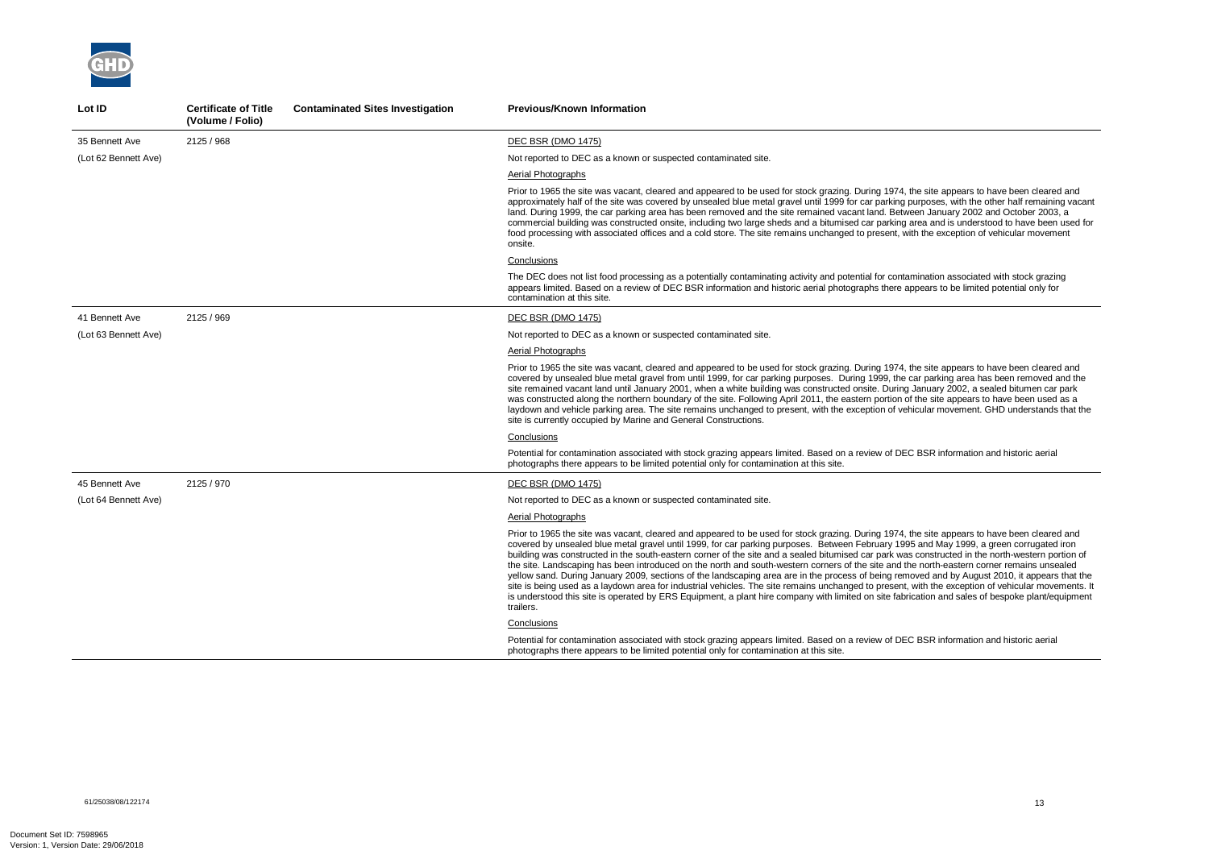| Lot ID | Certificate of Title (Volume / Folio) | Contaminated Sites Investigation | Previous/Known Information |
|---|---|---|---|
| 35 Bennett Ave<br><br>(Lot 62 Bennett Ave) | 2125 / 968 | | <u>DEC BSR (DMO 1475)</u><br><br>Not reported to DEC as a known or suspected contaminated site.<br><br><u>Aerial Photographs</u><br><br>Prior to 1965 the site was vacant, cleared and appeared to be used for stock grazing. During 1974, the site appears to have been cleared and approximately half of the site was covered by unsealed blue metal gravel until 1999 for car parking purposes, with the other half remaining vacant land. During 1999, the car parking area has been removed and the site remained vacant land. Between January 2002 and October 2003, a commercial building was constructed onsite, including two large sheds and a bitumised car parking area and is understood to have been used for food processing with associated offices and a cold store. The site remains unchanged to present, with the exception of vehicular movement onsite.<br><br><u>Conclusions</u><br><br>The DEC does not list food processing as a potentially contaminating activity and potential for contamination associated with stock grazing appears limited. Based on a review of DEC BSR information and historic aerial photographs there appears to be limited potential only for contamination at this site. |
| 41 Bennett Ave<br><br>(Lot 63 Bennett Ave) | 2125 / 969 | | <u>DEC BSR (DMO 1475)</u><br><br>Not reported to DEC as a known or suspected contaminated site.<br><br><u>Aerial Photographs</u><br><br>Prior to 1965 the site was vacant, cleared and appeared to be used for stock grazing. During 1974, the site appears to have been cleared and covered by unsealed blue metal gravel from until 1999, for car parking purposes. During 1999, the car parking area has been removed and the site remained vacant land until January 2001, when a white building was constructed onsite. During January 2002, a sealed bitumen car park was constructed along the northern boundary of the site. Following April 2011, the eastern portion of the site appears to have been used as a laydown and vehicle parking area. The site remains unchanged to present, with the exception of vehicular movement. GHD understands that the site is currently occupied by Marine and General Constructions.<br><br><u>Conclusions</u><br><br>Potential for contamination associated with stock grazing appears limited. Based on a review of DEC BSR information and historic aerial photographs there appears to be limited potential only for contamination at this site. |
| 45 Bennett Ave<br><br>(Lot 64 Bennett Ave) | 2125 / 970 | | <u>DEC BSR (DMO 1475)</u><br><br>Not reported to DEC as a known or suspected contaminated site.<br><br><u>Aerial Photographs</u><br><br>Prior to 1965 the site was vacant, cleared and appeared to be used for stock grazing. During 1974, the site appears to have been cleared and covered by unsealed blue metal gravel until 1999, for car parking purposes. Between February 1995 and May 1999, a green corrugated iron building was constructed in the south-eastern corner of the site and a sealed bitumised car park was constructed in the north-western portion of the site. Landscaping has been introduced on the north and south-western corners of the site and the north-eastern corner remains unsealed yellow sand. During January 2009, sections of the landscaping area are in the process of being removed and by August 2010, it appears that the site is being used as a laydown area for industrial vehicles. The site remains unchanged to present, with the exception of vehicular movements. It is understood this site is operated by ERS Equipment, a plant hire company with limited on site fabrication and sales of bespoke plant/equipment trailers.<br><br><u>Conclusions</u><br><br>Potential for contamination associated with stock grazing appears limited. Based on a review of DEC BSR information and historic aerial photographs there appears to be limited potential only for contamination at this site. |

61/25038/08/122174

Document Set ID: 7598965
Version: 1, Version Date: 29/06/2018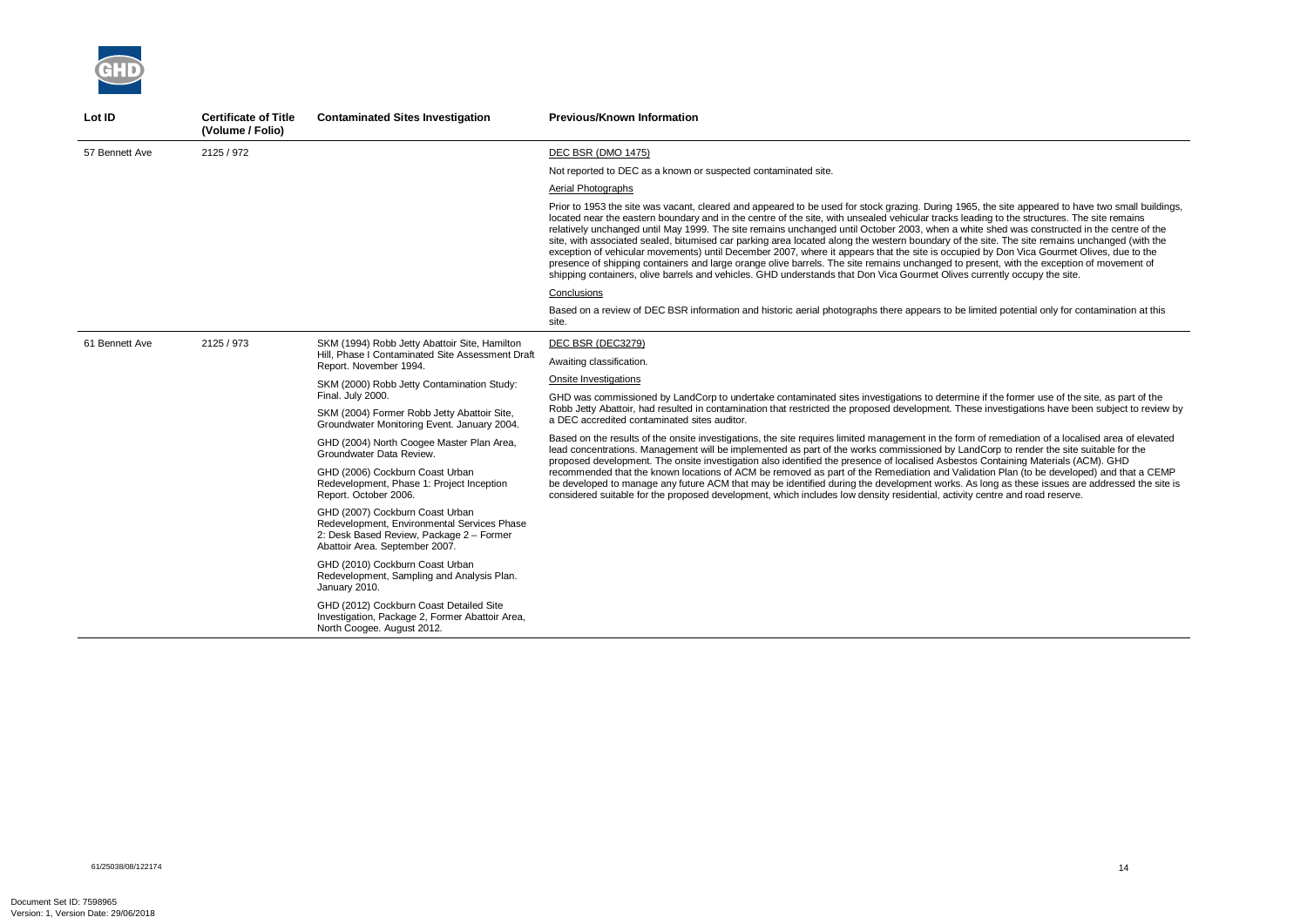| Lot ID | Certificate of Title (Volume / Folio) | Contaminated Sites Investigation | Previous/Known Information |
|---|---|---|---|
| 57 Bennett Ave | 2125 / 972 | | DEC BSR (DMO 1475)<br><br>Not reported to DEC as a known or suspected contaminated site.<br><br>Aerial Photographs<br><br>Prior to 1953 the site was vacant, cleared and appeared to be used for stock grazing. During 1965, the site appeared to have two small buildings, located near the eastern boundary and in the centre of the site, with unsealed vehicular tracks leading to the structures. The site remains relatively unchanged until May 1999. The site remains unchanged until October 2003, when a white shed was constructed in the centre of the site, with associated sealed, bitumised car parking area located along the western boundary of the site. The site remains unchanged (with the exception of vehicular movements) until December 2007, where it appears that the site is occupied by Don Vica Gourmet Olives, due to the presence of shipping containers and large orange olive barrels. The site remains unchanged to present, with the exception of movement of shipping containers, olive barrels and vehicles. GHD understands that Don Vica Gourmet Olives currently occupy the site.<br><br>Conclusions<br><br>Based on a review of DEC BSR information and historic aerial photographs there appears to be limited potential only for contamination at this site. |
| 61 Bennett Ave | 2125 / 973 | SKM (1994) Robb Jetty Abattoir Site, Hamilton Hill, Phase I Contaminated Site Assessment Draft Report. November 1994.<br><br>SKM (2000) Robb Jetty Contamination Study: Final. July 2000.<br><br>SKM (2004) Former Robb Jetty Abattoir Site, Groundwater Monitoring Event. January 2004.<br><br>GHD (2004) North Coogee Master Plan Area, Groundwater Data Review.<br><br>GHD (2006) Cockburn Coast Urban Redevelopment, Phase 1: Project Inception Report. October 2006.<br><br>GHD (2007) Cockburn Coast Urban Redevelopment, Environmental Services Phase 2: Desk Based Review, Package 2 – Former Abattoir Area. September 2007.<br><br>GHD (2010) Cockburn Coast Urban Redevelopment, Sampling and Analysis Plan. January 2010.<br><br>GHD (2012) Cockburn Coast Detailed Site Investigation, Package 2, Former Abattoir Area, North Coogee. August 2012. | DEC BSR (DEC3279)<br><br>Awaiting classification.<br><br>Onsite Investigations<br><br>GHD was commissioned by LandCorp to undertake contaminated sites investigations to determine if the former use of the site, as part of the Robb Jetty Abattoir, had resulted in contamination that restricted the proposed development. These investigations have been subject to review by a DEC accredited contaminated sites auditor.<br><br>Based on the results of the onsite investigations, the site requires limited management in the form of remediation of a localised area of elevated lead concentrations. Management will be implemented as part of the works commissioned by LandCorp to render the site suitable for the proposed development. The onsite investigation also identified the presence of localised Asbestos Containing Materials (ACM). GHD recommended that the known locations of ACM be removed as part of the Remediation and Validation Plan (to be developed) and that a CEMP be developed to manage any future ACM that may be identified during the development works. As long as these issues are addressed the site is considered suitable for the proposed development, which includes low density residential, activity centre and road reserve. |

61/25038/08/122174

Document Set ID: 7598965
Version: 1, Version Date: 29/06/2018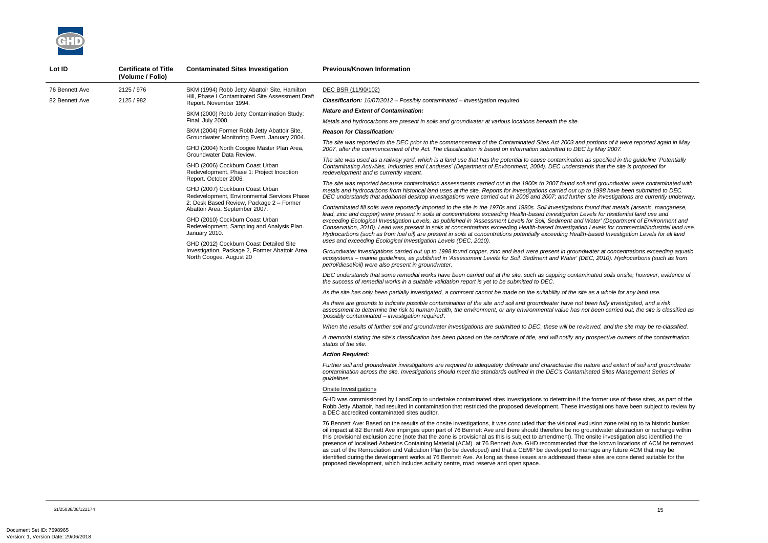| Lot ID | Certificate of Title (Volume / Folio) | Contaminated Sites Investigation | Previous/Known Information |
|---|---|---|---|
| 76 Bennett Ave<br>82 Bennett Ave | 2125 / 976<br>2125 / 982 | SKM (1994) Robb Jetty Abattoir Site, Hamilton Hill, Phase I Contaminated Site Assessment Draft Report. November 1994.<br><br>SKM (2000) Robb Jetty Contamination Study: Final. July 2000.<br><br>SKM (2004) Former Robb Jetty Abattoir Site, Groundwater Monitoring Event. January 2004.<br><br>GHD (2004) North Coogee Master Plan Area, Groundwater Data Review.<br><br>GHD (2006) Cockburn Coast Urban Redevelopment, Phase 1: Project Inception Report. October 2006.<br><br>GHD (2007) Cockburn Coast Urban Redevelopment, Environmental Services Phase 2: Desk Based Review, Package 2 – Former Abattoir Area. September 2007.<br><br>GHD (2010) Cockburn Coast Urban Redevelopment, Sampling and Analysis Plan. January 2010.<br><br>GHD (2012) Cockburn Coast Detailed Site Investigation, Package 2, Former Abattoir Area, North Coogee. August 20 | DEC BSR (11/90/102)<br><br>***Classification:*** *16/07/2012 – Possibly contaminated – investigation required*<br><br>***Nature and Extent of Contamination:***<br><br>*Metals and hydrocarbons are present in soils and groundwater at various locations beneath the site.*<br><br>***Reason for Classification:***<br><br>*The site was reported to the DEC prior to the commencement of the Contaminated Sites Act 2003 and portions of it were reported again in May 2007, after the commencement of the Act. The classification is based on information submitted to DEC by May 2007.*<br><br>*The site was used as a railway yard, which is a land use that has the potential to cause contamination as specified in the guideline 'Potentially Contaminating Activities, Industries and Landuses' (Department of Environment, 2004). DEC understands that the site is proposed for redevelopment and is currently vacant.*<br><br>*The site was reported because contamination assessments carried out in the 1900s to 2007 found soil and groundwater were contaminated with metals and hydrocarbons from historical land uses at the site. Reports for investigations carried out up to 1998 have been submitted to DEC. DEC understands that additional desktop investigations were carried out in 2006 and 2007; and further site investigations are currently underway.*<br><br>*Contaminated fill soils were reportedly imported to the site in the 1970s and 1980s. Soil investigations found that metals (arsenic, manganese, lead, zinc and copper) were present in soils at concentrations exceeding Health-based Investigation Levels for residential land use and exceeding Ecological Investigation Levels, as published in 'Assessment Levels for Soil, Sediment and Water' (Department of Environment and Conservation, 2010). Lead was present in soils at concentrations exceeding Health-based Investigation Levels for commercial/industrial land use. Hydrocarbons (such as from fuel oil) are present in soils at concentrations potentially exceeding Health-based Investigation Levels for all land uses and exceeding Ecological Investigation Levels (DEC, 2010).*<br><br>*Groundwater investigations carried out up to 1998 found copper, zinc and lead were present in groundwater at concentrations exceeding aquatic ecosystems – marine guidelines, as published in 'Assessment Levels for Soil, Sediment and Water' (DEC, 2010). Hydrocarbons (such as from petrol/diesel/oil) were also present in groundwater.*<br><br>*DEC understands that some remedial works have been carried out at the site, such as capping contaminated soils onsite; however, evidence of the success of remedial works in a suitable validation report is yet to be submitted to DEC.*<br><br>*As the site has only been partially investigated, a comment cannot be made on the suitability of the site as a whole for any land use.*<br><br>*As there are grounds to indicate possible contamination of the site and soil and groundwater have not been fully investigated, and a risk assessment to determine the risk to human health, the environment, or any environmental value has not been carried out, the site is classified as 'possibly contaminated – investigation required'.*<br><br>*When the results of further soil and groundwater investigations are submitted to DEC, these will be reviewed, and the site may be re-classified.*<br><br>*A memorial stating the site's classification has been placed on the certificate of title, and will notify any prospective owners of the contamination status of the site.*<br><br>***Action Required:***<br><br>*Further soil and groundwater investigations are required to adequately delineate and characterise the nature and extent of soil and groundwater contamination across the site. Investigations should meet the standards outlined in the DEC's Contaminated Sites Management Series of guidelines.*<br><br>Onsite Investigations<br><br>GHD was commissioned by LandCorp to undertake contaminated sites investigations to determine if the former use of these sites, as part of the Robb Jetty Abattoir, had resulted in contamination that restricted the proposed development. These investigations have been subject to review by a DEC accredited contaminated sites auditor.<br><br>76 Bennett Ave: Based on the results of the onsite investigations, it was concluded that the visional exclusion zone relating to ta historic bunker oil impact at 82 Bennett Ave impinges upon part of 76 Bennett Ave and there should therefore be no groundwater abstraction or recharge within this provisional exclusion zone (note that the zone is provisional as this is subject to amendment). The onsite investigation also identified the presence of localised Asbestos Containing Material (ACM) at 76 Bennett Ave. GHD recommended that the known locations of ACM be removed as part of the Remediation and Validation Plan (to be developed) and that a CEMP be developed to manage any future ACM that may be identified during the development works at 76 Bennett Ave. As long as these issues are addressed these sites are considered suitable for the proposed development, which includes activity centre, road reserve and open space. |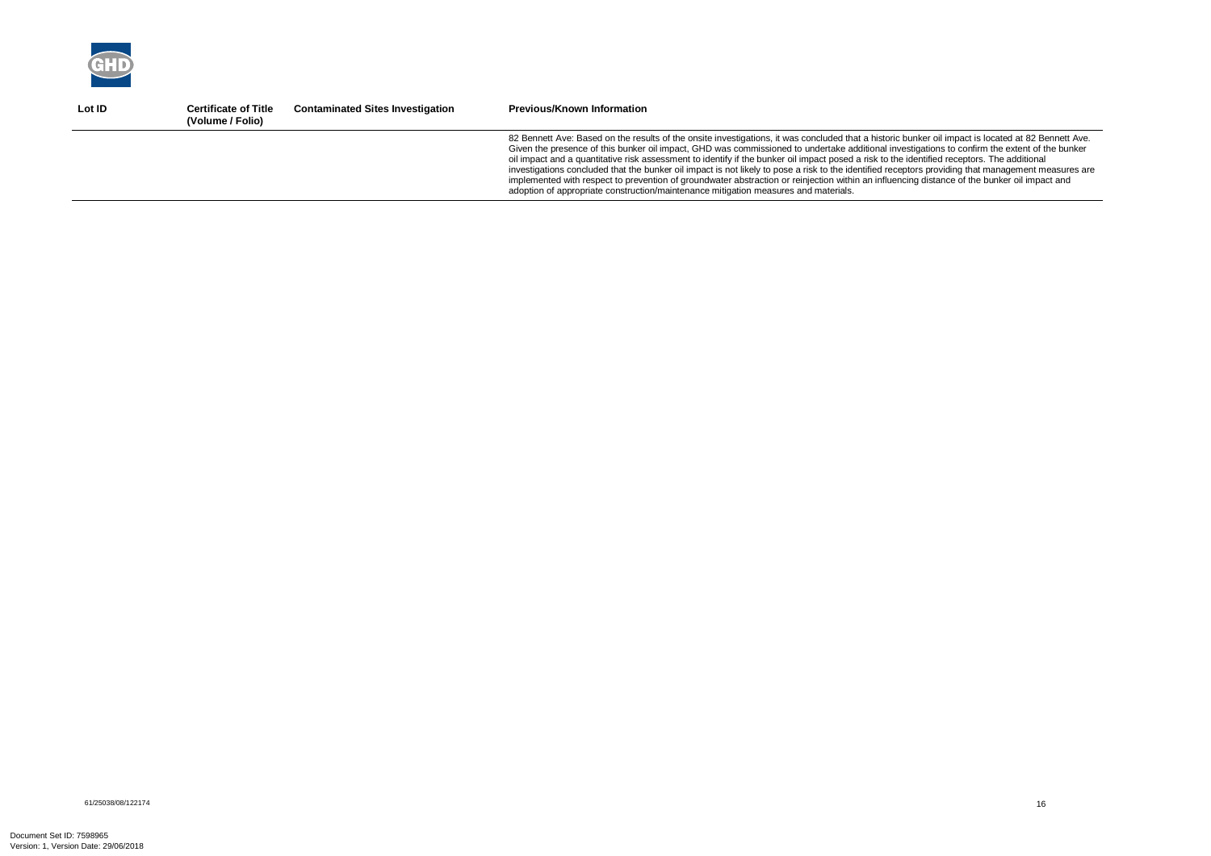| Lot ID | Certificate of Title (Volume / Folio) | Contaminated Sites Investigation | Previous/Known Information |
|---|---|---|---|
| | | | 82 Bennett Ave: Based on the results of the onsite investigations, it was concluded that a historic bunker oil impact is located at 82 Bennett Ave. Given the presence of this bunker oil impact, GHD was commissioned to undertake additional investigations to confirm the extent of the bunker oil impact and a quantitative risk assessment to identify if the bunker oil impact posed a risk to the identified receptors. The additional investigations concluded that the bunker oil impact is not likely to pose a risk to the identified receptors providing that management measures are implemented with respect to prevention of groundwater abstraction or reinjection within an influencing distance of the bunker oil impact and adoption of appropriate construction/maintenance mitigation measures and materials. |

61/25038/08/122174

Document Set ID: 7598965
Version: 1, Version Date: 29/06/2018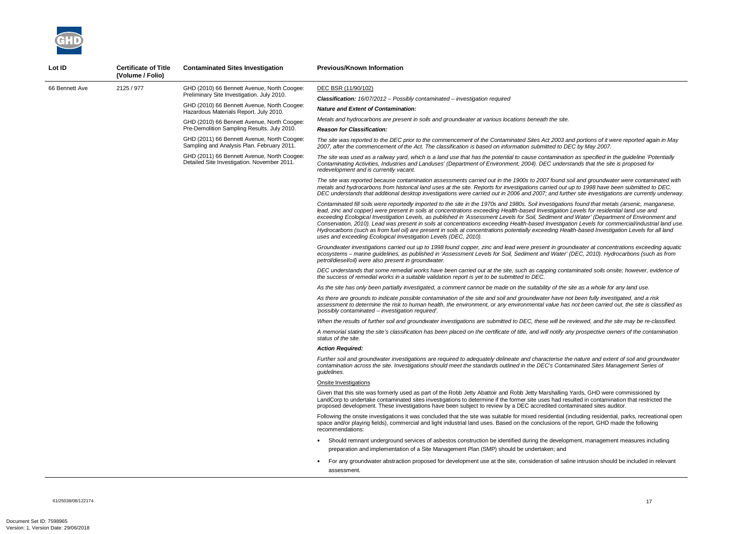| Lot ID | Certificate of Title (Volume / Folio) | Contaminated Sites Investigation | Previous/Known Information |
| --- | --- | --- | --- |
| 66 Bennett Ave | 2125 / 977 | GHD (2010) 66 Bennett Avenue, North Coogee: Preliminary Site Investigation. July 2010.<br><br>GHD (2010) 66 Bennett Avenue, North Coogee: Hazardous Materials Report. July 2010.<br><br>GHD (2010) 66 Bennett Avenue, North Coogee: Pre-Demolition Sampling Results. July 2010.<br><br>GHD (2011) 66 Bennett Avenue, North Coogee: Sampling and Analysis Plan. February 2011.<br><br>GHD (2011) 66 Bennett Avenue, North Coogee: Detailed Site Investigation. November 2011. | DEC BSR (11/90/102)<br><br>***Classification:*** *16/07/2012 – Possibly contaminated – investigation required*<br><br>***Nature and Extent of Contamination:***<br><br>*Metals and hydrocarbons are present in soils and groundwater at various locations beneath the site.*<br><br>***Reason for Classification:***<br><br>*The site was reported to the DEC prior to the commencement of the Contaminated Sites Act 2003 and portions of it were reported again in May 2007, after the commencement of the Act. The classification is based on information submitted to DEC by May 2007.*<br><br>*The site was used as a railway yard, which is a land use that has the potential to cause contamination as specified in the guideline 'Potentially Contaminating Activities, Industries and Landuses' (Department of Environment, 2004). DEC understands that the site is proposed for redevelopment and is currently vacant.*<br><br>*The site was reported because contamination assessments carried out in the 1900s to 2007 found soil and groundwater were contaminated with metals and hydrocarbons from historical land uses at the site. Reports for investigations carried out up to 1998 have been submitted to DEC. DEC understands that additional desktop investigations were carried out in 2006 and 2007; and further site investigations are currently underway.*<br><br>*Contaminated fill soils were reportedly imported to the site in the 1970s and 1980s. Soil investigations found that metals (arsenic, manganese, lead, zinc and copper) were present in soils at concentrations exceeding Health-based Investigation Levels for residential land use and exceeding Ecological Investigation Levels, as published in 'Assessment Levels for Soil, Sediment and Water' (Department of Environment and Conservation, 2010). Lead was present in soils at concentrations exceeding Health-based Investigation Levels for commercial/industrial land use. Hydrocarbons (such as from fuel oil) are present in soils at concentrations potentially exceeding Health-based Investigation Levels for all land uses and exceeding Ecological Investigation Levels (DEC, 2010).*<br><br>*Groundwater investigations carried out up to 1998 found copper, zinc and lead were present in groundwater at concentrations exceeding aquatic ecosystems – marine guidelines, as published in 'Assessment Levels for Soil, Sediment and Water' (DEC, 2010). Hydrocarbons (such as from petrol/diesel/oil) were also present in groundwater.*<br><br>*DEC understands that some remedial works have been carried out at the site, such as capping contaminated soils onsite; however, evidence of the success of remedial works in a suitable validation report is yet to be submitted to DEC.*<br><br>*As the site has only been partially investigated, a comment cannot be made on the suitability of the site as a whole for any land use.*<br><br>*As there are grounds to indicate possible contamination of the site and soil and groundwater have not been fully investigated, and a risk assessment to determine the risk to human health, the environment, or any environmental value has not been carried out, the site is classified as 'possibly contaminated – investigation required'.*<br><br>*When the results of further soil and groundwater investigations are submitted to DEC, these will be reviewed, and the site may be re-classified.*<br><br>*A memorial stating the site's classification has been placed on the certificate of title, and will notify any prospective owners of the contamination status of the site.*<br><br>***Action Required:***<br><br>*Further soil and groundwater investigations are required to adequately delineate and characterise the nature and extent of soil and groundwater contamination across the site. Investigations should meet the standards outlined in the DEC's Contaminated Sites Management Series of guidelines.*<br><br>Onsite Investigations<br><br>Given that this site was formerly used as part of the Robb Jetty Abattoir and Robb Jetty Marshalling Yards, GHD were commissioned by LandCorp to undertake contaminated sites investigations to determine if the former site uses had resulted in contamination that restricted the proposed development. These investigations have been subject to review by a DEC accredited contaminated sites auditor.<br><br>Following the onsite investigations it was concluded that the site was suitable for mixed residential (including residential, parks, recreational open space and/or playing fields), commercial and light industrial land uses. Based on the conclusions of the report, GHD made the following recommendations:<br><br>• Should remnant underground services of asbestos construction be identified during the development, management measures including preparation and implementation of a Site Management Plan (SMP) should be undertaken; and<br><br>• For any groundwater abstraction proposed for development use at the site, consideration of saline intrusion should be included in relevant assessment. |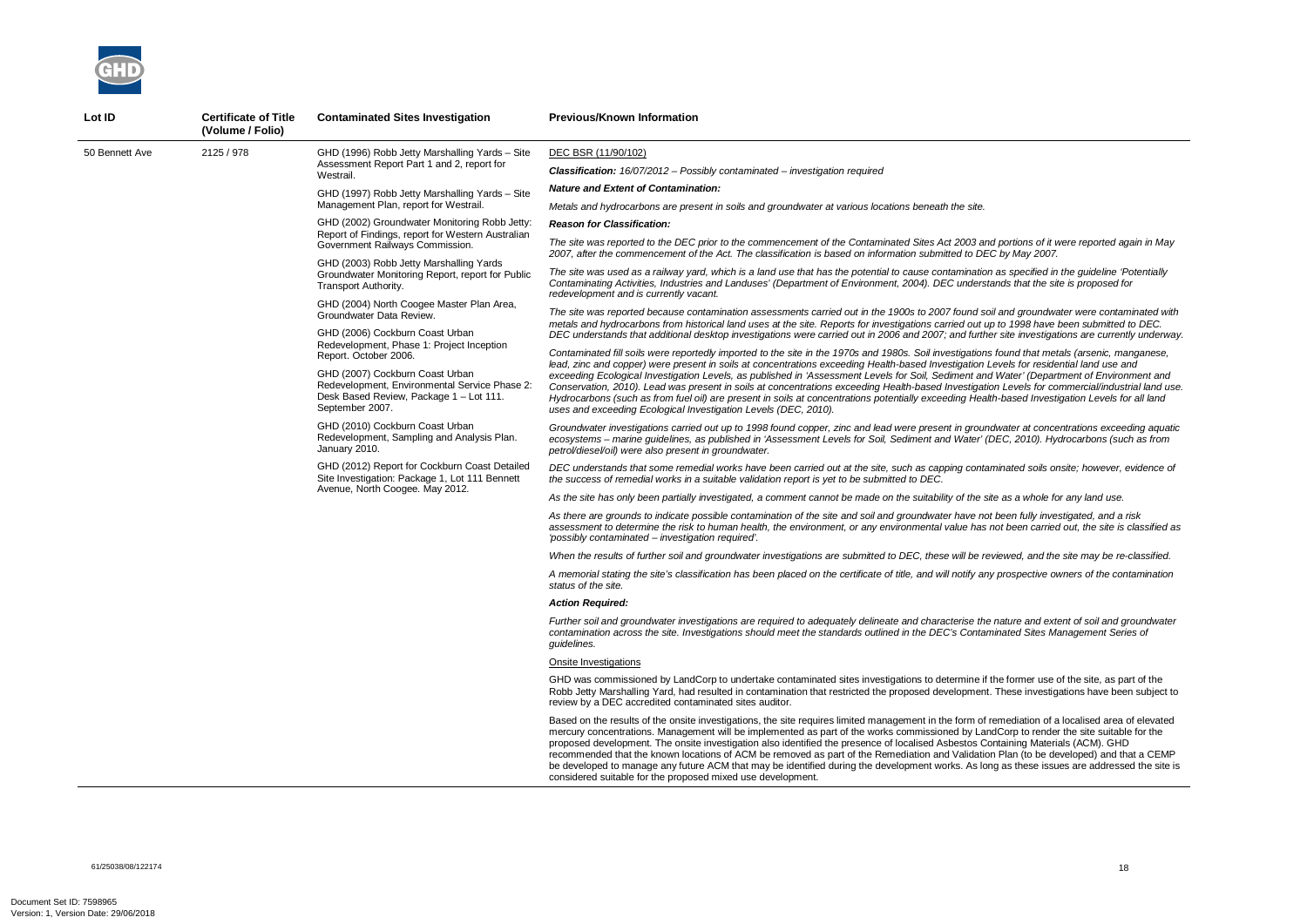| Lot ID | Certificate of Title (Volume / Folio) | Contaminated Sites Investigation | Previous/Known Information |
|---|---|---|---|
| 50 Bennett Ave | 2125 / 978 | GHD (1996) Robb Jetty Marshalling Yards – Site Assessment Report Part 1 and 2, report for Westrail.<br><br>GHD (1997) Robb Jetty Marshalling Yards – Site Management Plan, report for Westrail.<br><br>GHD (2002) Groundwater Monitoring Robb Jetty: Report of Findings, report for Western Australian Government Railways Commission.<br><br>GHD (2003) Robb Jetty Marshalling Yards Groundwater Monitoring Report, report for Public Transport Authority.<br><br>GHD (2004) North Coogee Master Plan Area, Groundwater Data Review.<br><br>GHD (2006) Cockburn Coast Urban Redevelopment, Phase 1: Project Inception Report. October 2006.<br><br>GHD (2007) Cockburn Coast Urban Redevelopment, Environmental Service Phase 2: Desk Based Review, Package 1 – Lot 111. September 2007.<br><br>GHD (2010) Cockburn Coast Urban Redevelopment, Sampling and Analysis Plan. January 2010.<br><br>GHD (2012) Report for Cockburn Coast Detailed Site Investigation: Package 1, Lot 111 Bennett Avenue, North Coogee. May 2012. | DEC BSR (11/90/102)<br><br>***Classification:*** *16/07/2012 – Possibly contaminated – investigation required*<br><br>***Nature and Extent of Contamination:***<br><br>*Metals and hydrocarbons are present in soils and groundwater at various locations beneath the site.*<br><br>***Reason for Classification:***<br><br>*The site was reported to the DEC prior to the commencement of the Contaminated Sites Act 2003 and portions of it were reported again in May 2007, after the commencement of the Act. The classification is based on information submitted to DEC by May 2007.*<br><br>*The site was used as a railway yard, which is a land use that has the potential to cause contamination as specified in the guideline 'Potentially Contaminating Activities, Industries and Landuses' (Department of Environment, 2004). DEC understands that the site is proposed for redevelopment and is currently vacant.*<br><br>*The site was reported because contamination assessments carried out in the 1900s to 2007 found soil and groundwater were contaminated with metals and hydrocarbons from historical land uses at the site. Reports for investigations carried out up to 1998 have been submitted to DEC. DEC understands that additional desktop investigations were carried out in 2006 and 2007; and further site investigations are currently underway.*<br><br>*Contaminated fill soils were reportedly imported to the site in the 1970s and 1980s. Soil investigations found that metals (arsenic, manganese, lead, zinc and copper) were present in soils at concentrations exceeding Health-based Investigation Levels for residential land use and exceeding Ecological Investigation Levels, as published in 'Assessment Levels for Soil, Sediment and Water' (Department of Environment and Conservation, 2010). Lead was present in soils at concentrations exceeding Health-based Investigation Levels for commercial/industrial land use. Hydrocarbons (such as from fuel oil) are present in soils at concentrations potentially exceeding Health-based Investigation Levels for all land uses and exceeding Ecological Investigation Levels (DEC, 2010).*<br><br>*Groundwater investigations carried out up to 1998 found copper, zinc and lead were present in groundwater at concentrations exceeding aquatic ecosystems – marine guidelines, as published in 'Assessment Levels for Soil, Sediment and Water' (DEC, 2010). Hydrocarbons (such as from petrol/diesel/oil) were also present in groundwater.*<br><br>*DEC understands that some remedial works have been carried out at the site, such as capping contaminated soils onsite; however, evidence of the success of remedial works in a suitable validation report is yet to be submitted to DEC.*<br><br>*As the site has only been partially investigated, a comment cannot be made on the suitability of the site as a whole for any land use.*<br><br>*As there are grounds to indicate possible contamination of the site and soil and groundwater have not been fully investigated, and a risk assessment to determine the risk to human health, the environment, or any environmental value has not been carried out, the site is classified as 'possibly contaminated – investigation required'.*<br><br>*When the results of further soil and groundwater investigations are submitted to DEC, these will be reviewed, and the site may be re-classified.*<br><br>*A memorial stating the site's classification has been placed on the certificate of title, and will notify any prospective owners of the contamination status of the site.*<br><br>***Action Required:***<br><br>*Further soil and groundwater investigations are required to adequately delineate and characterise the nature and extent of soil and groundwater contamination across the site. Investigations should meet the standards outlined in the DEC's Contaminated Sites Management Series of guidelines.*<br><br>Onsite Investigations<br><br>GHD was commissioned by LandCorp to undertake contaminated sites investigations to determine if the former use of the site, as part of the Robb Jetty Marshalling Yard, had resulted in contamination that restricted the proposed development. These investigations have been subject to review by a DEC accredited contaminated sites auditor.<br><br>Based on the results of the onsite investigations, the site requires limited management in the form of remediation of a localised area of elevated mercury concentrations. Management will be implemented as part of the works commissioned by LandCorp to render the site suitable for the proposed development. The onsite investigation also identified the presence of localised Asbestos Containing Materials (ACM). GHD recommended that the known locations of ACM be removed as part of the Remediation and Validation Plan (to be developed) and that a CEMP be developed to manage any future ACM that may be identified during the development works. As long as these issues are addressed the site is considered suitable for the proposed mixed use development. |

61/25038/08/122174

Document Set ID: 7598965
Version: 1, Version Date: 29/06/2018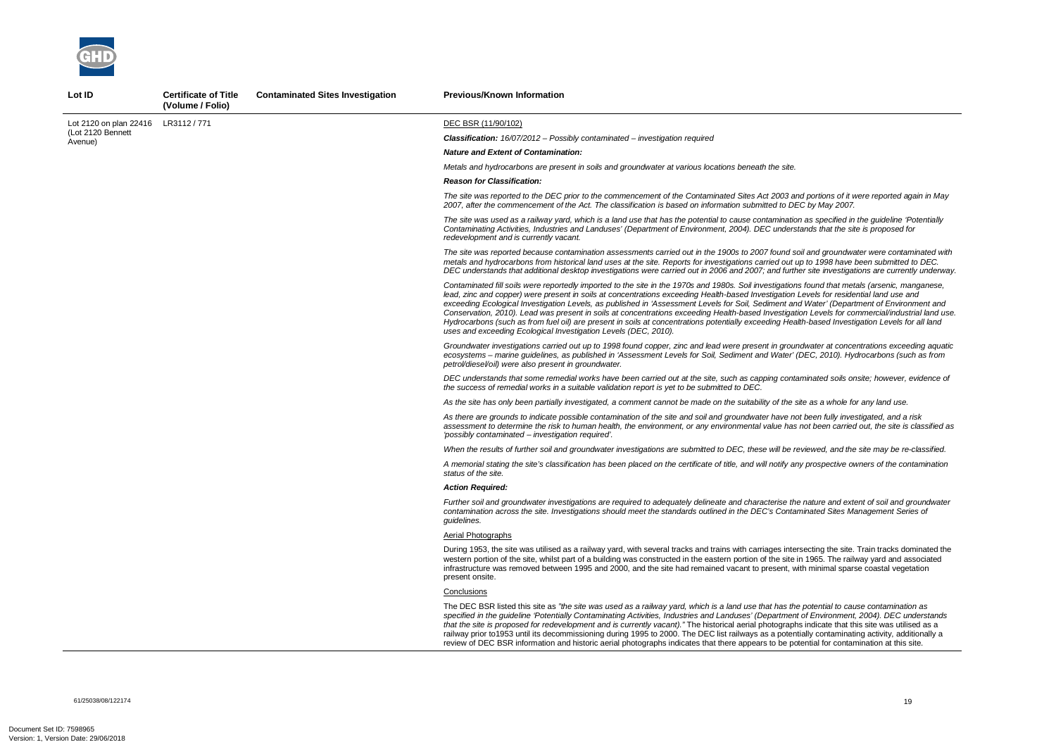| Lot ID | Certificate of Title (Volume / Folio) | Contaminated Sites Investigation | Previous/Known Information |
|---|---|---|---|
| Lot 2120 on plan 22416 (Lot 2120 Bennett Avenue) | LR3112 / 771 | | DEC BSR (11/90/102)<br><br>***Classification:*** *16/07/2012 – Possibly contaminated – investigation required*<br><br>***Nature and Extent of Contamination:***<br><br>*Metals and hydrocarbons are present in soils and groundwater at various locations beneath the site.*<br><br>***Reason for Classification:***<br><br>*The site was reported to the DEC prior to the commencement of the Contaminated Sites Act 2003 and portions of it were reported again in May 2007, after the commencement of the Act. The classification is based on information submitted to DEC by May 2007.*<br><br>*The site was used as a railway yard, which is a land use that has the potential to cause contamination as specified in the guideline 'Potentially Contaminating Activities, Industries and Landuses' (Department of Environment, 2004). DEC understands that the site is proposed for redevelopment and is currently vacant.*<br><br>*The site was reported because contamination assessments carried out in the 1900s to 2007 found soil and groundwater were contaminated with metals and hydrocarbons from historical land uses at the site. Reports for investigations carried out up to 1998 have been submitted to DEC. DEC understands that additional desktop investigations were carried out in 2006 and 2007; and further site investigations are currently underway.*<br><br>*Contaminated fill soils were reportedly imported to the site in the 1970s and 1980s. Soil investigations found that metals (arsenic, manganese, lead, zinc and copper) were present in soils at concentrations exceeding Health-based Investigation Levels for residential land use and exceeding Ecological Investigation Levels, as published in 'Assessment Levels for Soil, Sediment and Water' (Department of Environment and Conservation, 2010). Lead was present in soils at concentrations exceeding Health-based Investigation Levels for commercial/industrial land use. Hydrocarbons (such as from fuel oil) are present in soils at concentrations potentially exceeding Health-based Investigation Levels for all land uses and exceeding Ecological Investigation Levels (DEC, 2010).*<br><br>*Groundwater investigations carried out up to 1998 found copper, zinc and lead were present in groundwater at concentrations exceeding aquatic ecosystems – marine guidelines, as published in 'Assessment Levels for Soil, Sediment and Water' (DEC, 2010). Hydrocarbons (such as from petrol/diesel/oil) were also present in groundwater.*<br><br>*DEC understands that some remedial works have been carried out at the site, such as capping contaminated soils onsite; however, evidence of the success of remedial works in a suitable validation report is yet to be submitted to DEC.*<br><br>*As the site has only been partially investigated, a comment cannot be made on the suitability of the site as a whole for any land use.*<br><br>*As there are grounds to indicate possible contamination of the site and soil and groundwater have not been fully investigated, and a risk assessment to determine the risk to human health, the environment, or any environmental value has not been carried out, the site is classified as 'possibly contaminated – investigation required'.*<br><br>*When the results of further soil and groundwater investigations are submitted to DEC, these will be reviewed, and the site may be re-classified.*<br><br>*A memorial stating the site's classification has been placed on the certificate of title, and will notify any prospective owners of the contamination status of the site.*<br><br>***Action Required:***<br><br>*Further soil and groundwater investigations are required to adequately delineate and characterise the nature and extent of soil and groundwater contamination across the site. Investigations should meet the standards outlined in the DEC's Contaminated Sites Management Series of guidelines.*<br><br>Aerial Photographs<br><br>During 1953, the site was utilised as a railway yard, with several tracks and trains with carriages intersecting the site. Train tracks dominated the western portion of the site, whilst part of a building was constructed in the eastern portion of the site in 1965. The railway yard and associated infrastructure was removed between 1995 and 2000, and the site had remained vacant to present, with minimal sparse coastal vegetation present onsite.<br><br>Conclusions<br><br>The DEC BSR listed this site as *"the site was used as a railway yard, which is a land use that has the potential to cause contamination as specified in the guideline 'Potentially Contaminating Activities, Industries and Landuses' (Department of Environment, 2004). DEC understands that the site is proposed for redevelopment and is currently vacant)."* The historical aerial photographs indicate that this site was utilised as a railway prior to1953 until its decommissioning during 1995 to 2000. The DEC list railways as a potentially contaminating activity, additionally a review of DEC BSR information and historic aerial photographs indicates that there appears to be potential for contamination at this site. |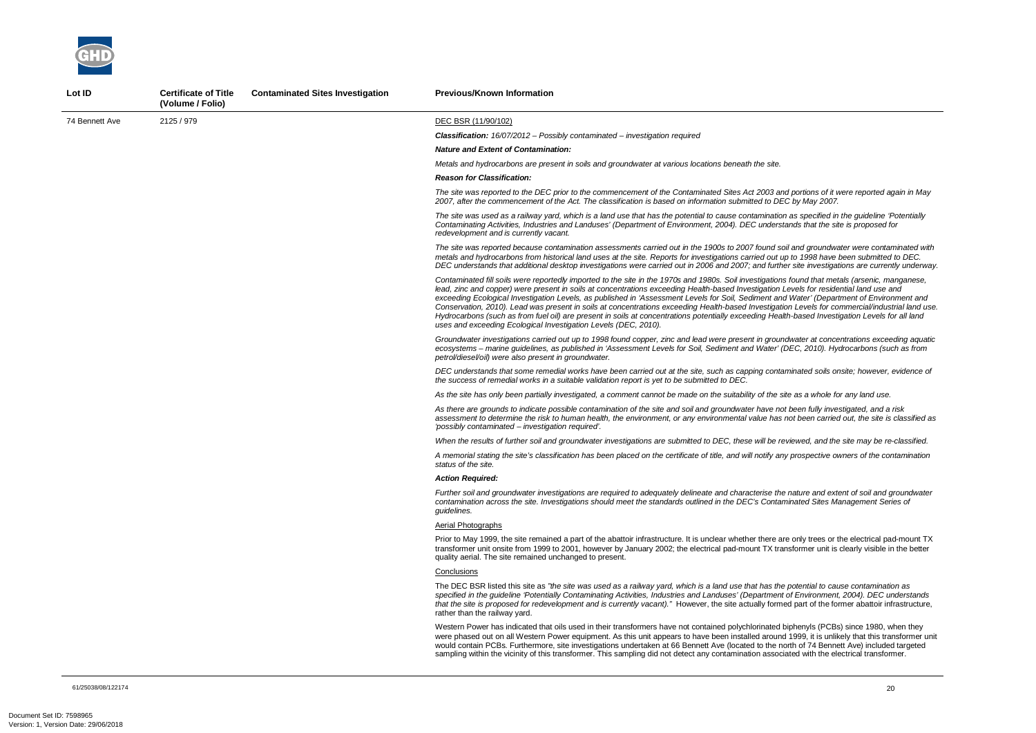| Lot ID | Certificate of Title (Volume / Folio) | Contaminated Sites Investigation | Previous/Known Information |
|---|---|---|---|
| 74 Bennett Ave | 2125 / 979 | | DEC BSR (11/90/102)<br><br>***Classification:*** *16/07/2012 – Possibly contaminated – investigation required*<br><br>***Nature and Extent of Contamination:***<br><br>*Metals and hydrocarbons are present in soils and groundwater at various locations beneath the site.*<br><br>***Reason for Classification:***<br><br>*The site was reported to the DEC prior to the commencement of the Contaminated Sites Act 2003 and portions of it were reported again in May 2007, after the commencement of the Act. The classification is based on information submitted to DEC by May 2007.*<br><br>*The site was used as a railway yard, which is a land use that has the potential to cause contamination as specified in the guideline 'Potentially Contaminating Activities, Industries and Landuses' (Department of Environment, 2004). DEC understands that the site is proposed for redevelopment and is currently vacant.*<br><br>*The site was reported because contamination assessments carried out in the 1900s to 2007 found soil and groundwater were contaminated with metals and hydrocarbons from historical land uses at the site. Reports for investigations carried out up to 1998 have been submitted to DEC. DEC understands that additional desktop investigations were carried out in 2006 and 2007; and further site investigations are currently underway.*<br><br>*Contaminated fill soils were reportedly imported to the site in the 1970s and 1980s. Soil investigations found that metals (arsenic, manganese, lead, zinc and copper) were present in soils at concentrations exceeding Health-based Investigation Levels for residential land use and exceeding Ecological Investigation Levels, as published in 'Assessment Levels for Soil, Sediment and Water' (Department of Environment and Conservation, 2010). Lead was present in soils at concentrations exceeding Health-based Investigation Levels for commercial/industrial land use. Hydrocarbons (such as from fuel oil) are present in soils at concentrations potentially exceeding Health-based Investigation Levels for all land uses and exceeding Ecological Investigation Levels (DEC, 2010).*<br><br>*Groundwater investigations carried out up to 1998 found copper, zinc and lead were present in groundwater at concentrations exceeding aquatic ecosystems – marine guidelines, as published in 'Assessment Levels for Soil, Sediment and Water' (DEC, 2010). Hydrocarbons (such as from petrol/diesel/oil) were also present in groundwater.*<br><br>*DEC understands that some remedial works have been carried out at the site, such as capping contaminated soils onsite; however, evidence of the success of remedial works in a suitable validation report is yet to be submitted to DEC.*<br><br>*As the site has only been partially investigated, a comment cannot be made on the suitability of the site as a whole for any land use.*<br><br>*As there are grounds to indicate possible contamination of the site and soil and groundwater have not been fully investigated, and a risk assessment to determine the risk to human health, the environment, or any environmental value has not been carried out, the site is classified as 'possibly contaminated – investigation required'.*<br><br>*When the results of further soil and groundwater investigations are submitted to DEC, these will be reviewed, and the site may be re-classified.*<br><br>*A memorial stating the site's classification has been placed on the certificate of title, and will notify any prospective owners of the contamination status of the site.*<br><br>***Action Required:***<br><br>*Further soil and groundwater investigations are required to adequately delineate and characterise the nature and extent of soil and groundwater contamination across the site. Investigations should meet the standards outlined in the DEC's Contaminated Sites Management Series of guidelines.*<br><br>Aerial Photographs<br><br>Prior to May 1999, the site remained a part of the abattoir infrastructure. It is unclear whether there are only trees or the electrical pad-mount TX transformer unit onsite from 1999 to 2001, however by January 2002; the electrical pad-mount TX transformer unit is clearly visible in the better quality aerial. The site remained unchanged to present.<br><br>Conclusions<br><br>The DEC BSR listed this site as *"the site was used as a railway yard, which is a land use that has the potential to cause contamination as specified in the guideline 'Potentially Contaminating Activities, Industries and Landuses' (Department of Environment, 2004). DEC understands that the site is proposed for redevelopment and is currently vacant)."* However, the site actually formed part of the former abattoir infrastructure, rather than the railway yard.<br><br>Western Power has indicated that oils used in their transformers have not contained polychlorinated biphenyls (PCBs) since 1980, when they were phased out on all Western Power equipment. As this unit appears to have been installed around 1999, it is unlikely that this transformer unit would contain PCBs. Furthermore, site investigations undertaken at 66 Bennett Ave (located to the north of 74 Bennett Ave) included targeted sampling within the vicinity of this transformer. This sampling did not detect any contamination associated with the electrical transformer. |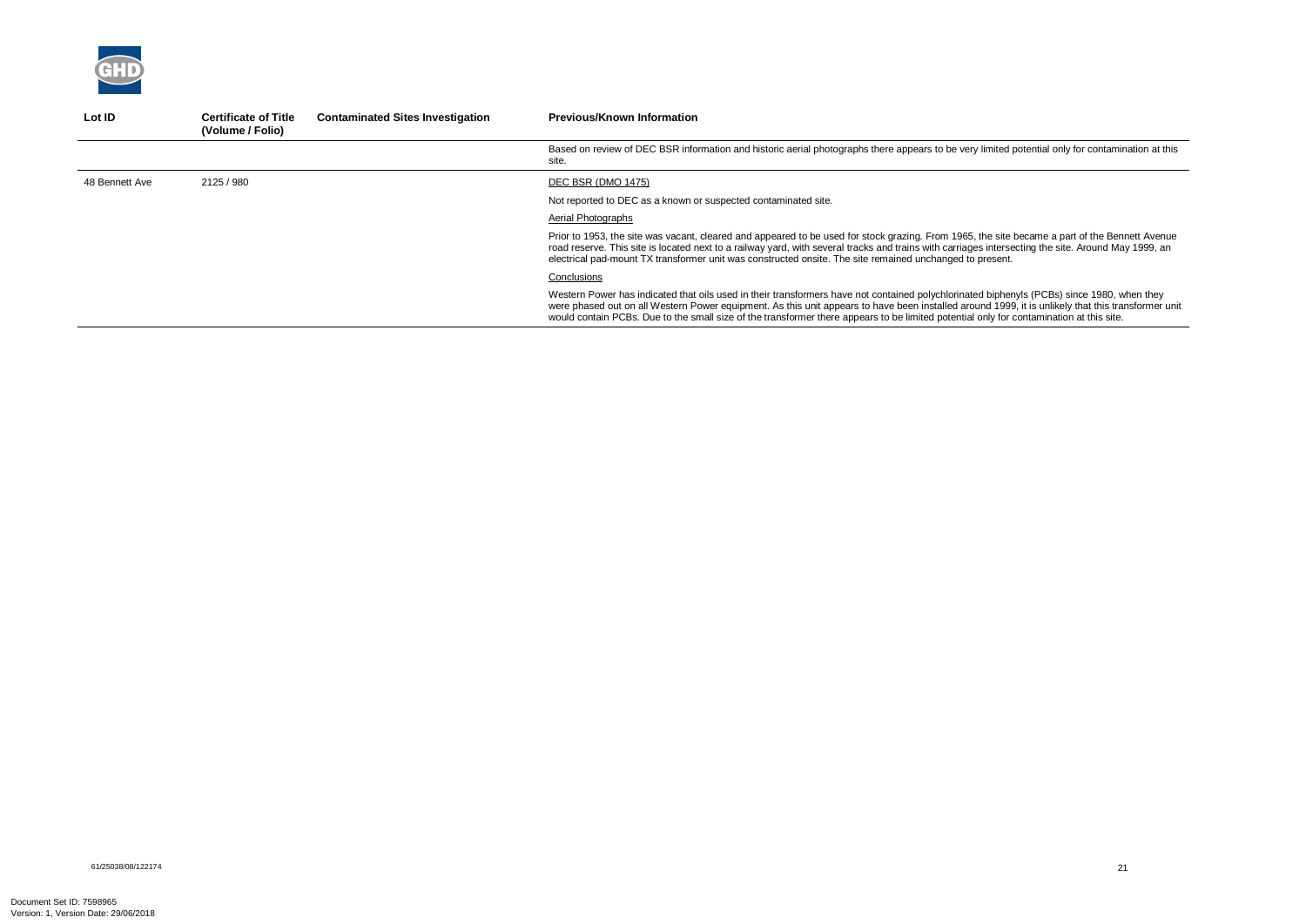| Lot ID | Certificate of Title (Volume / Folio) | Contaminated Sites Investigation | Previous/Known Information |
|---|---|---|---|
| | | | Based on review of DEC BSR information and historic aerial photographs there appears to be very limited potential only for contamination at this site. |
| 48 Bennett Ave | 2125 / 980 | | DEC BSR (DMO 1475)<br><br>Not reported to DEC as a known or suspected contaminated site.<br><br>Aerial Photographs<br><br>Prior to 1953, the site was vacant, cleared and appeared to be used for stock grazing. From 1965, the site became a part of the Bennett Avenue road reserve. This site is located next to a railway yard, with several tracks and trains with carriages intersecting the site. Around May 1999, an electrical pad-mount TX transformer unit was constructed onsite. The site remained unchanged to present.<br><br>Conclusions<br><br>Western Power has indicated that oils used in their transformers have not contained polychlorinated biphenyls (PCBs) since 1980, when they were phased out on all Western Power equipment. As this unit appears to have been installed around 1999, it is unlikely that this transformer unit would contain PCBs. Due to the small size of the transformer there appears to be limited potential only for contamination at this site. |

61/25038/08/122174

Document Set ID: 7598965
Version: 1, Version Date: 29/06/2018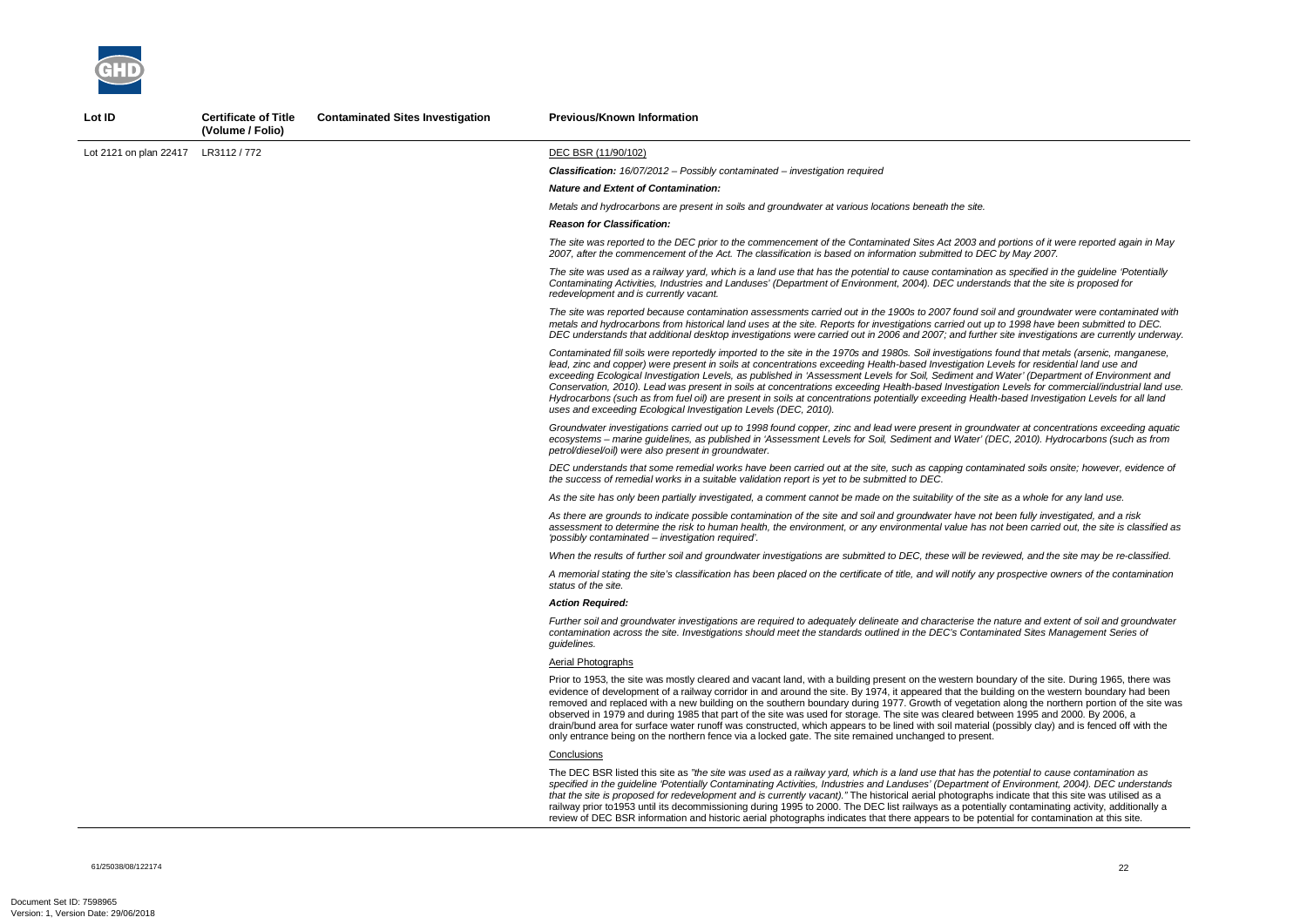| Lot ID | Certificate of Title (Volume / Folio) | Contaminated Sites Investigation | Previous/Known Information |
|---|---|---|---|
| Lot 2121 on plan 22417 | LR3112 / 772 | | DEC BSR (11/90/102)<br><br>***Classification:*** *16/07/2012 – Possibly contaminated – investigation required*<br><br>***Nature and Extent of Contamination:***<br><br>*Metals and hydrocarbons are present in soils and groundwater at various locations beneath the site.*<br><br>***Reason for Classification:***<br><br>*The site was reported to the DEC prior to the commencement of the Contaminated Sites Act 2003 and portions of it were reported again in May 2007, after the commencement of the Act. The classification is based on information submitted to DEC by May 2007.*<br><br>*The site was used as a railway yard, which is a land use that has the potential to cause contamination as specified in the guideline 'Potentially Contaminating Activities, Industries and Landuses' (Department of Environment, 2004). DEC understands that the site is proposed for redevelopment and is currently vacant.*<br><br>*The site was reported because contamination assessments carried out in the 1900s to 2007 found soil and groundwater were contaminated with metals and hydrocarbons from historical land uses at the site. Reports for investigations carried out up to 1998 have been submitted to DEC. DEC understands that additional desktop investigations were carried out in 2006 and 2007; and further site investigations are currently underway.*<br><br>*Contaminated fill soils were reportedly imported to the site in the 1970s and 1980s. Soil investigations found that metals (arsenic, manganese, lead, zinc and copper) were present in soils at concentrations exceeding Health-based Investigation Levels for residential land use and exceeding Ecological Investigation Levels, as published in 'Assessment Levels for Soil, Sediment and Water' (Department of Environment and Conservation, 2010). Lead was present in soils at concentrations exceeding Health-based Investigation Levels for commercial/industrial land use. Hydrocarbons (such as from fuel oil) are present in soils at concentrations potentially exceeding Health-based Investigation Levels for all land uses and exceeding Ecological Investigation Levels (DEC, 2010).*<br><br>*Groundwater investigations carried out up to 1998 found copper, zinc and lead were present in groundwater at concentrations exceeding aquatic ecosystems – marine guidelines, as published in 'Assessment Levels for Soil, Sediment and Water' (DEC, 2010). Hydrocarbons (such as petrol/diesel/oil) were also present in groundwater.*<br><br>*DEC understands that some remedial works have been carried out at the site, such as capping contaminated soils onsite; however, evidence of the success of remedial works in a suitable validation report is yet to be submitted to DEC.*<br><br>*As the site has only been partially investigated, a comment cannot be made on the suitability of the site as a whole for any land use.*<br><br>*As there are grounds to indicate possible contamination of the site and soil and groundwater have not been fully investigated, and a risk assessment to determine the risk to human health, the environment, or any environmental value has not been carried out, the site is classified as 'possibly contaminated – investigation required'.*<br><br>*When the results of further soil and groundwater investigations are submitted to DEC, these will be reviewed, and the site may be re-classified.*<br><br>*A memorial stating the site's classification has been placed on the certificate of title, and will notify any prospective owners of the contamination status of the site.*<br><br>***Action Required:***<br><br>*Further soil and groundwater investigations are required to adequately delineate and characterise the nature and extent of soil and groundwater contamination across the site. Investigations should meet the standards outlined in the DEC's Contaminated Sites Management Series of guidelines.*<br><br>Aerial Photographs<br><br>Prior to 1953, the site was mostly cleared and vacant land, with a building present on the western boundary of the site. During 1965, there was evidence of development of a railway corridor in and around the site. By 1974, it appeared that the building on the western boundary had been removed and replaced with a new building on the southern boundary during 1977. Growth of vegetation along the northern portion of the site was observed in 1979 and during 1985 that part of the site was used for storage. The site was cleared between 1995 and 2000. By 2006, a drain/bund area for surface water runoff was constructed, which appears to be lined with soil material (possibly clay) and is fenced off with the only entrance being on the northern fence via a locked gate. The site remained unchanged to present.<br><br>Conclusions<br><br>The DEC BSR listed this site as *"the site was used as a railway yard, which is a land use that has the potential to cause contamination as specified in the guideline 'Potentially Contaminating Activities, Industries and Landuses' (Department of Environment, 2004). DEC understands that the site is proposed for redevelopment and is currently vacant)."* The historical aerial photographs indicate that this site was utilised as a railway prior to1953 until its decommissioning during 1995 to 2000. The DEC list railways as a potentially contaminating activity, additionally a review of DEC BSR information and historic aerial photographs indicates that there appears to be potential for contamination at this site. |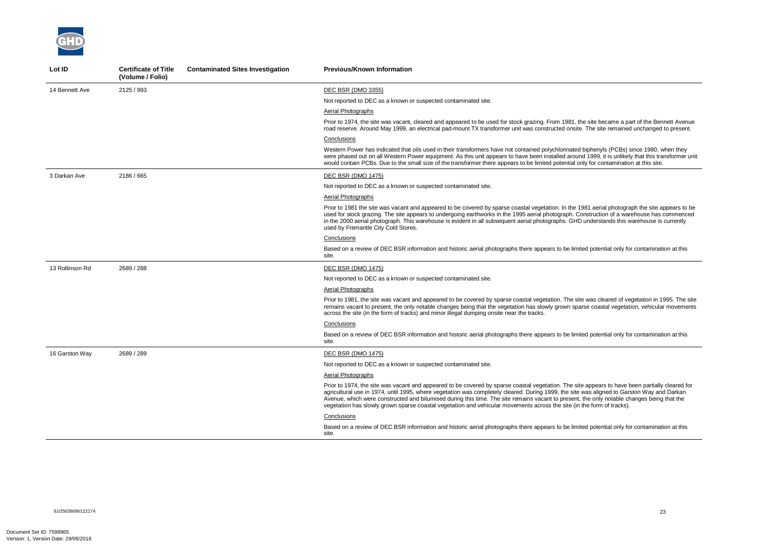| Lot ID | Certificate of Title (Volume / Folio) | Contaminated Sites Investigation | Previous/Known Information |
|---|---|---|---|
| 14 Bennett Ave | 2125 / 993 | | DEC BSR (DMO 3355)<br><br>Not reported to DEC as a known or suspected contaminated site.<br><br>Aerial Photographs<br><br>Prior to 1974, the site was vacant, cleared and appeared to be used for stock grazing. From 1981, the site became a part of the Bennett Avenue road reserve. Around May 1999, an electrical pad-mount TX transformer unit was constructed onsite. The site remained unchanged to present.<br><br>Conclusions<br><br>Western Power has indicated that oils used in their transformers have not contained polychlorinated biphenyls (PCBs) since 1980, when they were phased out on all Western Power equipment. As this unit appears to have been installed around 1999, it is unlikely that this transformer unit would contain PCBs. Due to the small size of the transformer there appears to be limited potential only for contamination at this site. |
| 3 Darkan Ave | 2186 / 665 | | DEC BSR (DMO 1475)<br><br>Not reported to DEC as a known or suspected contaminated site.<br><br>Aerial Photographs<br><br>Prior to 1981 the site was vacant and appeared to be covered by sparse coastal vegetation. In the 1981 aerial photograph the site appears to be used for stock grazing. The site appears to undergoing earthworks in the 1995 aerial photograph. Construction of a warehouse has commenced in the 2000 aerial photograph. This warehouse is evident in all subsequent aerial photographs. GHD understands this warehouse is currently used by Fremantle City Cold Stores.<br><br>Conclusions<br><br>Based on a review of DEC BSR information and historic aerial photographs there appears to be limited potential only for contamination at this site. |
| 13 Rollinson Rd | 2689 / 288 | | DEC BSR (DMO 1475)<br><br>Not reported to DEC as a known or suspected contaminated site.<br><br>Aerial Photographs<br><br>Prior to 1981, the site was vacant and appeared to be covered by sparse coastal vegetation. The site was cleared of vegetation in 1995. The site remains vacant to present, the only notable changes being that the vegetation has slowly grown sparse coastal vegetation, vehicular movements across the site (in the form of tracks) and minor illegal dumping onsite near the tracks.<br><br>Conclusions<br><br>Based on a review of DEC BSR information and historic aerial photographs there appears to be limited potential only for contamination at this site. |
| 16 Garston Way | 2689 / 289 | | DEC BSR (DMO 1475)<br><br>Not reported to DEC as a known or suspected contaminated site.<br><br>Aerial Photographs<br><br>Prior to 1974, the site was vacant and appeared to be covered by sparse coastal vegetation. The site appears to have been partially cleared for agricultural use in 1974, until 1995, where vegetation was completely cleared. During 1999, the site was aligned to Garston Way and Darkan Avenue, which were constructed and bitumised during this time. The site remains vacant to present, the only notable changes being that the vegetation has slowly grown sparse coastal vegetation and vehicular movements across the site (in the form of tracks).<br><br>Conclusions<br><br>Based on a review of DEC BSR information and historic aerial photographs there appears to be limited potential only for contamination at this site. |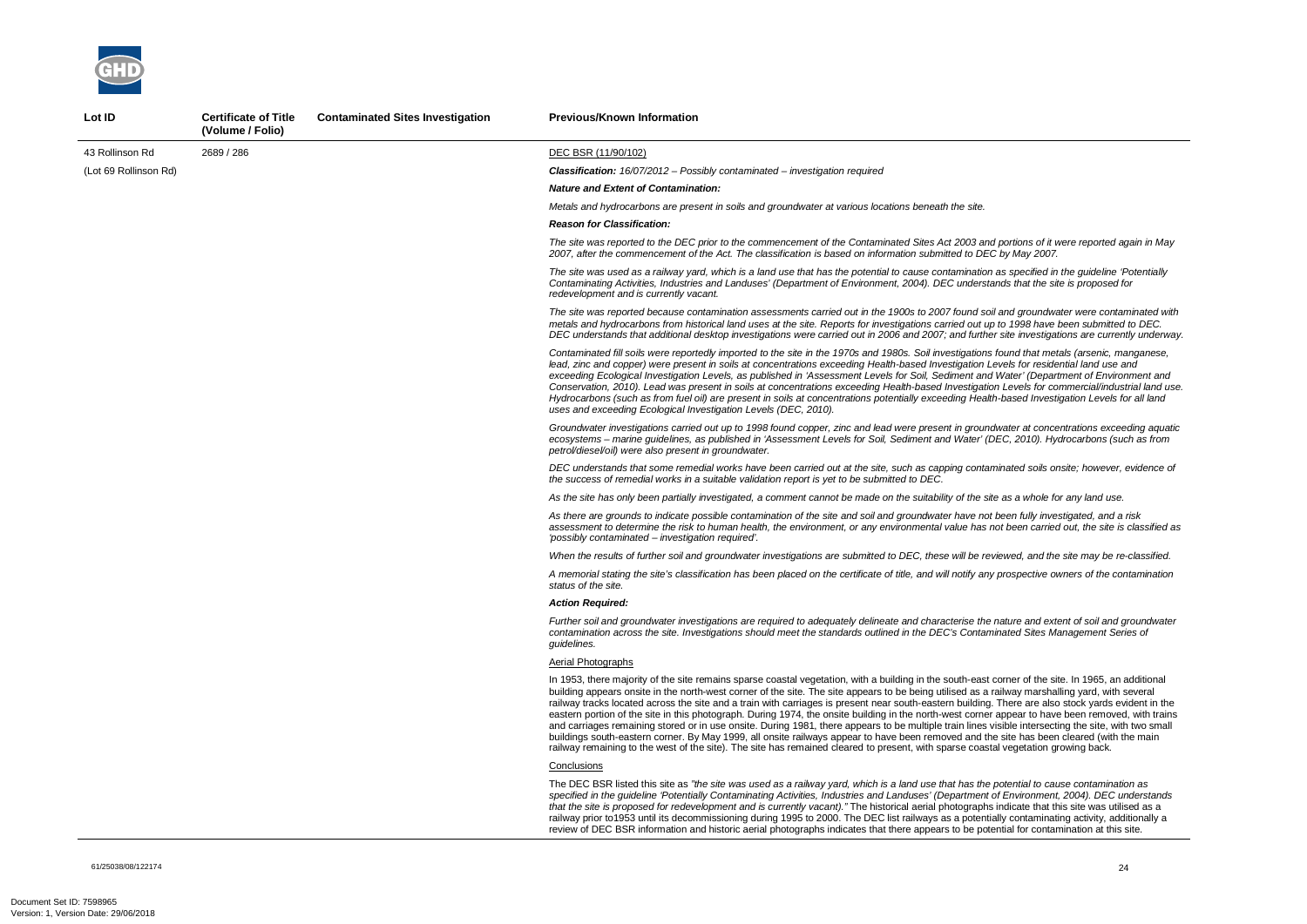| Lot ID | Certificate of Title (Volume / Folio) | Contaminated Sites Investigation | Previous/Known Information |
|---|---|---|---|
| 43 Rollinson Rd<br>(Lot 69 Rollinson Rd) | 2689 / 286 | | DEC BSR (11/90/102)<br>***Classification:*** *16/07/2012 – Possibly contaminated – investigation required*<br>***Nature and Extent of Contamination:***<br>*Metals and hydrocarbons are present in soils and groundwater at various locations beneath the site.*<br>***Reason for Classification:***<br>*The site was reported to the DEC prior to the commencement of the Contaminated Sites Act 2003 and portions of it were reported again in May 2007, after the commencement of the Act. The classification is based on information submitted to DEC by May 2007.*<br>*The site was used as a railway yard, which is a land use that has the potential to cause contamination as specified in the guideline 'Potentially Contaminating Activities, Industries and Landuses' (Department of Environment, 2004). DEC understands that the site is proposed for redevelopment and is currently vacant.*<br>*The site was reported because contamination assessments carried out in the 1900s to 2007 found soil and groundwater were contaminated with metals and hydrocarbons from historical land uses at the site. Reports for investigations carried out up to 1998 have been submitted to DEC. DEC understands that additional desktop investigations were carried out in 2006 and 2007; and further site investigations are currently underway.*<br>*Contaminated fill soils were reportedly imported to the site in the 1970s and 1980s. Soil investigations found that metals (arsenic, manganese, lead, zinc and copper) were present in soils at concentrations exceeding Health-based Investigation Levels for residential land use and exceeding Ecological Investigation Levels, as published in 'Assessment Levels for Soil, Sediment and Water' (Department of Environment and Conservation, 2010). Lead was present in soils at concentrations exceeding Health-based Investigation Levels for commercial/industrial land use. Hydrocarbons (such as from fuel oil) are present in soils at concentrations potentially exceeding Health-based Investigation Levels for all land uses and exceeding Ecological Investigation Levels (DEC, 2010).*<br>*Groundwater investigations carried out up to 1998 found copper, zinc and lead were present in groundwater at concentrations exceeding aquatic ecosystems – marine guidelines, as published in 'Assessment Levels for Soil, Sediment and Water' (DEC, 2010). Hydrocarbons (such as from petrol/diesel/oil) were also present in groundwater.*<br>*DEC understands that some remedial works have been carried out at the site, such as capping contaminated soils onsite; however, evidence of the success of remedial works in a suitable validation report is yet to be submitted to DEC.*<br>*As the site has only been partially investigated, a comment cannot be made on the suitability of the site as a whole for any land use.*<br>*As there are grounds to indicate possible contamination of the site and soil and groundwater have not been fully investigated, and a risk assessment to determine the risk to human health, the environment, or any environmental value has not been carried out, the site is classified as 'possibly contaminated – investigation required'.*<br>*When the results of further soil and groundwater investigations are submitted to DEC, these will be reviewed, and the site may be re-classified.*<br>*A memorial stating the site's classification has been placed on the certificate of title, and will notify any prospective owners of the contamination status of the site.*<br>***Action Required:***<br>*Further soil and groundwater investigations are required to adequately delineate and characterise the nature and extent of soil and groundwater contamination across the site. Investigations should meet the standards outlined in the DEC's Contaminated Sites Management Series of guidelines.*<br>Aerial Photographs<br>In 1953, there majority of the site remains sparse coastal vegetation, with a building in the south-east corner of the site. In 1965, an additional building appears onsite in the north-west corner of the site. The site appears to be being utilised as a railway marshalling yard, with several railway tracks located across the site and a train with carriages is present near south-eastern building. There are also stock yards evident in the eastern portion of the site in this photograph. During 1974, the onsite building in the north-west corner appear to have been removed, with trains and carriages remaining stored or in use onsite. During 1981, there appears to be multiple train lines visible intersecting the site, with two small buildings south-eastern corner. By May 1999, all onsite railways appear to have been removed and the site has been cleared (with the main railway remaining to the west of the site). The site has remained cleared to present, with sparse coastal vegetation growing back.<br>Conclusions<br>The DEC BSR listed this site as *"the site was used as a railway yard, which is a land use that has the potential to cause contamination as specified in the guideline 'Potentially Contaminating Activities, Industries and Landuses' (Department of Environment, 2004). DEC understands that the site is proposed for redevelopment and is currently vacant)."* The historical aerial photographs indicate that this site was utilised as a railway prior to1953 until its decommissioning during 1995 to 2000. The DEC list railways as a potentially contaminating activity, additionally a review of DEC BSR information and historic aerial photographs indicates that there appears to be potential for contamination at this site. |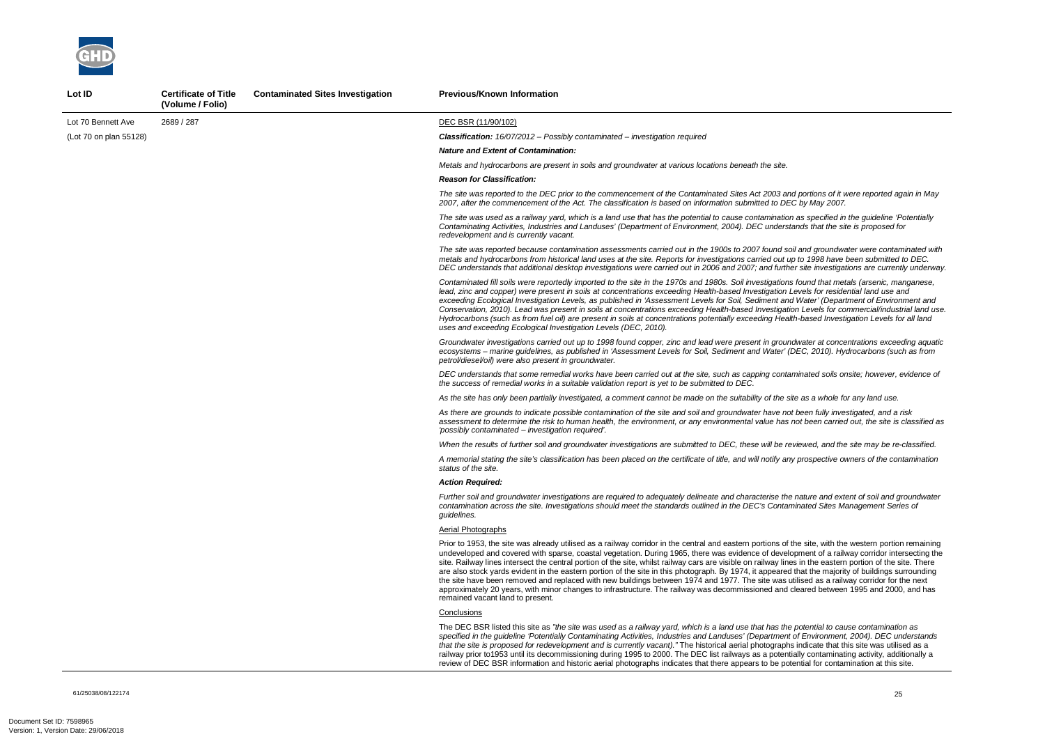| Lot ID | Certificate of Title (Volume / Folio) | Contaminated Sites Investigation | Previous/Known Information |
|---|---|---|---|
| Lot 70 Bennett Ave (Lot 70 on plan 55128) | 2689 / 287 | | DEC BSR (11/90/102)<br>***Classification:*** *16/07/2012 – Possibly contaminated – investigation required*<br>***Nature and Extent of Contamination:***<br>*Metals and hydrocarbons are present in soils and groundwater at various locations beneath the site.*<br>***Reason for Classification:***<br>*The site was reported to the DEC prior to the commencement of the Contaminated Sites Act 2003 and portions of it were reported again in May 2007, after the commencement of the Act. The classification is based on information submitted to DEC by May 2007.*<br>*The site was used as a railway yard, which is a land use that has the potential to cause contamination as specified in the guideline 'Potentially Contaminating Activities, Industries and Landuses' (Department of Environment, 2004). DEC understands that the site is proposed for redevelopment and is currently vacant.*<br>*The site was reported because contamination assessments carried out in the 1900s to 2007 found soil and groundwater were contaminated with metals and hydrocarbons from historical land uses at the site. Reports for investigations carried out up to 1998 have been submitted to DEC. DEC understands that additional desktop investigations were carried out in 2006 and 2007; and further site investigations are currently underway.*<br>*Contaminated fill soils were reportedly imported to the site in the 1970s and 1980s. Soil investigations found that metals (arsenic, manganese, lead, zinc and copper) were present in soils at concentrations exceeding Health-based Investigation Levels for residential land use and exceeding Ecological Investigation Levels, as published in 'Assessment Levels for Soil, Sediment and Water' (Department of Environment and Conservation, 2010). Lead was present in soils at concentrations exceeding Health-based Investigation Levels for commercial/industrial land use. Hydrocarbons (such as from fuel oil) are present in soils at concentrations potentially exceeding Health-based Investigation Levels for all land uses and exceeding Ecological Investigation Levels (DEC, 2010).*<br>*Groundwater investigations carried out up to 1998 found copper, zinc and lead were present in groundwater at concentrations exceeding aquatic ecosystems – marine guidelines, as published in 'Assessment Levels for Soil, Sediment and Water' (DEC, 2010). Hydrocarbons (such as from petrol/diesel/oil) were also present in groundwater.*<br>*DEC understands that some remedial works have been carried out at the site, such as capping contaminated soils onsite; however, evidence of the success of remedial works in a suitable validation report is yet to be submitted to DEC.*<br>*As the site has only been partially investigated, a comment cannot be made on the suitability of the site as a whole for any land use.*<br>*As there are grounds to indicate possible contamination of the site and soil and groundwater have not been fully investigated, and a risk assessment to determine the risk to human health, the environment, or any environmental value has not been carried out, the site is classified as 'possibly contaminated – investigation required'.*<br>*When the results of further soil and groundwater investigations are submitted to DEC, these will be reviewed, and the site may be re-classified.*<br>*A memorial stating the site's classification has been placed on the certificate of title, and will notify any prospective owners of the contamination status of the site.*<br>***Action Required:***<br>*Further soil and groundwater investigations are required to adequately delineate and characterise the nature and extent of soil and groundwater contamination across the site. Investigations should meet the standards outlined in the DEC's Contaminated Sites Management Series of guidelines.*<br>Aerial Photographs<br>Prior to 1953, the site was already utilised as a railway corridor in the central and eastern portions of the site, with the western portion remaining undeveloped and covered with sparse, coastal vegetation. During 1965, there was evidence of development of a railway corridor intersecting the site. Railway lines intersect the central portion of the site, whilst railway cars are visible on railway lines in the eastern portion of the site. There are also stock yards evident in the eastern portion of the site in this photograph. By 1974, it appeared that the majority of buildings surrounding the site have been removed and replaced with new buildings between 1974 and 1977. The site was utilised as a railway corridor for the next approximately 20 years, with minor changes to infrastructure. The railway was decommissioned and cleared between 1995 and 2000, and has remained vacant land to present.<br>Conclusions<br>The DEC BSR listed this site as *"the site was used as a railway yard, which is a land use that has the potential to cause contamination as specified in the guideline 'Potentially Contaminating Activities, Industries and Landuses' (Department of Environment, 2004). DEC understands that the site is proposed for redevelopment and is currently vacant)."* The historical aerial photographs indicate that this site was utilised as a railway prior to1953 until its decommissioning during 1995 to 2000. The DEC list railways as a potentially contaminating activity, additionally a review of DEC BSR information and historic aerial photographs indicates that there appears to be potential for contamination at this site. |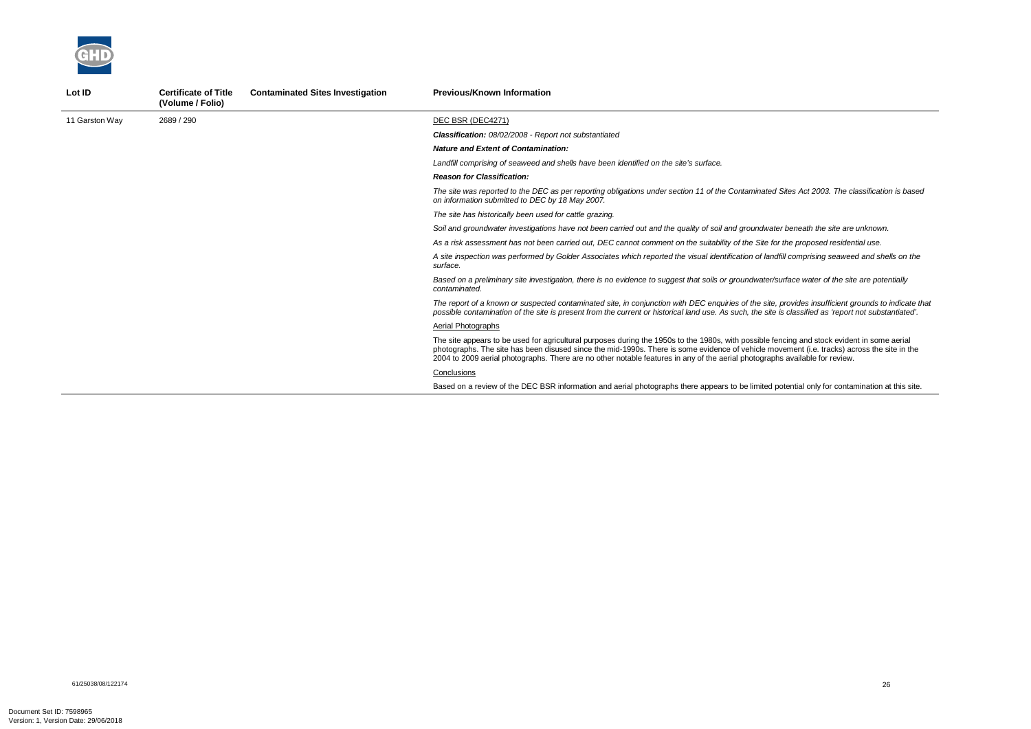| Lot ID | Certificate of Title (Volume / Folio) | Contaminated Sites Investigation | Previous/Known Information |
|---|---|---|---|
| 11 Garston Way | 2689 / 290 | | DEC BSR (DEC4271)<br><br>***Classification:*** *08/02/2008 - Report not substantiated*<br><br>***Nature and Extent of Contamination:***<br><br>*Landfill comprising of seaweed and shells have been identified on the site's surface.*<br><br>***Reason for Classification:***<br><br>*The site was reported to the DEC as per reporting obligations under section 11 of the Contaminated Sites Act 2003. The classification is based on information submitted to DEC by 18 May 2007.*<br><br>*The site has historically been used for cattle grazing.*<br><br>*Soil and groundwater investigations have not been carried out and the quality of soil and groundwater beneath the site are unknown.*<br><br>*As a risk assessment has not been carried out, DEC cannot comment on the suitability of the Site for the proposed residential use.*<br><br>*A site inspection was performed by Golder Associates which reported the visual identification of landfill comprising seaweed and shells on the surface.*<br><br>*Based on a preliminary site investigation, there is no evidence to suggest that soils or groundwater/surface water of the site are potentially contaminated.*<br><br>*The report of a known or suspected contaminated site, in conjunction with DEC enquiries of the site, provides insufficient grounds to indicate that possible contamination of the site is present from the current or historical land use. As such, the site is classified as 'report not substantiated'.*<br><br>Aerial Photographs<br><br>The site appears to be used for agricultural purposes during the 1950s to the 1980s, with possible fencing and stock evident in some aerial photographs. The site has been disused since the mid-1990s. There is some evidence of vehicle movement (i.e. tracks) across the site in the 2004 to 2009 aerial photographs. There are no other notable features in any of the aerial photographs available for review.<br><br>Conclusions<br><br>Based on a review of the DEC BSR information and aerial photographs there appears to be limited potential only for contamination at this site. |

61/25038/08/122174

Document Set ID: 7598965
Version: 1, Version Date: 29/06/2018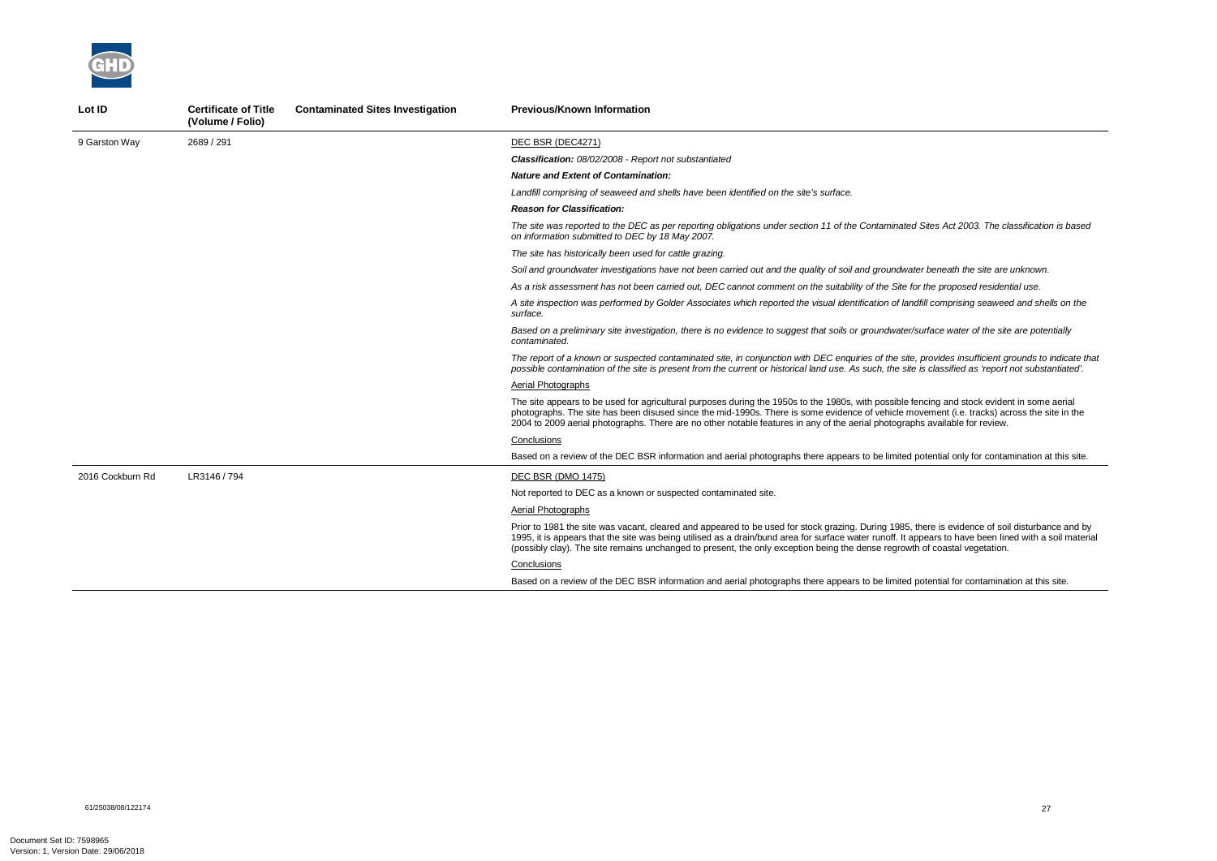| Lot ID | Certificate of Title (Volume / Folio) | Contaminated Sites Investigation | Previous/Known Information |
|---|---|---|---|
| 9 Garston Way | 2689 / 291 | | DEC BSR (DEC4271)<br>***Classification:*** *08/02/2008 - Report not substantiated*<br>***Nature and Extent of Contamination:***<br>*Landfill comprising of seaweed and shells have been identified on the site's surface.*<br>***Reason for Classification:***<br>*The site was reported to the DEC as per reporting obligations under section 11 of the Contaminated Sites Act 2003. The classification is based on information submitted to DEC by 18 May 2007.*<br>*The site has historically been used for cattle grazing.*<br>*Soil and groundwater investigations have not been carried out and the quality of soil and groundwater beneath the site are unknown.*<br>*As a risk assessment has not been carried out, DEC cannot comment on the suitability of the Site for the proposed residential use.*<br>*A site inspection was performed by Golder Associates which reported the visual identification of landfill comprising seaweed and shells on the surface.*<br>*Based on a preliminary site investigation, there is no evidence to suggest that soils or groundwater/surface water of the site are potentially contaminated.*<br>*The report of a known or suspected contaminated site, in conjunction with DEC enquiries of the site, provides insufficient grounds to indicate that possible contamination of the site is present from the current or historical land use. As such, the site is classified as 'report not substantiated'.*<br>Aerial Photographs<br>The site appears to be used for agricultural purposes during the 1950s to the 1980s, with possible fencing and stock evident in some aerial photographs. The site has been disused since the mid-1990s. There is some evidence of vehicle movement (i.e. tracks) across the site in the 2004 to 2009 aerial photographs. There are no other notable features in any of the aerial photographs available for review.<br>Conclusions<br>Based on a review of the DEC BSR information and aerial photographs there appears to be limited potential only for contamination at this site. |
| 2016 Cockburn Rd | LR3146 / 794 | | DEC BSR (DMO 1475)<br>Not reported to DEC as a known or suspected contaminated site.<br>Aerial Photographs<br>Prior to 1981 the site was vacant, cleared and appeared to be used for stock grazing. During 1985, there is evidence of soil disturbance and by 1995, it is appears that the site was being utilised as a drain/bund area for surface water runoff. It appears to have been lined with a soil material (possibly clay). The site remains unchanged to present, the only exception being the dense regrowth of coastal vegetation.<br>Conclusions<br>Based on a review of the DEC BSR information and aerial photographs there appears to be limited potential for contamination at this site. |

61/25038/08/122174

Document Set ID: 7598965
Version: 1, Version Date: 29/06/2018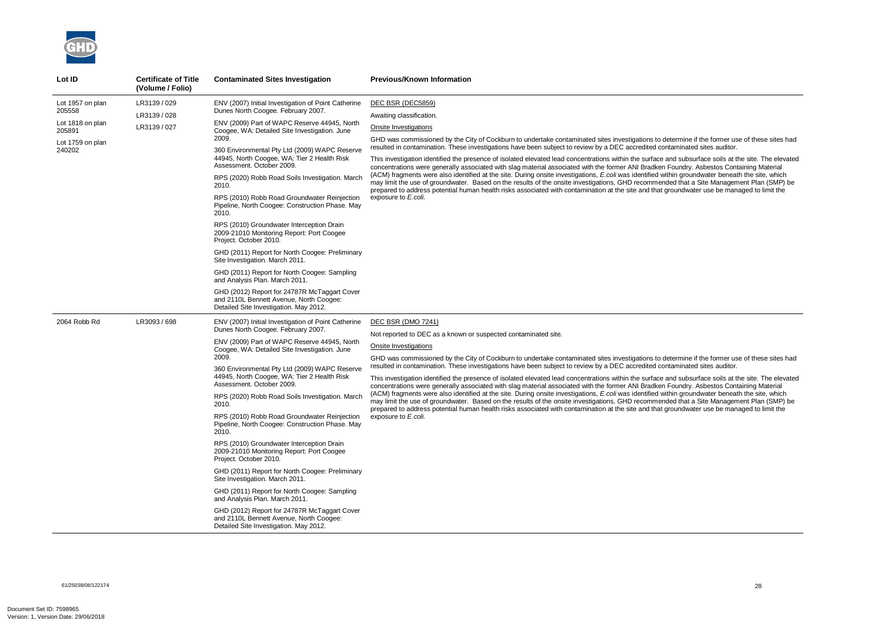| Lot ID | Certificate of Title (Volume / Folio) | Contaminated Sites Investigation | Previous/Known Information |
|---|---|---|---|
| Lot 1957 on plan 205558<br><br>Lot 1818 on plan 205891<br><br>Lot 1759 on plan 240202 | LR3139 / 029<br><br>LR3139 / 028<br><br>LR3139 / 027 | ENV (2007) Initial Investigation of Point Catherine Dunes North Coogee. February 2007.<br><br>ENV (2009) Part of WAPC Reserve 44945, North Coogee, WA: Detailed Site Investigation. June 2009.<br><br>360 Environmental Pty Ltd (2009) WAPC Reserve 44945, North Coogee, WA: Tier 2 Health Risk Assessment. October 2009.<br><br>RPS (2020) Robb Road Soils Investigation. March 2010.<br><br>RPS (2010) Robb Road Groundwater Reinjection Pipeline, North Coogee: Construction Phase. May 2010.<br><br>RPS (2010) Groundwater Interception Drain 2009-21010 Monitoring Report: Port Coogee Project. October 2010.<br><br>GHD (2011) Report for North Coogee: Preliminary Site Investigation. March 2011.<br><br>GHD (2011) Report for North Coogee: Sampling and Analysis Plan. March 2011.<br><br>GHD (2012) Report for 24787R McTaggart Cover and 2110L Bennett Avenue, North Coogee: Detailed Site Investigation. May 2012. | DEC BSR (DEC5859)<br><br>Awaiting classification.<br><br>Onsite Investigations<br><br>GHD was commissioned by the City of Cockburn to undertake contaminated sites investigations to determine if the former use of these sites had resulted in contamination. These investigations have been subject to review by a DEC accredited contaminated sites auditor.<br><br>This investigation identified the presence of isolated elevated lead concentrations within the surface and subsurface soils at the site. The elevated concentrations were generally associated with slag material associated with the former ANI Bradken Foundry. Asbestos Containing Material (ACM) fragments were also identified at the site. During onsite investigations, *E.coli* was identified within groundwater beneath the site, which may limit the use of groundwater. Based on the results of the onsite investigations, GHD recommended that a Site Management Plan (SMP) be prepared to address potential human health risks associated with contamination at the site and that groundwater use be managed to limit the exposure to *E.coli*. |
| 2064 Robb Rd | LR3093 / 698 | ENV (2007) Initial Investigation of Point Catherine Dunes North Coogee. February 2007.<br><br>ENV (2009) Part of WAPC Reserve 44945, North Coogee, WA: Detailed Site Investigation. June 2009.<br><br>360 Environmental Pty Ltd (2009) WAPC Reserve 44945, North Coogee, WA: Tier 2 Health Risk Assessment. October 2009.<br><br>RPS (2020) Robb Road Soils Investigation. March 2010.<br><br>RPS (2010) Robb Road Groundwater Reinjection Pipeline, North Coogee: Construction Phase. May 2010.<br><br>RPS (2010) Groundwater Interception Drain 2009-21010 Monitoring Report: Port Coogee Project. October 2010.<br><br>GHD (2011) Report for North Coogee: Preliminary Site Investigation. March 2011.<br><br>GHD (2011) Report for North Coogee: Sampling and Analysis Plan. March 2011.<br><br>GHD (2012) Report for 24787R McTaggart Cover and 2110L Bennett Avenue, North Coogee: Detailed Site Investigation. May 2012. | DEC BSR (DMO 7241)<br><br>Not reported to DEC as a known or suspected contaminated site.<br><br>Onsite Investigations<br><br>GHD was commissioned by the City of Cockburn to undertake contaminated sites investigations to determine if the former use of these sites had resulted in contamination. These investigations have been subject to review by a DEC accredited contaminated sites auditor.<br><br>This investigation identified the presence of isolated elevated lead concentrations within the surface and subsurface soils at the site. The elevated concentrations were generally associated with slag material associated with the former ANI Bradken Foundry. Asbestos Containing Material (ACM) fragments were also identified at the site. During onsite investigations, *E.coli* was identified within groundwater beneath the site, which may limit the use of groundwater. Based on the results of the onsite investigations, GHD recommended that a Site Management Plan (SMP) be prepared to address potential human health risks associated with contamination at the site and that groundwater use be managed to limit the exposure to *E.coli*. |

61/25038/08/122174

Document Set ID: 7598965
Version: 1, Version Date: 29/06/2018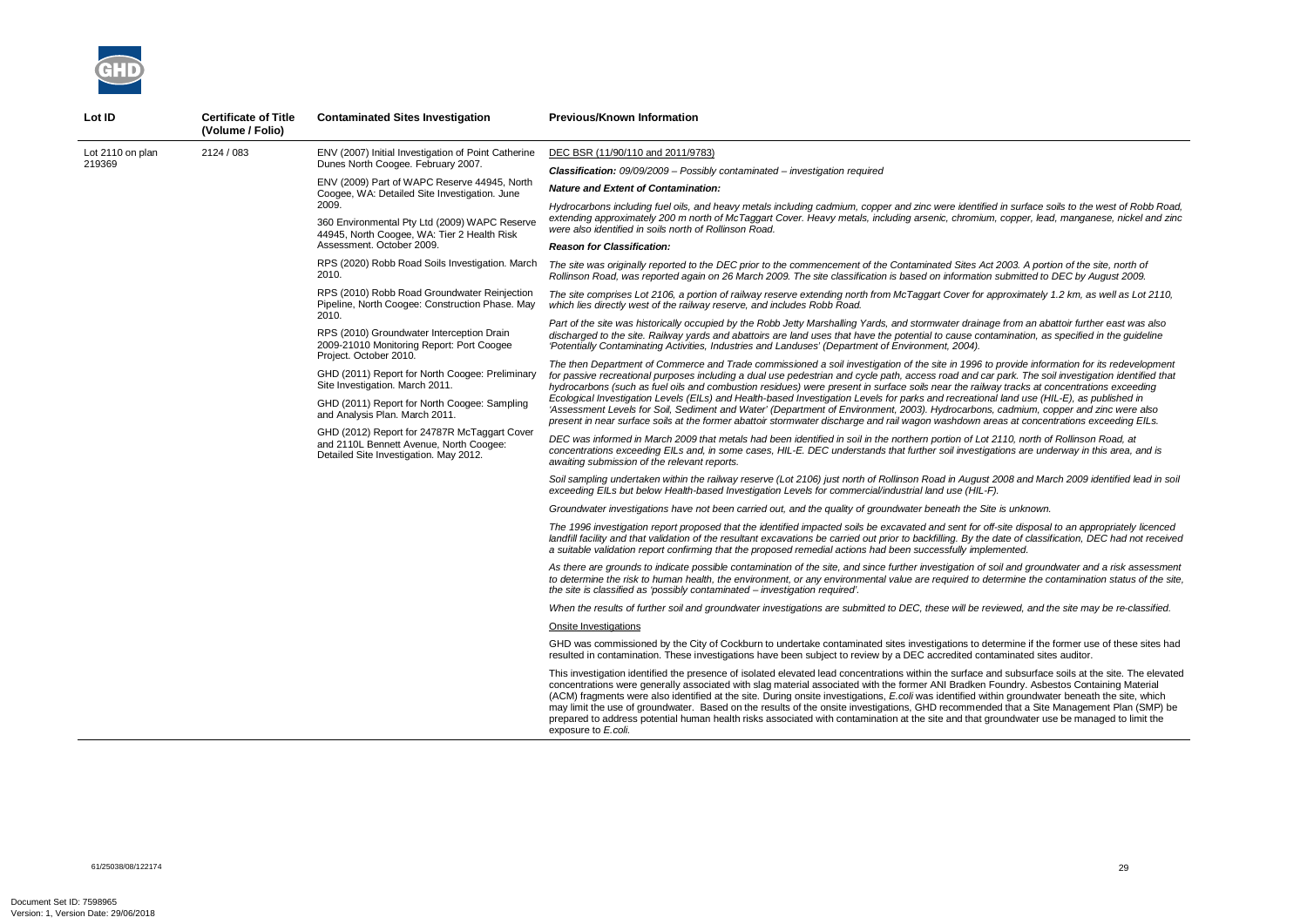| Lot ID | Certificate of Title (Volume / Folio) | Contaminated Sites Investigation | Previous/Known Information |
|---|---|---|---|
| Lot 2110 on plan 219369 | 2124 / 083 | ENV (2007) Initial Investigation of Point Catherine Dunes North Coogee. February 2007.<br><br>ENV (2009) Part of WAPC Reserve 44945, North Coogee, WA: Detailed Site Investigation. June 2009.<br><br>360 Environmental Pty Ltd (2009) WAPC Reserve 44945, North Coogee, WA: Tier 2 Health Risk Assessment. October 2009.<br><br>RPS (2020) Robb Road Soils Investigation. March 2010.<br><br>RPS (2010) Robb Road Groundwater Reinjection Pipeline, North Coogee: Construction Phase. May 2010.<br><br>RPS (2010) Groundwater Interception Drain 2009-21010 Monitoring Report: Port Coogee Project. October 2010.<br><br>GHD (2011) Report for North Coogee: Preliminary Site Investigation. March 2011.<br><br>GHD (2011) Report for North Coogee: Sampling and Analysis Plan. March 2011.<br><br>GHD (2012) Report for 24787R McTaggart Cover and 2110L Bennett Avenue, North Coogee: Detailed Site Investigation. May 2012. | DEC BSR (11/90/110 and 2011/9783)<br><br>***Classification:*** *09/09/2009 – Possibly contaminated – investigation required*<br><br>***Nature and Extent of Contamination:***<br><br>*Hydrocarbons including fuel oils, and heavy metals including cadmium, copper and zinc were identified in surface soils to the west of Robb Road, extending approximately 200 m north of McTaggart Cover. Heavy metals, including arsenic, chromium, copper, lead, manganese, nickel and zinc were also identified in soils north of Rollinson Road.*<br><br>***Reason for Classification:***<br><br>*The site was originally reported to the DEC prior to the commencement of the Contaminated Sites Act 2003. A portion of the site, north of Rollinson Road, was reported again on 26 March 2009. The site classification is based on information submitted to DEC by August 2009.*<br><br>*The site comprises Lot 2106, a portion of railway reserve extending north from McTaggart Cover for approximately 1.2 km, as well as Lot 2110, which lies directly west of the railway reserve, and includes Robb Road.*<br><br>*Part of the site was historically occupied by the Robb Jetty Marshalling Yards, and stormwater drainage from an abattoir further east was also discharged to the site. Railway yards and abattoirs are land uses that have the potential to cause contamination, as specified in the guideline 'Potentially Contaminating Activities, Industries and Landuses' (Department of Environment, 2004).*<br><br>*The then Department of Commerce and Trade commissioned a soil investigation of the site in 1996 to provide information for its redevelopment for passive recreational purposes including a dual use pedestrian and cycle path, access road and car park. The soil investigation identified that hydrocarbons (such as fuel oils and combustion residues) were present in surface soils near the railway tracks at concentrations exceeding Ecological Investigation Levels (EILs) and Health-based Investigation Levels for parks and recreational land use (HIL-E), as published in 'Assessment Levels for Soil, Sediment and Water' (Department of Environment, 2003). Hydrocarbons, cadmium, copper and zinc were also present in near surface soils at the former abattoir stormwater discharge and rail wagon washdown areas at concentrations exceeding EILs.*<br><br>*DEC was informed in March 2009 that metals had been identified in soil in the northern portion of Lot 2110, north of Rollinson Road, at concentrations exceeding EILs and, in some cases, HIL-E. DEC understands that further soil investigations are underway in this area, and is awaiting submission of the relevant reports.*<br><br>*Soil sampling undertaken within the railway reserve (Lot 2106) just north of Rollinson Road in August 2008 and March 2009 identified lead in soil exceeding EILs but below Health-based Investigation Levels for commercial/industrial land use (HIL-F).*<br><br>*Groundwater investigations have not been carried out, and the quality of groundwater beneath the Site is unknown.*<br><br>*The 1996 investigation report proposed that the identified impacted soils be excavated and sent for off-site disposal to an appropriately licenced landfill facility and that validation of the resultant excavations be carried out prior to backfilling. By the date of classification, DEC had not received a suitable validation report confirming that the proposed remedial actions had been successfully implemented.*<br><br>*As there are grounds to indicate possible contamination of the site, and since further investigation of soil and groundwater and a risk assessment to determine the risk to human health, the environment, or any environmental value are required to determine the contamination status of the site, the site is classified as 'possibly contaminated – investigation required'.*<br><br>*When the results of further soil and groundwater investigations are submitted to DEC, these will be reviewed, and the site may be re-classified.*<br><br>Onsite Investigations<br><br>GHD was commissioned by the City of Cockburn to undertake contaminated sites investigations to determine if the former use of these sites had resulted in contamination. These investigations have been subject to review by a DEC accredited contaminated sites auditor.<br><br>This investigation identified the presence of isolated elevated lead concentrations within the surface and subsurface soils at the site. The elevated concentrations were generally associated with slag material associated with the former ANI Bradken Foundry. Asbestos Containing Material (ACM) fragments were also identified at the site. During onsite investigations, *E.coli* was identified within groundwater beneath the site, which may limit the use of groundwater. Based on the results of the onsite investigations, GHD recommended that a Site Management Plan (SMP) be prepared to address potential human health risks associated with contamination at the site and that groundwater use be managed to limit the exposure to *E.coli*. |

61/25038/08/122174

Document Set ID: 7598965
Version: 1, Version Date: 29/06/2018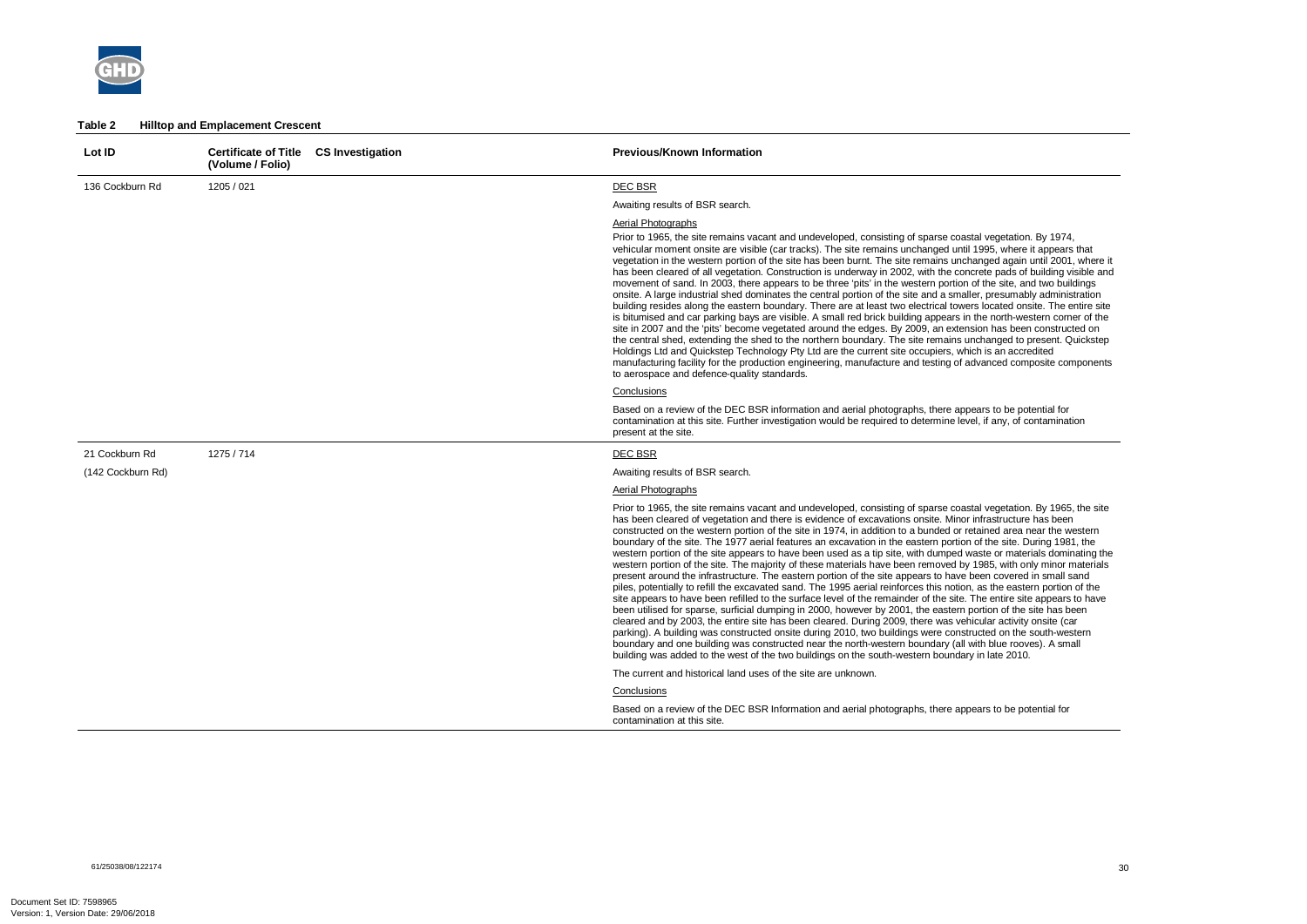**Table 2 Hilltop and Emplacement Crescent**

| Lot ID | Certificate of Title (Volume / Folio) | CS Investigation | Previous/Known Information |
| --- | --- | --- | --- |
| 136 Cockburn Rd | 1205 / 021 | | DEC BSR<br><br>Awaiting results of BSR search.<br><br>Aerial Photographs<br><br>Prior to 1965, the site remains vacant and undeveloped, consisting of sparse coastal vegetation. By 1974, vehicular moment onsite are visible (car tracks). The site remains unchanged until 1995, where it appears that vegetation in the western portion of the site has been burnt. The site remains unchanged again until 2001, where it has been cleared of all vegetation. Construction is underway in 2002, with the concrete pads of building visible and movement of sand. In 2003, there appears to be three 'pits' in the western portion of the site, and two buildings onsite. A large industrial shed dominates the central portion of the site and a smaller, presumably administration building resides along the eastern boundary. There are at least two electrical towers located onsite. The entire site is bitumised and car parking bays are visible. A small red brick building appears in the north-western corner of the site in 2007 and the 'pits' become vegetated around the edges. By 2009, an extension has been constructed on the central shed, extending the shed to the northern boundary. The site remains unchanged to present. Quickstep Holdings Ltd and Quickstep Technology Pty Ltd are the current site occupiers, which is an accredited manufacturing facility for the production engineering, manufacture and testing of advanced composite components to aerospace and defence-quality standards.<br><br>Conclusions<br><br>Based on a review of the DEC BSR information and aerial photographs, there appears to be potential for contamination at this site. Further investigation would be required to determine level, if any, of contamination present at the site. |
| 21 Cockburn Rd<br><br>(142 Cockburn Rd) | 1275 / 714 | | DEC BSR<br><br>Awaiting results of BSR search.<br><br>Aerial Photographs<br><br>Prior to 1965, the site remains vacant and undeveloped, consisting of sparse coastal vegetation. By 1965, the site has been cleared of vegetation and there is evidence of excavations onsite. Minor infrastructure has been constructed on the western portion of the site in 1974, in addition to a bunded or retained area near the western boundary of the site. The 1977 aerial features an excavation in the eastern portion of the site. During 1981, the western portion of the site appears to have been used as a tip site, with dumped waste or materials dominating the western portion of the site. The majority of these materials have been removed by 1985, with only minor materials present around the infrastructure. The eastern portion of the site appears to have been covered in small sand piles, potentially to refill the excavated sand. The 1995 aerial reinforces this notion, as the eastern portion of the site appears to have been refilled to the surface level of the remainder of the site. The entire site appears to have been utilised for sparse, surficial dumping in 2000, however by 2001, the eastern portion of the site has been cleared and by 2003, the entire site has been cleared. During 2009, there was vehicular activity onsite (car parking). A building was constructed onsite during 2010, two buildings were constructed on the south-western boundary and one building was constructed near the north-western boundary (all with blue rooves). A small building was added to the west of the two buildings on the south-western boundary in late 2010.<br><br>The current and historical land uses of the site are unknown.<br><br>Conclusions<br><br>Based on a review of the DEC BSR Information and aerial photographs, there appears to be potential for contamination at this site. |

61/25038/08/122174

Document Set ID: 7598965
Version: 1, Version Date: 29/06/2018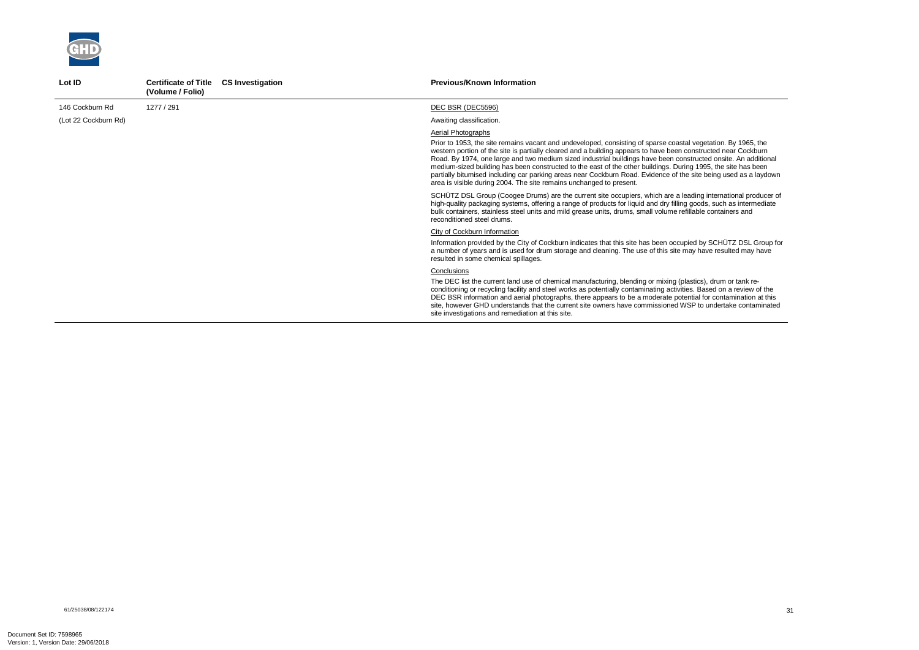| Lot ID | Certificate of Title (Volume / Folio) | CS Investigation | Previous/Known Information |
|---|---|---|---|
| 146 Cockburn Rd (Lot 22 Cockburn Rd) | 1277 / 291 | | DEC BSR (DEC5596)<br><br>Awaiting classification.<br><br>Aerial Photographs<br><br>Prior to 1953, the site remains vacant and undeveloped, consisting of sparse coastal vegetation. By 1965, the western portion of the site is partially cleared and a building appears to have been constructed near Cockburn Road. By 1974, one large and two medium sized industrial buildings have been constructed onsite. An additional medium-sized building has been constructed to the east of the other buildings. During 1995, the site has been partially bitumised including car parking areas near Cockburn Road. Evidence of the site being used as a laydown area is visible during 2004. The site remains unchanged to present.<br><br>SCHÜTZ DSL Group (Coogee Drums) are the current site occupiers, which are a leading international producer of high-quality packaging systems, offering a range of products for liquid and dry filling goods, such as intermediate bulk containers, stainless steel units and mild grease units, drums, small volume refillable containers and reconditioned steel drums.<br><br>City of Cockburn Information<br><br>Information provided by the City of Cockburn indicates that this site has been occupied by SCHÜTZ DSL Group for a number of years and is used for drum storage and cleaning. The use of this site may have resulted may have resulted in some chemical spillages.<br><br>Conclusions<br><br>The DEC list the current land use of chemical manufacturing, blending or mixing (plastics), drum or tank re-conditioning or recycling facility and steel works as potentially contaminating activities. Based on a review of the DEC BSR information and aerial photographs, there appears to be a moderate potential for contamination at this site, however GHD understands that the current site owners have commissioned WSP to undertake contaminated site investigations and remediation at this site. |

61/25038/08/122174

Document Set ID: 7598965
Version: 1, Version Date: 29/06/2018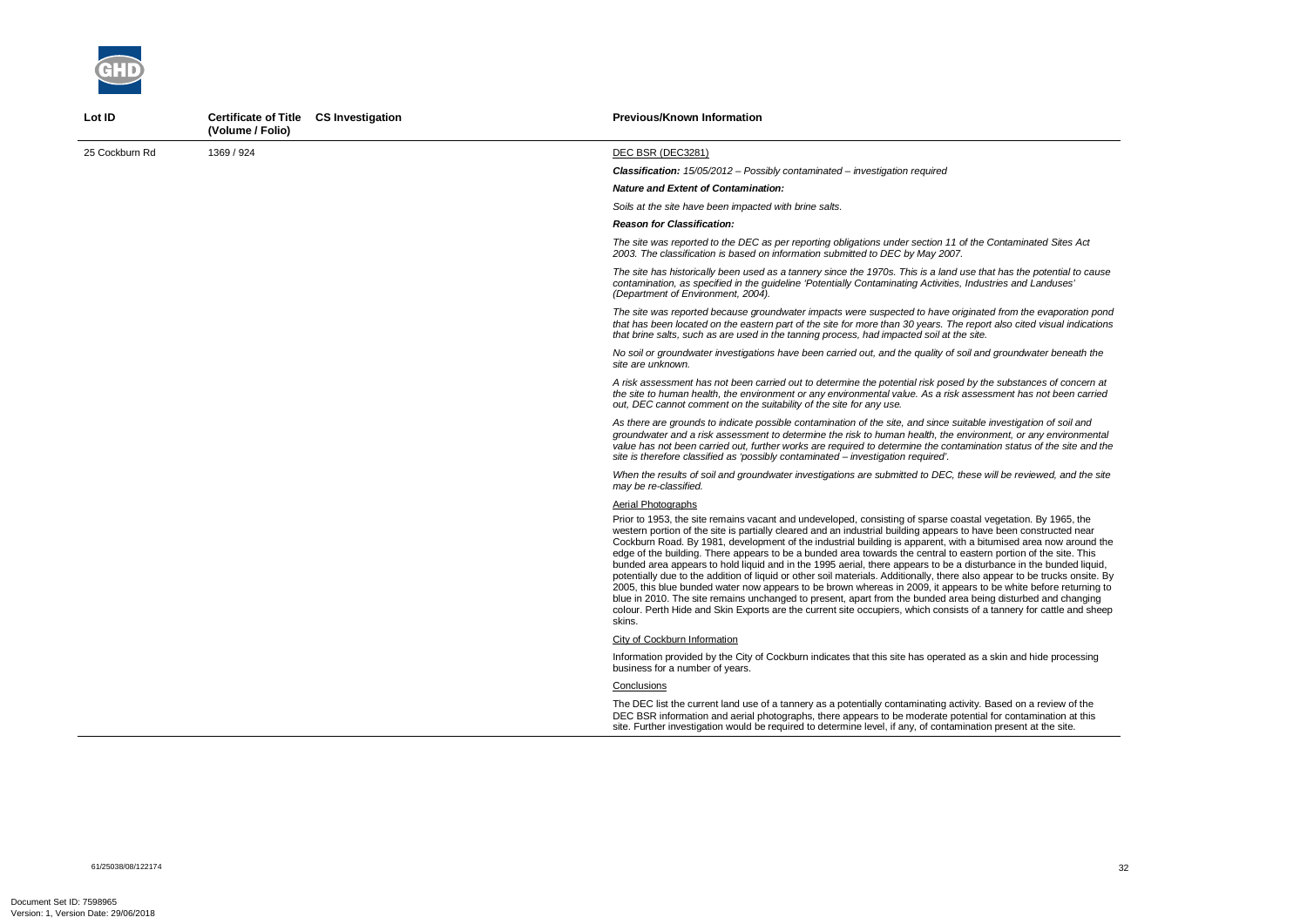| Lot ID | Certificate of Title (Volume / Folio) | CS Investigation | Previous/Known Information |
|---|---|---|---|
| 25 Cockburn Rd | 1369 / 924 | | DEC BSR (DEC3281)<br><br>***Classification:*** *15/05/2012 – Possibly contaminated – investigation required*<br><br>***Nature and Extent of Contamination:***<br><br>*Soils at the site have been impacted with brine salts.*<br><br>***Reason for Classification:***<br><br>*The site was reported to the DEC as per reporting obligations under section 11 of the Contaminated Sites Act 2003. The classification is based on information submitted to DEC by May 2007.*<br><br>*The site has historically been used as a tannery since the 1970s. This is a land use that has the potential to cause contamination, as specified in the guideline 'Potentially Contaminating Activities, Industries and Landuses' (Department of Environment, 2004).*<br><br>*The site was reported because groundwater impacts were suspected to have originated from the evaporation pond that has been located on the eastern part of the site for more than 30 years. The report also cited visual indications that brine salts, such as are used in the tanning process, had impacted soil at the site.*<br><br>*No soil or groundwater investigations have been carried out, and the quality of soil and groundwater beneath the site are unknown.*<br><br>*A risk assessment has not been carried out to determine the potential risk posed by the substances of concern at the site to human health, the environment or any environmental value. As a risk assessment has not been carried out, DEC cannot comment on the suitability of the site for any use.*<br><br>*As there are grounds to indicate possible contamination of the site, and since suitable investigation of soil and groundwater and a risk assessment to determine the risk to human health, the environment, or any environmental value has not been carried out, further works are required to determine the contamination status of the site and the site is therefore classified as 'possibly contaminated – investigation required'.*<br><br>*When the results of soil and groundwater investigations are submitted to DEC, these will be reviewed, and the site may be re-classified.*<br><br>Aerial Photographs<br><br>Prior to 1953, the site remains vacant and undeveloped, consisting of sparse coastal vegetation. By 1965, the western portion of the site is partially cleared and an industrial building appears to have been constructed near Cockburn Road. By 1981, development of the industrial building is apparent, with a bitumised area now around the edge of the building. There appears to be a bunded area towards the central to eastern portion of the site. This bunded area appears to hold liquid and in the 1995 aerial, there appears to be a disturbance in the bunded liquid, potentially due to the addition of liquid or other soil materials. Additionally, there also appear to be trucks onsite. By 2005, this blue bunded water now appears to be brown whereas in 2009, it appears to be white before returning to blue in 2010. The site remains unchanged to present, apart from the bunded area being disturbed and changing colour. Perth Hide and Skin Exports are the current site occupiers, which consists of a tannery for cattle and sheep skins.<br><br>City of Cockburn Information<br><br>Information provided by the City of Cockburn indicates that this site has operated as a skin and hide processing business for a number of years.<br><br>Conclusions<br><br>The DEC list the current land use of a tannery as a potentially contaminating activity. Based on a review of the DEC BSR information and aerial photographs, there appears to be moderate potential for contamination at this site. Further investigation would be required to determine level, if any, of contamination present at the site. |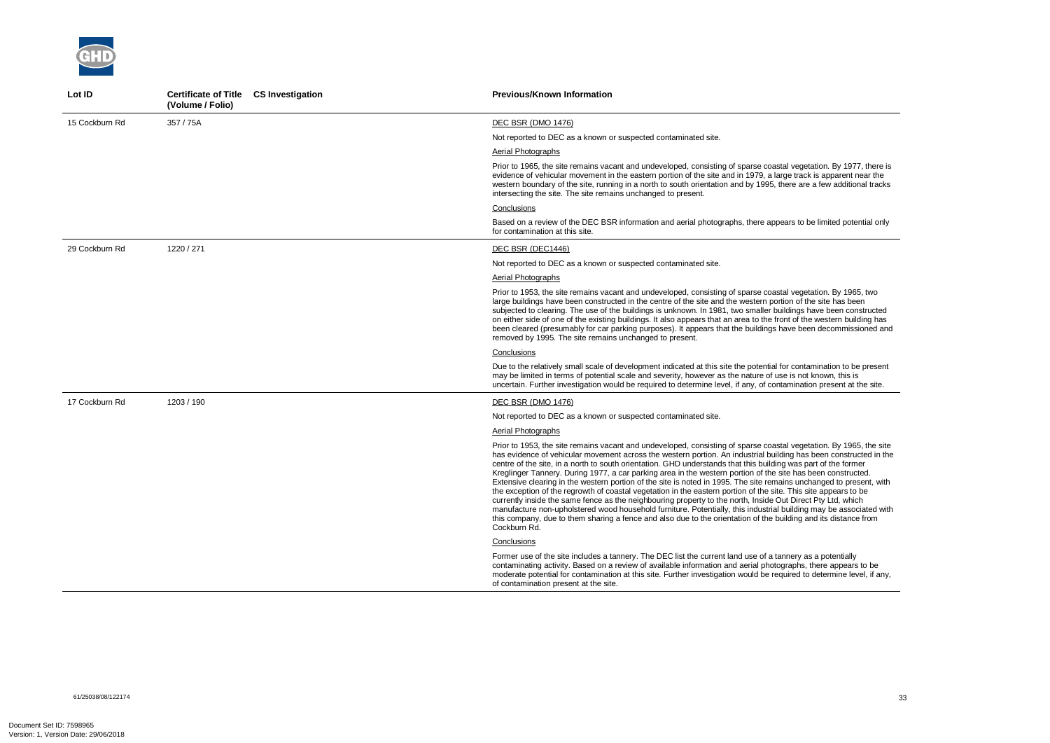| Lot ID | Certificate of Title (Volume / Folio) | CS Investigation | Previous/Known Information |
|---|---|---|---|
| 15 Cockburn Rd | 357 / 75A | | DEC BSR (DMO 1476)<br><br>Not reported to DEC as a known or suspected contaminated site.<br><br>Aerial Photographs<br><br>Prior to 1965, the site remains vacant and undeveloped, consisting of sparse coastal vegetation. By 1977, there is evidence of vehicular movement in the eastern portion of the site and in 1979, a large track is apparent near the western boundary of the site, running in a north to south orientation and by 1995, there are a few additional tracks intersecting the site. The site remains unchanged to present.<br><br>Conclusions<br><br>Based on a review of the DEC BSR information and aerial photographs, there appears to be limited potential only for contamination at this site. |
| 29 Cockburn Rd | 1220 / 271 | | DEC BSR (DEC1446)<br><br>Not reported to DEC as a known or suspected contaminated site.<br><br>Aerial Photographs<br><br>Prior to 1953, the site remains vacant and undeveloped, consisting of sparse coastal vegetation. By 1965, two large buildings have been constructed in the centre of the site and the western portion of the site has been subjected to clearing. The use of the buildings is unknown. In 1981, two smaller buildings have been constructed on either side of one of the existing buildings. It also appears that an area to the front of the western building has been cleared (presumably for car parking purposes). It appears that the buildings have been decommissioned and removed by 1995. The site remains unchanged to present.<br><br>Conclusions<br><br>Due to the relatively small scale of development indicated at this site the potential for contamination to be present may be limited in terms of potential scale and severity, however as the nature of use is not known, this is uncertain. Further investigation would be required to determine level, if any, of contamination present at the site. |
| 17 Cockburn Rd | 1203 / 190 | | DEC BSR (DMO 1476)<br><br>Not reported to DEC as a known or suspected contaminated site.<br><br>Aerial Photographs<br><br>Prior to 1953, the site remains vacant and undeveloped, consisting of sparse coastal vegetation. By 1965, the site has evidence of vehicular movement across the western portion. An industrial building has been constructed in the centre of the site, in a north to south orientation. GHD understands that this building was part of the former Kreglinger Tannery. During 1977, a car parking area in the western portion of the site has been constructed. Extensive clearing in the western portion of the site is noted in 1995. The site remains unchanged to present, with the exception of the regrowth of coastal vegetation in the eastern portion of the site. This site appears to be currently inside the same fence as the neighbouring property to the north, Inside Out Direct Pty Ltd, which manufacture non-upholstered wood household furniture. Potentially, this industrial building may be associated with this company, due to them sharing a fence and also due to the orientation of the building and its distance from Cockburn Rd.<br><br>Conclusions<br><br>Former use of the site includes a tannery. The DEC list the current land use of a tannery as a potentially contaminating activity. Based on a review of available information and aerial photographs, there appears to be moderate potential for contamination at this site. Further investigation would be required to determine level, if any, of contamination present at the site. |

61/25038/08/122174

Document Set ID: 7598965
Version: 1, Version Date: 29/06/2018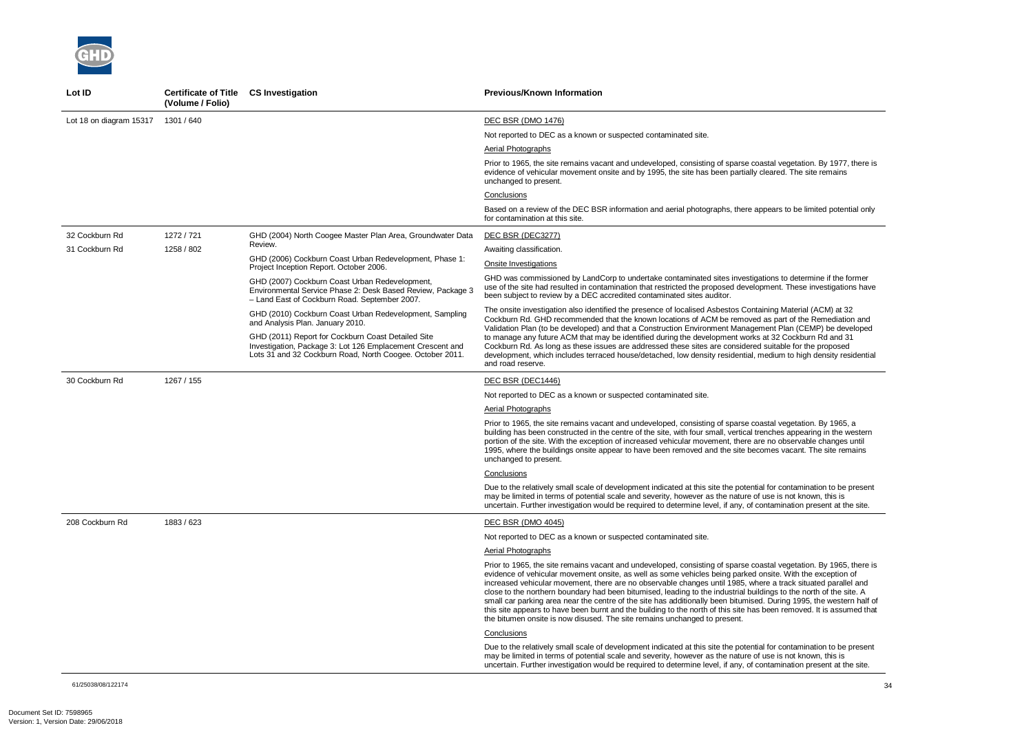| Lot ID | Certificate of Title (Volume / Folio) | CS Investigation | Previous/Known Information |
|---|---|---|---|
| Lot 18 on diagram 15317 | 1301 / 640 | | DEC BSR (DMO 1476)<br><br>Not reported to DEC as a known or suspected contaminated site.<br><br>Aerial Photographs<br><br>Prior to 1965, the site remains vacant and undeveloped, consisting of sparse coastal vegetation. By 1977, there is evidence of vehicular movement onsite and by 1995, the site has been partially cleared. The site remains unchanged to present.<br><br>Conclusions<br><br>Based on a review of the DEC BSR information and aerial photographs, there appears to be limited potential only for contamination at this site. |
| 32 Cockburn Rd<br><br>31 Cockburn Rd | 1272 / 721<br><br>1258 / 802 | GHD (2004) North Coogee Master Plan Area, Groundwater Data Review.<br><br>GHD (2006) Cockburn Coast Urban Redevelopment, Phase 1: Project Inception Report. October 2006.<br><br>GHD (2007) Cockburn Coast Urban Redevelopment, Environmental Service Phase 2: Desk Based Review, Package 3 – Land East of Cockburn Road. September 2007.<br><br>GHD (2010) Cockburn Coast Urban Redevelopment, Sampling and Analysis Plan. January 2010.<br><br>GHD (2011) Report for Cockburn Coast Detailed Site Investigation, Package 3: Lot 126 Emplacement Crescent and Lots 31 and 32 Cockburn Road, North Coogee. October 2011. | DEC BSR (DEC3277)<br><br>Awaiting classification.<br><br>Onsite Investigations<br><br>GHD was commissioned by LandCorp to undertake contaminated sites investigations to determine if the former use of the site had resulted in contamination that restricted the proposed development. These investigations have been subject to review by a DEC accredited contaminated sites auditor.<br><br>The onsite investigation also identified the presence of localised Asbestos Containing Material (ACM) at 32 Cockburn Rd. GHD recommended that the known locations of ACM be removed as part of the Remediation and Validation Plan (to be developed) and that a Construction Environment Management Plan (CEMP) be developed to manage any future ACM that may be identified during the development works at 32 Cockburn Rd and 31 Cockburn Rd. As long as these issues are addressed these sites are considered suitable for the proposed development, which includes terraced house/detached, low density residential, medium to high density residential and road reserve. |
| 30 Cockburn Rd | 1267 / 155 | | DEC BSR (DEC1446)<br><br>Not reported to DEC as a known or suspected contaminated site.<br><br>Aerial Photographs<br><br>Prior to 1965, the site remains vacant and undeveloped, consisting of sparse coastal vegetation. By 1965, a building has been constructed in the centre of the site, with four small, vertical trenches appearing in the western portion of the site. With the exception of increased vehicular movement, there are no observable changes until 1995, where the buildings onsite appear to have been removed and the site becomes vacant. The site remains unchanged to present.<br><br>Conclusions<br><br>Due to the relatively small scale of development indicated at this site the potential for contamination to be present may be limited in terms of potential scale and severity, however as the nature of use is not known, this is uncertain. Further investigation would be required to determine level, if any, of contamination present at the site. |
| 208 Cockburn Rd | 1883 / 623 | | DEC BSR (DMO 4045)<br><br>Not reported to DEC as a known or suspected contaminated site.<br><br>Aerial Photographs<br><br>Prior to 1965, the site remains vacant and undeveloped, consisting of sparse coastal vegetation. By 1965, there is evidence of vehicular movement onsite, as well as some vehicles being parked onsite. With the exception of increased vehicular movement, there are no observable changes until 1985, where a track situated parallel and close to the northern boundary had been bitumised, leading to the industrial buildings to the north of the site. A small car parking area near the centre of the site has additionally been bitumised. During 1995, the western half of this site appears to have been burnt and the building to the north of this site has been removed. It is assumed that the bitumen onsite is now disused. The site remains unchanged to present.<br><br>Conclusions<br><br>Due to the relatively small scale of development indicated at this site the potential for contamination to be present may be limited in terms of potential scale and severity, however as the nature of use is not known, this is uncertain. Further investigation would be required to determine level, if any, of contamination present at the site. |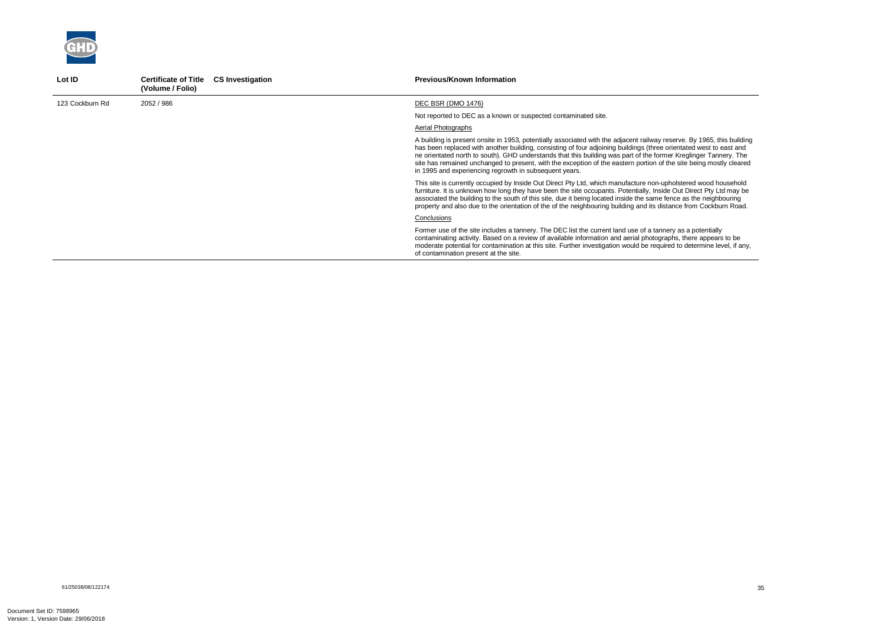| Lot ID | Certificate of Title (Volume / Folio) | CS Investigation | Previous/Known Information |
|---|---|---|---|
| 123 Cockburn Rd | 2052 / 986 | | DEC BSR (DMO 1476)<br><br>Not reported to DEC as a known or suspected contaminated site.<br><br>Aerial Photographs<br><br>A building is present onsite in 1953, potentially associated with the adjacent railway reserve. By 1965, this building has been replaced with another building, consisting of four adjoining buildings (three orientated west to east and ne orientated north to south). GHD understands that this building was part of the former Kreglinger Tannery. The site has remained unchanged to present, with the exception of the eastern portion of the site being mostly cleared in 1995 and experiencing regrowth in subsequent years.<br><br>This site is currently occupied by Inside Out Direct Pty Ltd, which manufacture non-upholstered wood household furniture. It is unknown how long they have been the site occupants. Potentially, Inside Out Direct Pty Ltd may be associated the building to the south of this site, due it being located inside the same fence as the neighbouring property and also due to the orientation of the of the neighbouring building and its distance from Cockburn Road.<br><br>Conclusions<br><br>Former use of the site includes a tannery. The DEC list the current land use of a tannery as a potentially contaminating activity. Based on a review of available information and aerial photographs, there appears to be moderate potential for contamination at this site. Further investigation would be required to determine level, if any, of contamination present at the site. |

61/25038/08/122174

Document Set ID: 7598965
Version: 1, Version Date: 29/06/2018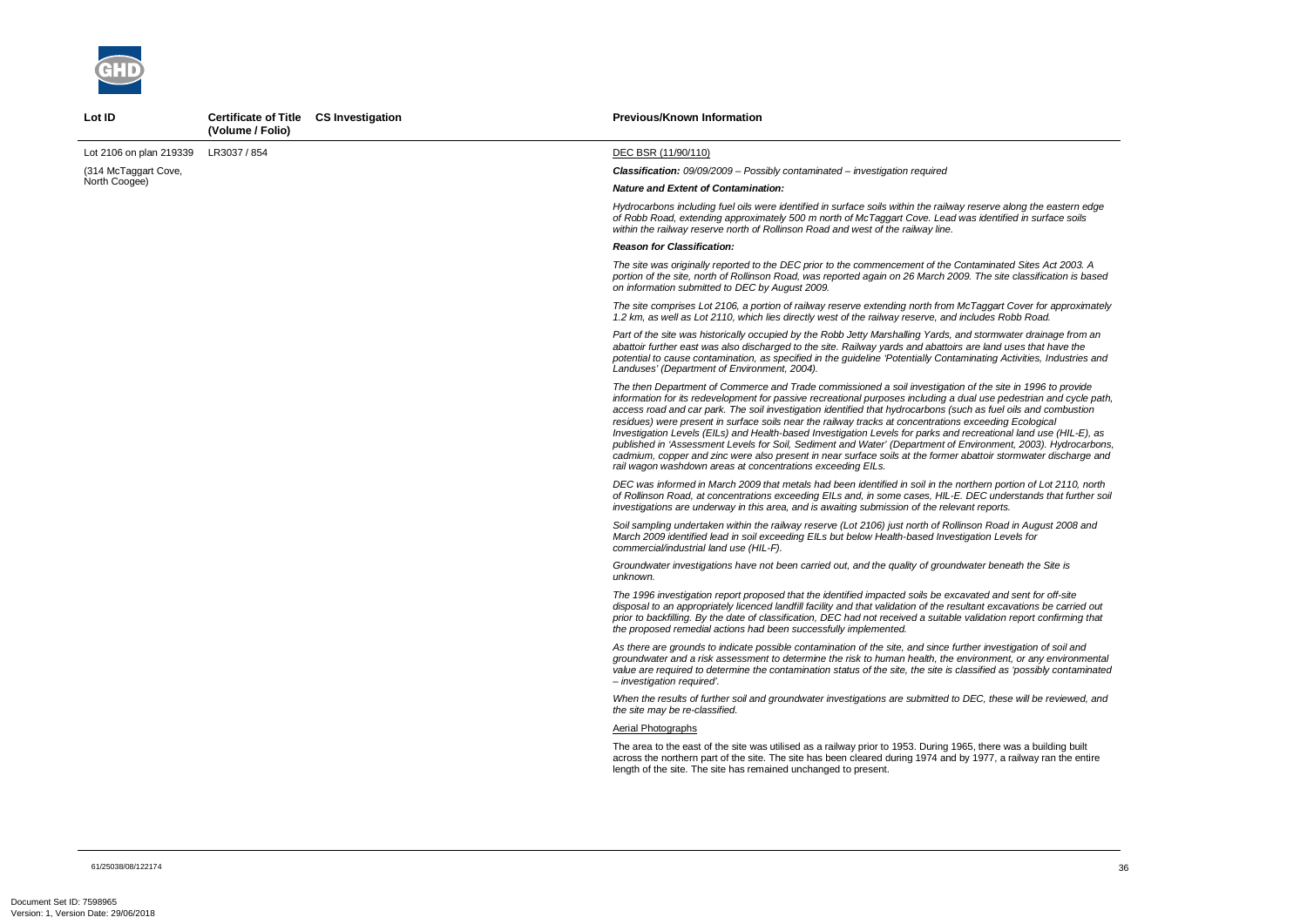| Lot ID | Certificate of Title (Volume / Folio) | CS Investigation | Previous/Known Information |
|---|---|---|---|
| Lot 2106 on plan 219339<br><br>(314 McTaggart Cove, North Coogee) | LR3037 / 854 | | DEC BSR (11/90/110)<br><br>***Classification:*** *09/09/2009 – Possibly contaminated – investigation required*<br><br>***Nature and Extent of Contamination:***<br><br>*Hydrocarbons including fuel oils were identified in surface soils within the railway reserve along the eastern edge of Robb Road, extending approximately 500 m north of McTaggart Cove. Lead was identified in surface soils within the railway reserve north of Rollinson Road and west of the railway line.*<br><br>***Reason for Classification:***<br><br>*The site was originally reported to the DEC prior to the commencement of the Contaminated Sites Act 2003. A portion of the site, north of Rollinson Road, was reported again on 26 March 2009. The site classification is based on information submitted to DEC by August 2009.*<br><br>*The site comprises Lot 2106, a portion of railway reserve extending north from McTaggart Cover for approximately 1.2 km, as well as Lot 2110, which lies directly west of the railway reserve, and includes Robb Road.*<br><br>*Part of the site was historically occupied by the Robb Jetty Marshalling Yards, and stormwater drainage from an abattoir further east was also discharged to the site. Railway yards and abattoirs are land uses that have the potential to cause contamination, as specified in the guideline 'Potentially Contaminating Activities, Industries and Landuses' (Department of Environment, 2004).*<br><br>*The then Department of Commerce and Trade commissioned a soil investigation of the site in 1996 to provide information for its redevelopment for passive recreational purposes including a dual use pedestrian and cycle path, access road and car park. The soil investigation identified that hydrocarbons (such as fuel oils and combustion residues) were present in surface soils near the railway tracks at concentrations exceeding Ecological Investigation Levels (EILs) and Health-based Investigation Levels for parks and recreational land use (HIL-E), as published in 'Assessment Levels for Soil, Sediment and Water' (Department of Environment, 2003). Hydrocarbons, cadmium, copper and zinc were also present in near surface soils at the former abattoir stormwater discharge and rail wagon washdown areas at concentrations exceeding EILs.*<br><br>*DEC was informed in March 2009 that metals had been identified in soil in the northern portion of Lot 2110, north of Rollinson Road, at concentrations exceeding EILs and, in some cases, HIL-E. DEC understands that further soil investigations are underway in this area, and is awaiting submission of the relevant reports.*<br><br>*Soil sampling undertaken within the railway reserve (Lot 2106) just north of Rollinson Road in August 2008 and March 2009 identified lead in soil exceeding EILs but below Health-based Investigation Levels for commercial/industrial land use (HIL-F).*<br><br>*Groundwater investigations have not been carried out, and the quality of groundwater beneath the Site is unknown.*<br><br>*The 1996 investigation report proposed that the identified impacted soils be excavated and sent for off-site disposal to an appropriately licenced landfill facility and that validation of the resultant excavations be carried out prior to backfilling. By the date of classification, DEC had not received a suitable validation report confirming that the proposed remedial actions had been successfully implemented.*<br><br>*As there are grounds to indicate possible contamination of the site, and since further investigation of soil and groundwater and a risk assessment to determine the risk to human health, the environment, or any environmental value are required to determine the contamination status of the site, the site is classified as 'possibly contaminated – investigation required'.*<br><br>*When the results of further soil and groundwater investigations are submitted to DEC, these will be reviewed, and the site may be re-classified.*<br><br>Aerial Photographs<br><br>The area to the east of the site was utilised as a railway prior to 1953. During 1965, there was a building built across the northern part of the site. The site has been cleared during 1974 and by 1977, a railway ran the entire length of the site. The site has remained unchanged to present. |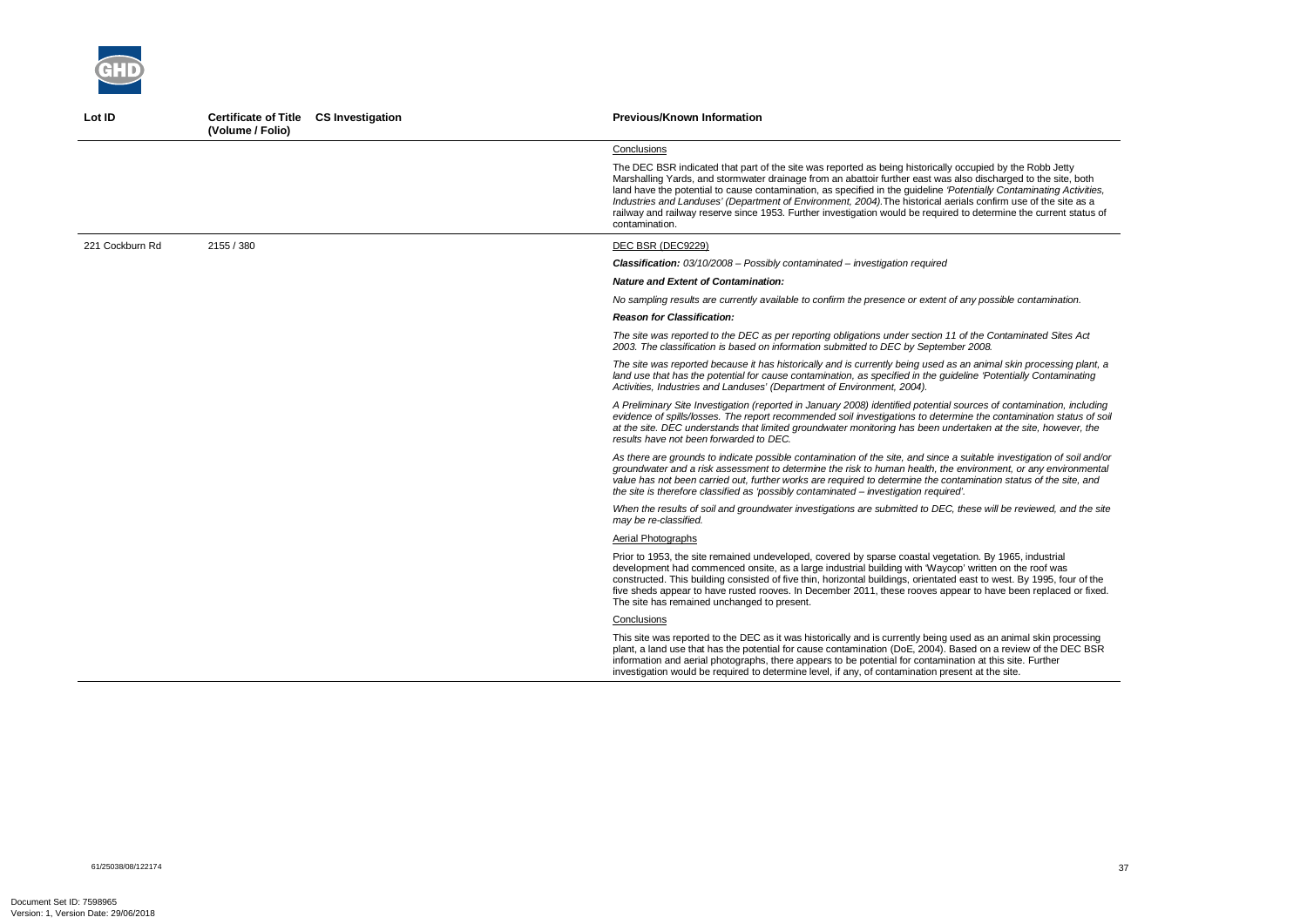| Lot ID | Certificate of Title (Volume / Folio) | CS Investigation | Previous/Known Information |
|---|---|---|---|
| | | | <u>Conclusions</u><br><br>The DEC BSR indicated that part of the site was reported as being historically occupied by the Robb Jetty Marshalling Yards, and stormwater drainage from an abattoir further east was also discharged to the site, both land have the potential to cause contamination, as specified in the guideline *'Potentially Contaminating Activities, Industries and Landuses' (Department of Environment, 2004).* The historical aerials confirm use of the site as a railway and railway reserve since 1953. Further investigation would be required to determine the current status of contamination. |
| 221 Cockburn Rd | 2155 / 380 | | <u>DEC BSR (DEC9229)</u><br><br>***Classification:*** *03/10/2008 – Possibly contaminated – investigation required*<br><br>***Nature and Extent of Contamination:***<br><br>*No sampling results are currently available to confirm the presence or extent of any possible contamination.*<br><br>***Reason for Classification:***<br><br>*The site was reported to the DEC as per reporting obligations under section 11 of the Contaminated Sites Act 2003. The classification is based on information submitted to DEC by September 2008.*<br><br>*The site was reported because it has historically and is currently being used as an animal skin processing plant, a land use that has the potential for cause contamination, as specified in the guideline 'Potentially Contaminating Activities, Industries and Landuses' (Department of Environment, 2004).*<br><br>*A Preliminary Site Investigation (reported in January 2008) identified potential sources of contamination, including evidence of spills/losses. The report recommended soil investigations to determine the contamination status of soil at the site. DEC understands that limited groundwater monitoring has been undertaken at the site, however, the results have not been forwarded to DEC.*<br><br>*As there are grounds to indicate possible contamination of the site, and since a suitable investigation of soil and/or groundwater and a risk assessment to determine the risk to human health, the environment, or any environmental value has not been carried out, further works are required to determine the contamination status of the site, and the site is therefore classified as 'possibly contaminated – investigation required'.*<br><br>*When the results of soil and groundwater investigations are submitted to DEC, these will be reviewed, and the site may be re-classified.*<br><br><u>Aerial Photographs</u><br><br>Prior to 1953, the site remained undeveloped, covered by sparse coastal vegetation. By 1965, industrial development had commenced onsite, as a large industrial building with 'Waycop' written on the roof was constructed. This building consisted of five thin, horizontal buildings, orientated east to west. By 1995, four of the five sheds appear to have rusted rooves. In December 2011, these rooves appear to have been replaced or fixed. The site has remained unchanged to present.<br><br><u>Conclusions</u><br><br>This site was reported to the DEC as it was historically and is currently being used as an animal skin processing plant, a land use that has the potential for cause contamination (DoE, 2004). Based on a review of the DEC BSR information and aerial photographs, there appears to be potential for contamination at this site. Further investigation would be required to determine level, if any, of contamination present at the site. |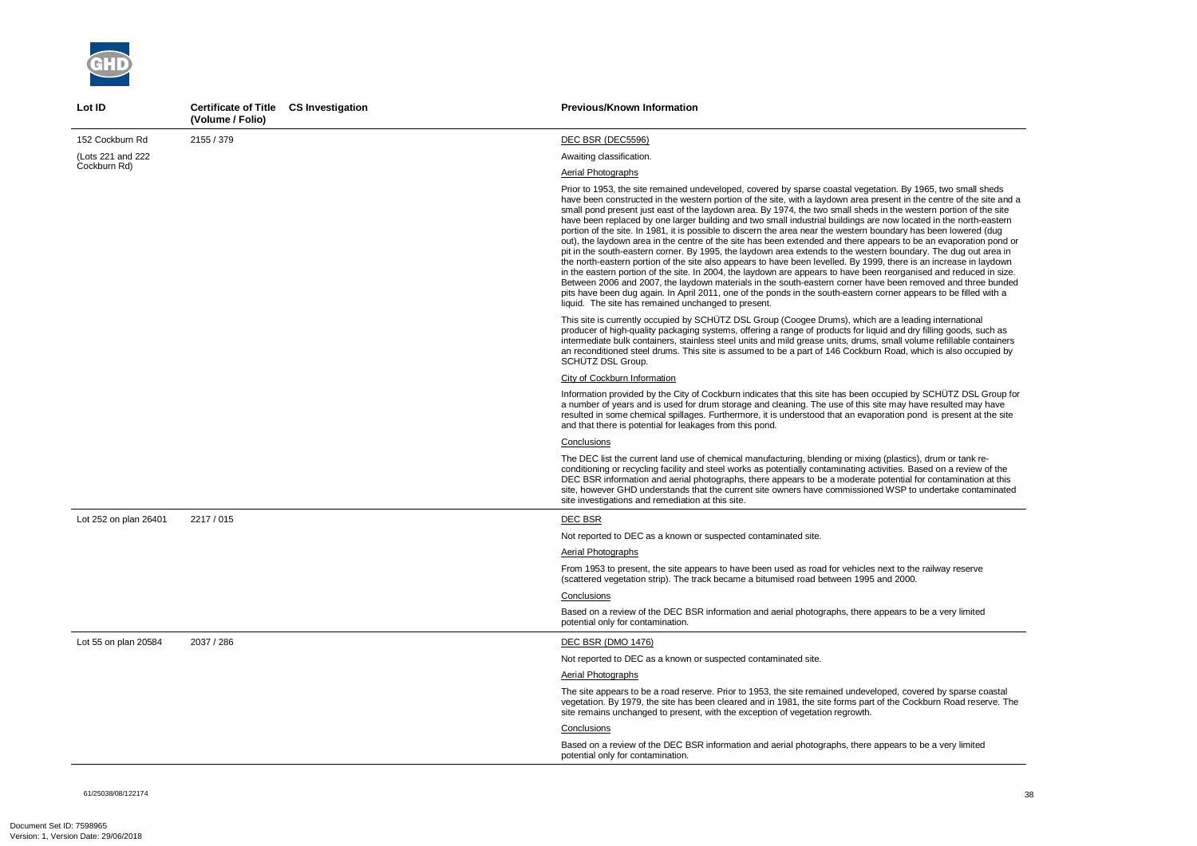| Lot ID | Certificate of Title (Volume / Folio) | CS Investigation | Previous/Known Information |
|---|---|---|---|
| 152 Cockburn Rd<br><br>(Lots 221 and 222 Cockburn Rd) | 2155 / 379 | | DEC BSR (DEC5596)<br><br>Awaiting classification.<br><br>Aerial Photographs<br><br>Prior to 1953, the site remained undeveloped, covered by sparse coastal vegetation. By 1965, two small sheds have been constructed in the western portion of the site, with a laydown area present in the centre of the site and a small pond present just east of the laydown area. By 1974, the two small sheds in the western portion of the site have been replaced by one larger building and two small industrial buildings are now located in the north-eastern portion of the site. In 1981, it is possible to discern the area near the western boundary has been lowered (dug out), the laydown area in the centre of the site has been extended and there appears to be an evaporation pond or pit in the south-eastern corner. By 1995, the laydown area extends to the western boundary. The dug out area in the north-eastern portion of the site also appears to have been levelled. By 1999, there is an increase in laydown in the eastern portion of the site. In 2004, the laydown are appears to have been reorganised and reduced in size. Between 2006 and 2007, the laydown materials in the south-eastern corner have been removed and three bunded pits have been dug again. In April 2011, one of the ponds in the south-eastern corner appears to be filled with a liquid. The site has remained unchanged to present.<br><br>This site is currently occupied by SCHÜTZ DSL Group (Coogee Drums), which are a leading international producer of high-quality packaging systems, offering a range of products for liquid and dry filling goods, such as intermediate bulk containers, stainless steel units and mild grease units, drums, small volume refillable containers an reconditioned steel drums. This site is assumed to be a part of 146 Cockburn Road, which is also occupied by SCHÜTZ DSL Group.<br><br>City of Cockburn Information<br><br>Information provided by the City of Cockburn indicates that this site has been occupied by SCHÜTZ DSL Group for a number of years and is used for drum storage and cleaning. The use of this site may have resulted may have resulted in some chemical spillages. Furthermore, it is understood that an evaporation pond is present at the site and that there is potential for leakages from this pond.<br><br>Conclusions<br><br>The DEC list the current land use of chemical manufacturing, blending or mixing (plastics), drum or tank re-conditioning or recycling facility and steel works as potentially contaminating activities. Based on a review of the DEC BSR information and aerial photographs, there appears to be a moderate potential for contamination at this site, however GHD understands that the current site owners have commissioned WSP to undertake contaminated site investigations and remediation at this site. |
| Lot 252 on plan 26401 | 2217 / 015 | | DEC BSR<br><br>Not reported to DEC as a known or suspected contaminated site.<br><br>Aerial Photographs<br><br>From 1953 to present, the site appears to have been used as road for vehicles next to the railway reserve (scattered vegetation strip). The track became a bitumised road between 1995 and 2000.<br><br>Conclusions<br><br>Based on a review of the DEC BSR information and aerial photographs, there appears to be a very limited potential only for contamination. |
| Lot 55 on plan 20584 | 2037 / 286 | | DEC BSR (DMO 1476)<br><br>Not reported to DEC as a known or suspected contaminated site.<br><br>Aerial Photographs<br><br>The site appears to be a road reserve. Prior to 1953, the site remained undeveloped, covered by sparse coastal vegetation. By 1979, the site has been cleared and in 1981, the site forms part of the Cockburn Road reserve. The site remains unchanged to present, with the exception of vegetation regrowth.<br><br>Conclusions<br><br>Based on a review of the DEC BSR information and aerial photographs, there appears to be a very limited potential only for contamination. |

61/25038/08/122174

Document Set ID: 7598965
Version: 1, Version Date: 29/06/2018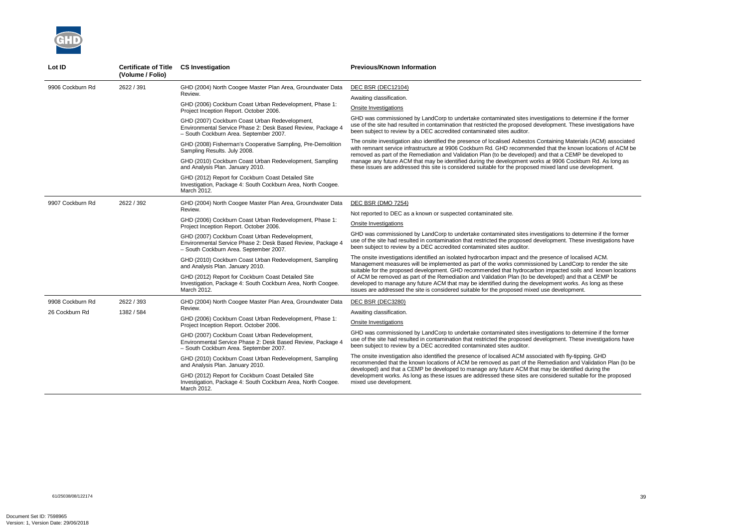| Lot ID | Certificate of Title (Volume / Folio) | CS Investigation | Previous/Known Information |
|---|---|---|---|
| 9906 Cockburn Rd | 2622 / 391 | GHD (2004) North Coogee Master Plan Area, Groundwater Data Review.<br><br>GHD (2006) Cockburn Coast Urban Redevelopment, Phase 1: Project Inception Report. October 2006.<br><br>GHD (2007) Cockburn Coast Urban Redevelopment, Environmental Service Phase 2: Desk Based Review, Package 4 – South Cockburn Area. September 2007.<br><br>GHD (2008) Fisherman's Cooperative Sampling, Pre-Demolition Sampling Results. July 2008.<br><br>GHD (2010) Cockburn Coast Urban Redevelopment, Sampling and Analysis Plan. January 2010.<br><br>GHD (2012) Report for Cockburn Coast Detailed Site Investigation, Package 4: South Cockburn Area, North Coogee. March 2012. | DEC BSR (DEC12104)<br><br>Awaiting classification.<br><br>Onsite Investigations<br><br>GHD was commissioned by LandCorp to undertake contaminated sites investigations to determine if the former use of the site had resulted in contamination that restricted the proposed development. These investigations have been subject to review by a DEC accredited contaminated sites auditor.<br><br>The onsite investigation also identified the presence of localised Asbestos Containing Materials (ACM) associated with remnant service infrastructure at 9906 Cockburn Rd. GHD recommended that the known locations of ACM be removed as part of the Remediation and Validation Plan (to be developed) and that a CEMP be developed to manage any future ACM that may be identified during the development works at 9906 Cockburn Rd. As long as these issues are addressed this site is considered suitable for the proposed mixed land use development. |
| 9907 Cockburn Rd | 2622 / 392 | GHD (2004) North Coogee Master Plan Area, Groundwater Data Review.<br><br>GHD (2006) Cockburn Coast Urban Redevelopment, Phase 1: Project Inception Report. October 2006.<br><br>GHD (2007) Cockburn Coast Urban Redevelopment, Environmental Service Phase 2: Desk Based Review, Package 4 – South Cockburn Area. September 2007.<br><br>GHD (2010) Cockburn Coast Urban Redevelopment, Sampling and Analysis Plan. January 2010.<br><br>GHD (2012) Report for Cockburn Coast Detailed Site Investigation, Package 4: South Cockburn Area, North Coogee. March 2012. | DEC BSR (DMO 7254)<br><br>Not reported to DEC as a known or suspected contaminated site.<br><br>Onsite Investigations<br><br>GHD was commissioned by LandCorp to undertake contaminated sites investigations to determine if the former use of the site had resulted in contamination that restricted the proposed development. These investigations have been subject to review by a DEC accredited contaminated sites auditor.<br><br>The onsite investigations identified an isolated hydrocarbon impact and the presence of localised ACM. Management measures will be implemented as part of the works commissioned by LandCorp to render the site suitable for the proposed development. GHD recommended that hydrocarbon impacted soils and known locations of ACM be removed as part of the Remediation and Validation Plan (to be developed) and that a CEMP be developed to manage any future ACM that may be identified during the development works. As long as these issues are addressed the site is considered suitable for the proposed mixed use development. |
| 9908 Cockburn Rd<br><br>26 Cockburn Rd | 2622 / 393<br><br>1382 / 584 | GHD (2004) North Coogee Master Plan Area, Groundwater Data Review.<br><br>GHD (2006) Cockburn Coast Urban Redevelopment, Phase 1: Project Inception Report. October 2006.<br><br>GHD (2007) Cockburn Coast Urban Redevelopment, Environmental Service Phase 2: Desk Based Review, Package 4 – South Cockburn Area. September 2007.<br><br>GHD (2010) Cockburn Coast Urban Redevelopment, Sampling and Analysis Plan. January 2010.<br><br>GHD (2012) Report for Cockburn Coast Detailed Site Investigation, Package 4: South Cockburn Area, North Coogee. March 2012. | DEC BSR (DEC3280)<br><br>Awaiting classification.<br><br>Onsite Investigations<br><br>GHD was commissioned by LandCorp to undertake contaminated sites investigations to determine if the former use of the site had resulted in contamination that restricted the proposed development. These investigations have been subject to review by a DEC accredited contaminated sites auditor.<br><br>The onsite investigation also identified the presence of localised ACM associated with fly-tipping. GHD recommended that the known locations of ACM be removed as part of the Remediation and Validation Plan (to be developed) and that a CEMP be developed to manage any future ACM that may be identified during the development works. As long as these issues are addressed these sites are considered suitable for the proposed mixed use development. |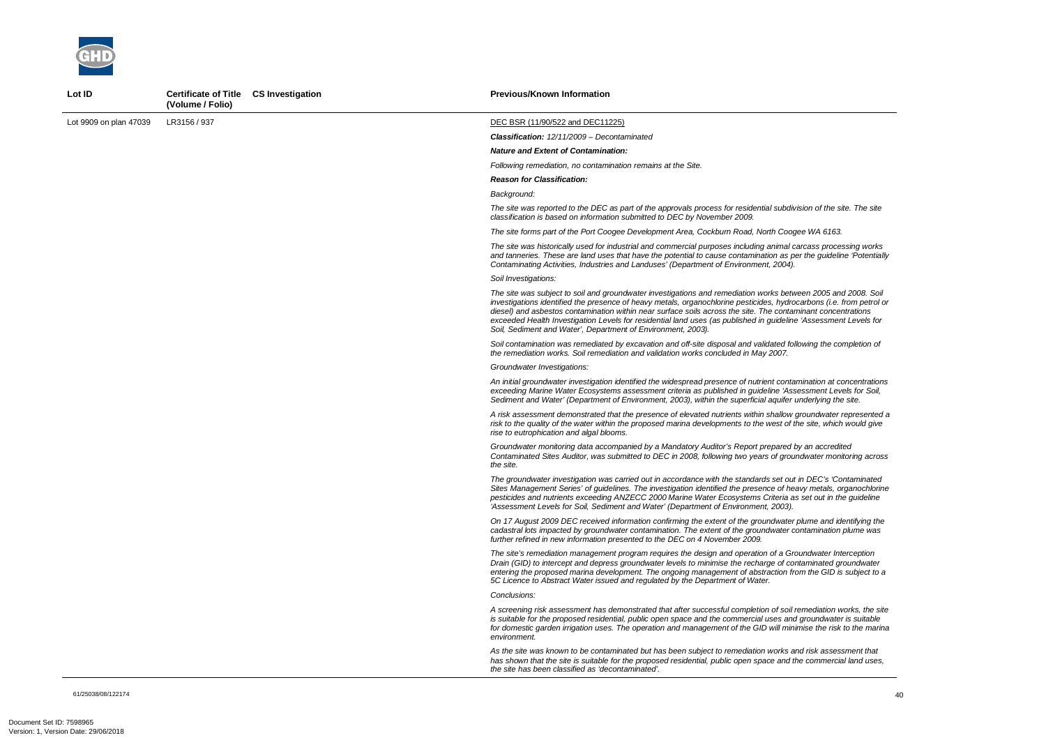| Lot ID | Certificate of Title (Volume / Folio) | CS Investigation | Previous/Known Information |
|---|---|---|---|
| Lot 9909 on plan 47039 | LR3156 / 937 | | DEC BSR (11/90/522 and DEC11225)<br><br>***Classification:*** *12/11/2009 – Decontaminated*<br><br>***Nature and Extent of Contamination:***<br><br>*Following remediation, no contamination remains at the Site.*<br><br>***Reason for Classification:***<br><br>*Background:*<br><br>*The site was reported to the DEC as part of the approvals process for residential subdivision of the site. The site classification is based on information submitted to DEC by November 2009.*<br><br>*The site forms part of the Port Coogee Development Area, Cockburn Road, North Coogee WA 6163.*<br><br>*The site was historically used for industrial and commercial purposes including animal carcass processing works and tanneries. These are land uses that have the potential to cause contamination as per the guideline 'Potentially Contaminating Activities, Industries and Landuses' (Department of Environment, 2004).*<br><br>*Soil Investigations:*<br><br>*The site was subject to soil and groundwater investigations and remediation works between 2005 and 2008. Soil investigations identified the presence of heavy metals, organochlorine pesticides, hydrocarbons (i.e. from petrol or diesel) and asbestos contamination within near surface soils across the site. The contaminant concentrations exceeded Health Investigation Levels for residential land uses (as published in guideline 'Assessment Levels for Soil, Sediment and Water', Department of Environment, 2003).*<br><br>*Soil contamination was remediated by excavation and off-site disposal and validated following the completion of the remediation works. Soil remediation and validation works concluded in May 2007.*<br><br>*Groundwater Investigations:*<br><br>*An initial groundwater investigation identified the widespread presence of nutrient contamination at concentrations exceeding Marine Water Ecosystems assessment criteria as published in guideline 'Assessment Levels for Soil, Sediment and Water' (Department of Environment, 2003), within the superficial aquifer underlying the site.*<br><br>*A risk assessment demonstrated that the presence of elevated nutrients within shallow groundwater represented a risk to the quality of the water within the proposed marina developments to the west of the site, which would give rise to eutrophication and algal blooms.*<br><br>*Groundwater monitoring data accompanied by a Mandatory Auditor's Report prepared by an accredited Contaminated Sites Auditor, was submitted to DEC in 2008, following two years of groundwater monitoring across the site.*<br><br>*The groundwater investigation was carried out in accordance with the standards set out in DEC's 'Contaminated Sites Management Series' of guidelines. The investigation identified the presence of heavy metals, organochlorine pesticides and nutrients exceeding ANZECC 2000 Marine Water Ecosystems Criteria as set out in the guideline 'Assessment Levels for Soil, Sediment and Water' (Department of Environment, 2003).*<br><br>*On 17 August 2009 DEC received information confirming the extent of the groundwater plume and identifying the cadastral lots impacted by groundwater contamination. The extent of the groundwater contamination plume was further refined in new information presented to the DEC on 4 November 2009.*<br><br>*The site's remediation management program requires the design and operation of a Groundwater Interception Drain (GID) to intercept and depress groundwater levels to minimise the recharge of contaminated groundwater entering the proposed marina development. The ongoing management of abstraction from the GID is subject to a 5C Licence to Abstract Water issued and regulated by the Department of Water.*<br><br>*Conclusions:*<br><br>*A screening risk assessment has demonstrated that after successful completion of soil remediation works, the site is suitable for the proposed residential, public open space and the commercial uses and groundwater is suitable for domestic garden irrigation uses. The operation and management of the GID will minimise the risk to the marina environment.*<br><br>*As the site was known to be contaminated but has been subject to remediation works and risk assessment that has shown that the site is suitable for the proposed residential, public open space and the commercial land uses, the site has been classified as 'decontaminated'.* |

61/25038/08/122174

Document Set ID: 7598965
Version: 1, Version Date: 29/06/2018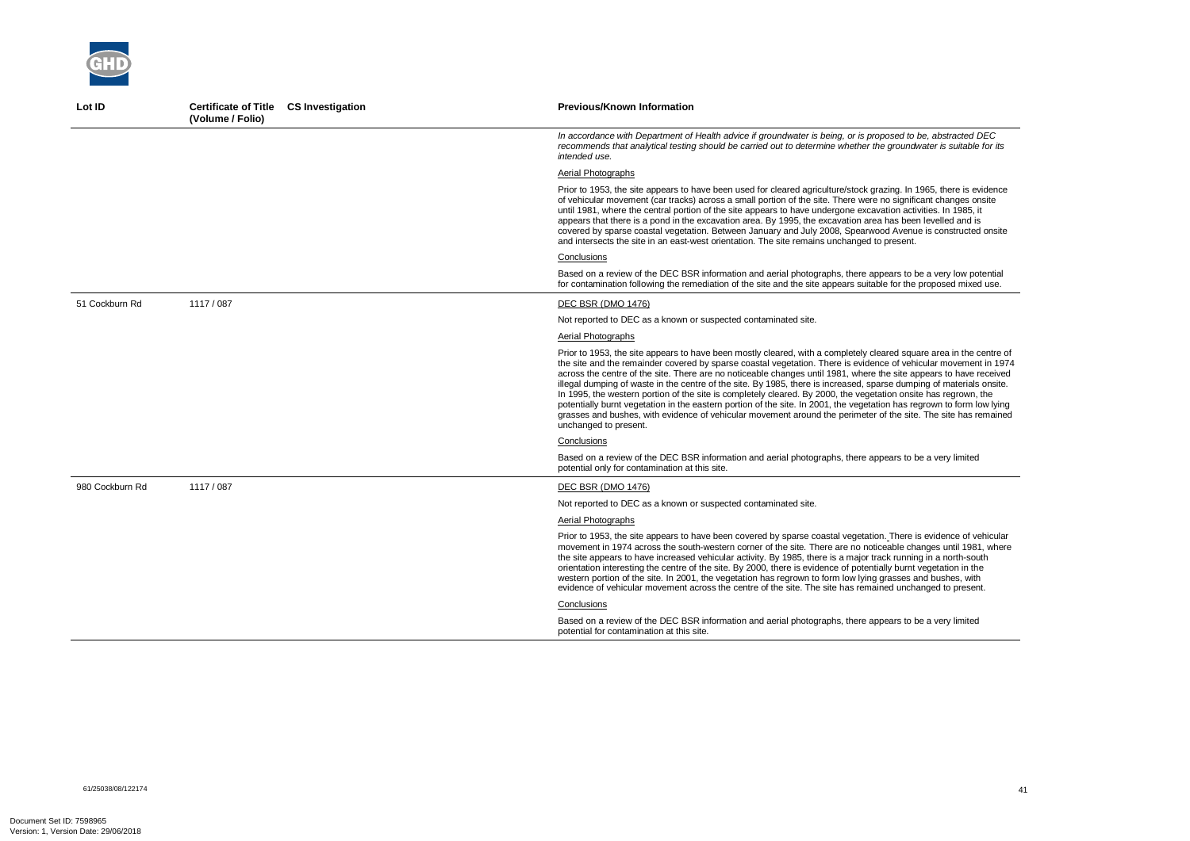| Lot ID | Certificate of Title (Volume / Folio) | CS Investigation | Previous/Known Information |
|---|---|---|---|
| | | | *In accordance with Department of Health advice if groundwater is being, or is proposed to be, abstracted DEC recommends that analytical testing should be carried out to determine whether the groundwater is suitable for its intended use.*<br><br><u>Aerial Photographs</u><br><br>Prior to 1953, the site appears to have been used for cleared agriculture/stock grazing. In 1965, there is evidence of vehicular movement (car tracks) across a small portion of the site. There were no significant changes onsite until 1981, where the central portion of the site appears to have undergone excavation activities. In 1985, it appears that there is a pond in the excavation area. By 1995, the excavation area has been levelled and is covered by sparse coastal vegetation. Between January and July 2008, Spearwood Avenue is constructed onsite and intersects the site in an east-west orientation. The site remains unchanged to present.<br><br><u>Conclusions</u><br><br>Based on a review of the DEC BSR information and aerial photographs, there appears to be a very low potential for contamination following the remediation of the site and the site appears suitable for the proposed mixed use. |
| 51 Cockburn Rd | 1117 / 087 | | <u>DEC BSR (DMO 1476)</u><br><br>Not reported to DEC as a known or suspected contaminated site.<br><br><u>Aerial Photographs</u><br><br>Prior to 1953, the site appears to have been mostly cleared, with a completely cleared square area in the centre of the site and the remainder covered by sparse coastal vegetation. There is evidence of vehicular movement in 1974 across the centre of the site. There are no noticeable changes until 1981, where the site appears to have received illegal dumping of waste in the centre of the site. By 1985, there is increased, sparse dumping of materials onsite. In 1995, the western portion of the site is completely cleared. By 2000, the vegetation onsite has regrown, the potentially burnt vegetation in the eastern portion of the site. In 2001, the vegetation has regrown to form low lying grasses and bushes, with evidence of vehicular movement around the perimeter of the site. The site has remained unchanged to present.<br><br><u>Conclusions</u><br><br>Based on a review of the DEC BSR information and aerial photographs, there appears to be a very limited potential only for contamination at this site. |
| 980 Cockburn Rd | 1117 / 087 | | <u>DEC BSR (DMO 1476)</u><br><br>Not reported to DEC as a known or suspected contaminated site.<br><br><u>Aerial Photographs</u><br><br>Prior to 1953, the site appears to have been covered by sparse coastal vegetation. There is evidence of vehicular movement in 1974 across the south-western corner of the site. There are no noticeable changes until 1981, where the site appears to have increased vehicular activity. By 1985, there is a major track running in a north-south orientation interesting the centre of the site. By 2000, there is evidence of potentially burnt vegetation in the western portion of the site. In 2001, the vegetation has regrown to form low lying grasses and bushes, with evidence of vehicular movement across the centre of the site. The site has remained unchanged to present.<br><br><u>Conclusions</u><br><br>Based on a review of the DEC BSR information and aerial photographs, there appears to be a very limited potential for contamination at this site. |

61/25038/08/122174

Document Set ID: 7598965
Version: 1, Version Date: 29/06/2018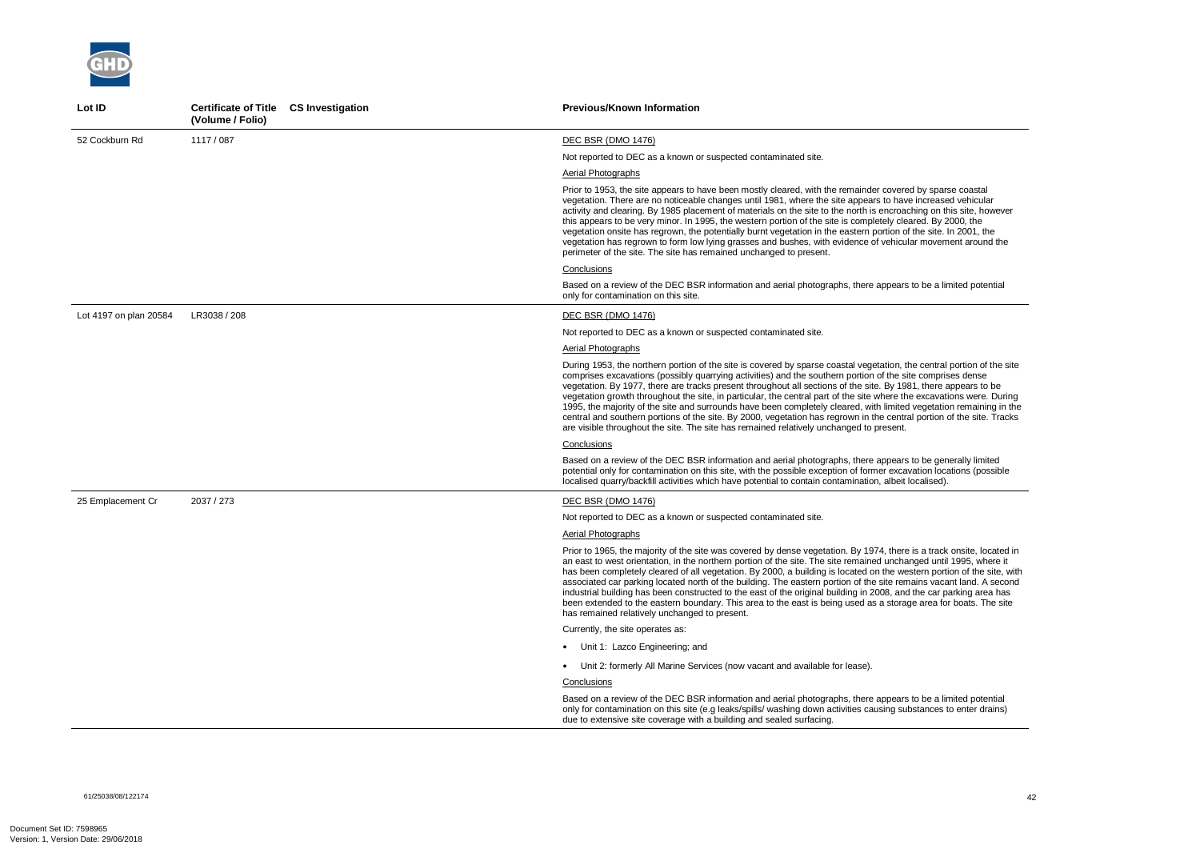| Lot ID | Certificate of Title (Volume / Folio) | CS Investigation | Previous/Known Information |
|---|---|---|---|
| 52 Cockburn Rd | 1117 / 087 | | DEC BSR (DMO 1476)<br><br>Not reported to DEC as a known or suspected contaminated site.<br><br>Aerial Photographs<br><br>Prior to 1953, the site appears to have been mostly cleared, with the remainder covered by sparse coastal vegetation. There are no noticeable changes until 1981, where the site appears to have increased vehicular activity and clearing. By 1985 placement of materials on the site to the north is encroaching on this site, however this appears to be very minor. In 1995, the western portion of the site is completely cleared. By 2000, the vegetation onsite has regrown, the potentially burnt vegetation in the eastern portion of the site. In 2001, the vegetation has regrown to form low lying grasses and bushes, with evidence of vehicular movement around the perimeter of the site. The site has remained unchanged to present.<br><br>Conclusions<br><br>Based on a review of the DEC BSR information and aerial photographs, there appears to be a limited potential only for contamination on this site. |
| Lot 4197 on plan 20584 | LR3038 / 208 | | DEC BSR (DMO 1476)<br><br>Not reported to DEC as a known or suspected contaminated site.<br><br>Aerial Photographs<br><br>During 1953, the northern portion of the site is covered by sparse coastal vegetation, the central portion of the site comprises excavations (possibly quarrying activities) and the southern portion of the site comprises dense vegetation. By 1977, there are tracks present throughout all sections of the site. By 1981, there appears to be vegetation growth throughout the site, in particular, the central part of the site where the excavations were. During 1995, the majority of the site and surrounds have been completely cleared, with limited vegetation remaining in the central and southern portions of the site. By 2000, vegetation has regrown in the central portion of the site. Tracks are visible throughout the site. The site has remained relatively unchanged to present.<br><br>Conclusions<br><br>Based on a review of the DEC BSR information and aerial photographs, there appears to be generally limited potential only for contamination on this site, with the possible exception of former excavation locations (possible localised quarry/backfill activities which have potential to contain contamination, albeit localised). |
| 25 Emplacement Cr | 2037 / 273 | | DEC BSR (DMO 1476)<br><br>Not reported to DEC as a known or suspected contaminated site.<br><br>Aerial Photographs<br><br>Prior to 1965, the majority of the site was covered by dense vegetation. By 1974, there is a track onsite, located in an east to west orientation, in the northern portion of the site. The site remained unchanged until 1995, where it has been completely cleared of all vegetation. By 2000, a building is located on the western portion of the site, with associated car parking located north of the building. The eastern portion of the site remains vacant land. A second industrial building has been constructed to the east of the original building in 2008, and the car parking area has been extended to the eastern boundary. This area to the east is being used as a storage area for boats. The site has remained relatively unchanged to present.<br><br>Currently, the site operates as:<br><br>• Unit 1: Lazco Engineering; and<br><br>• Unit 2: formerly All Marine Services (now vacant and available for lease).<br><br>Conclusions<br><br>Based on a review of the DEC BSR information and aerial photographs, there appears to be a limited potential only for contamination on this site (e.g leaks/spills/ washing down activities causing substances to enter drains) due to extensive site coverage with a building and sealed surfacing. |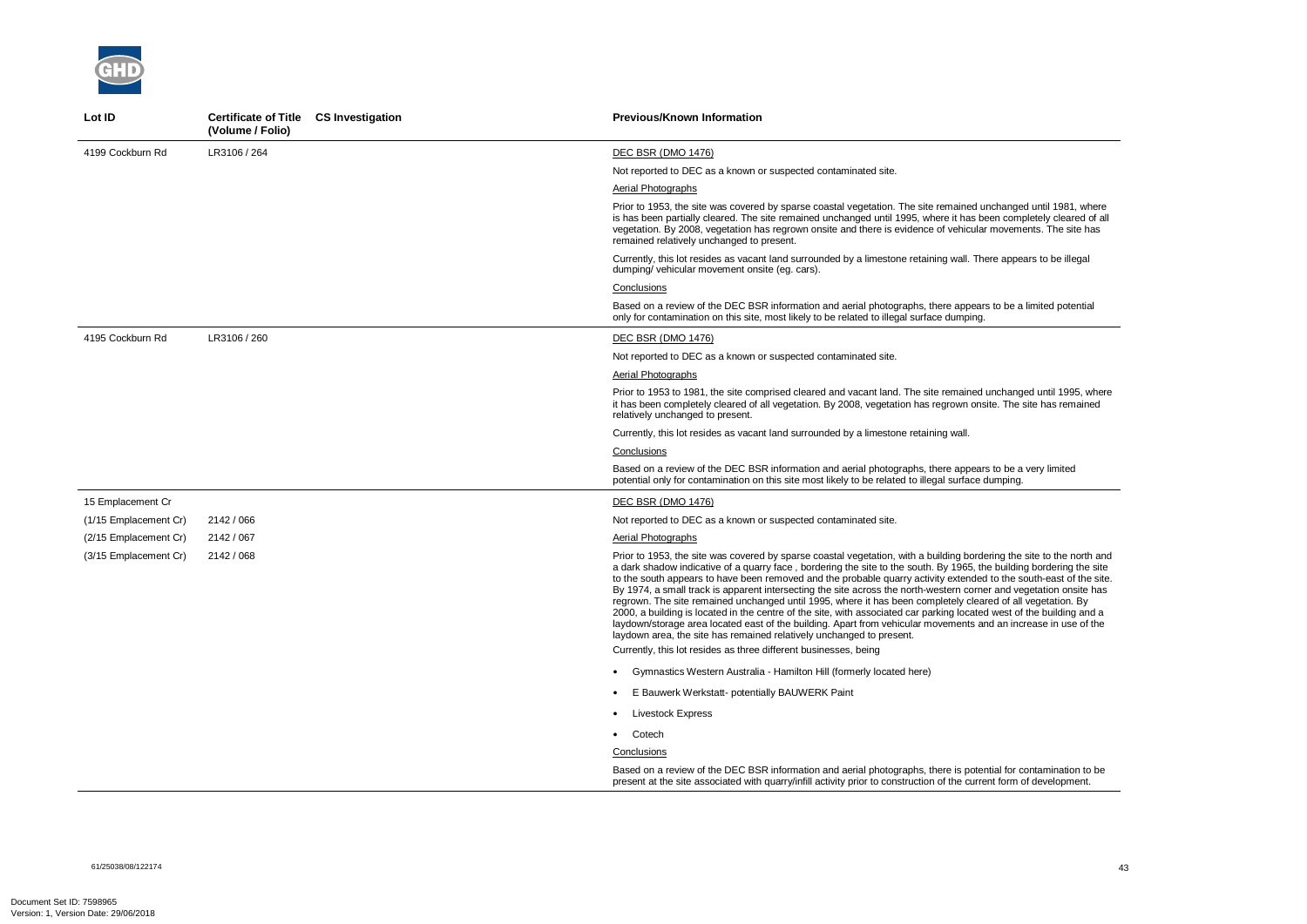| Lot ID | Certificate of Title (Volume / Folio) | CS Investigation | Previous/Known Information |
|---|---|---|---|
| 4199 Cockburn Rd | LR3106 / 264 | | DEC BSR (DMO 1476)<br><br>Not reported to DEC as a known or suspected contaminated site.<br><br>Aerial Photographs<br><br>Prior to 1953, the site was covered by sparse coastal vegetation. The site remained unchanged until 1981, where is has been partially cleared. The site remained unchanged until 1995, where it has been completely cleared of all vegetation. By 2008, vegetation has regrown onsite and there is evidence of vehicular movements. The site has remained relatively unchanged to present.<br><br>Currently, this lot resides as vacant land surrounded by a limestone retaining wall. There appears to be illegal dumping/ vehicular movement onsite (eg. cars).<br><br>Conclusions<br><br>Based on a review of the DEC BSR information and aerial photographs, there appears to be a limited potential only for contamination on this site, most likely to be related to illegal surface dumping. |
| 4195 Cockburn Rd | LR3106 / 260 | | DEC BSR (DMO 1476)<br><br>Not reported to DEC as a known or suspected contaminated site.<br><br>Aerial Photographs<br><br>Prior to 1953 to 1981, the site comprised cleared and vacant land. The site remained unchanged until 1995, where it has been completely cleared of all vegetation. By 2008, vegetation has regrown onsite. The site has remained relatively unchanged to present.<br><br>Currently, this lot resides as vacant land surrounded by a limestone retaining wall.<br><br>Conclusions<br><br>Based on a review of the DEC BSR information and aerial photographs, there appears to be a very limited potential only for contamination on this site most likely to be related to illegal surface dumping. |
| 15 Emplacement Cr<br>(1/15 Emplacement Cr)<br>(2/15 Emplacement Cr)<br>(3/15 Emplacement Cr) | <br>2142 / 066<br>2142 / 067<br>2142 / 068 | | DEC BSR (DMO 1476)<br><br>Not reported to DEC as a known or suspected contaminated site.<br><br>Aerial Photographs<br><br>Prior to 1953, the site was covered by sparse coastal vegetation, with a building bordering the site to the north and a dark shadow indicative of a quarry face , bordering the site to the south. By 1965, the building bordering the site to the south appears to have been removed and the probable quarry activity extended to the south-east of the site. By 1974, a small track is apparent intersecting the site across the north-western corner and vegetation onsite has regrown. The site remained unchanged until 1995, where it has been completely cleared of all vegetation. By 2000, a building is located in the centre of the site, with associated car parking located west of the building and a laydown/storage area located east of the building. Apart from vehicular movements and an increase in use of the laydown area, the site has remained relatively unchanged to present.<br><br>Currently, this lot resides as three different businesses, being<br><br>• Gymnastics Western Australia - Hamilton Hill (formerly located here)<br>• E Bauwerk Werkstatt- potentially BAUWERK Paint<br>• Livestock Express<br>• Cotech<br><br>Conclusions<br><br>Based on a review of the DEC BSR information and aerial photographs, there is potential for contamination to be present at the site associated with quarry/infill activity prior to construction of the current form of development. |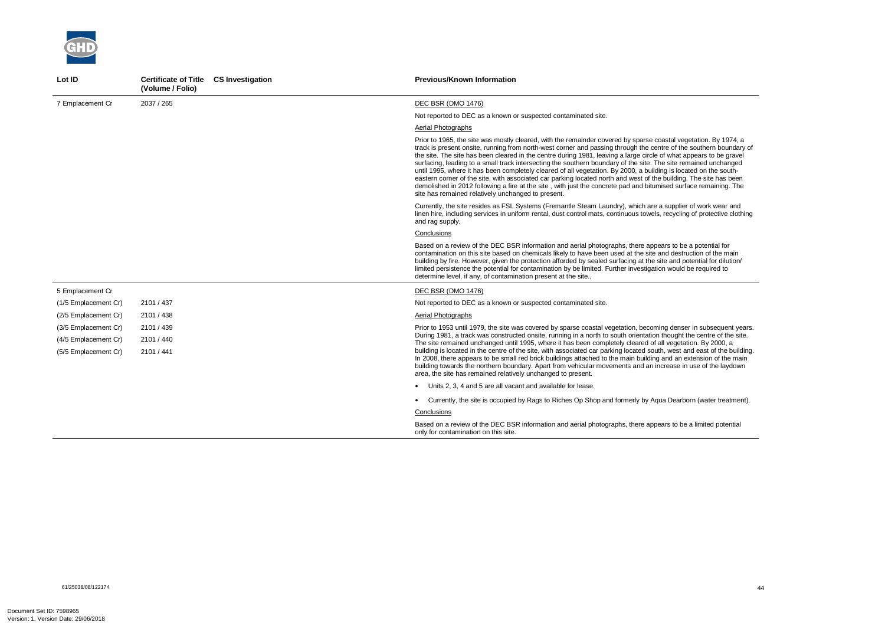| Lot ID | Certificate of Title (Volume / Folio) | CS Investigation | Previous/Known Information |
|---|---|---|---|
| 7 Emplacement Cr | 2037 / 265 | | DEC BSR (DMO 1476)<br><br>Not reported to DEC as a known or suspected contaminated site.<br><br>Aerial Photographs<br><br>Prior to 1965, the site was mostly cleared, with the remainder covered by sparse coastal vegetation. By 1974, a track is present onsite, running from north-west corner and passing through the centre of the southern boundary of the site. The site has been cleared in the centre during 1981, leaving a large circle of what appears to be gravel surfacing, leading to a small track intersecting the southern boundary of the site. The site remained unchanged until 1995, where it has been completely cleared of all vegetation. By 2000, a building is located on the south-eastern corner of the site, with associated car parking located north and west of the building. The site has been demolished in 2012 following a fire at the site , with just the concrete pad and bitumised surface remaining. The site has remained relatively unchanged to present.<br><br>Currently, the site resides as FSL Systems (Fremantle Steam Laundry), which are a supplier of work wear and linen hire, including services in uniform rental, dust control mats, continuous towels, recycling of protective clothing and rag supply.<br><br>Conclusions<br><br>Based on a review of the DEC BSR information and aerial photographs, there appears to be a potential for contamination on this site based on chemicals likely to have been used at the site and destruction of the main building by fire. However, given the protection afforded by sealed surfacing at the site and potential for dilution/ limited persistence the potential for contamination by be limited. Further investigation would be required to determine level, if any, of contamination present at the site., |
| 5 Emplacement Cr<br>(1/5 Emplacement Cr)<br>(2/5 Emplacement Cr)<br>(3/5 Emplacement Cr)<br>(4/5 Emplacement Cr)<br>(5/5 Emplacement Cr) | <br>2101 / 437<br>2101 / 438<br>2101 / 439<br>2101 / 440<br>2101 / 441 | | DEC BSR (DMO 1476)<br><br>Not reported to DEC as a known or suspected contaminated site.<br><br>Aerial Photographs<br><br>Prior to 1953 until 1979, the site was covered by sparse coastal vegetation, becoming denser in subsequent years. During 1981, a track was constructed onsite, running in a north to south orientation thought the centre of the site. The site remained unchanged until 1995, where it has been completely cleared of all vegetation. By 2000, a building is located in the centre of the site, with associated car parking located south, west and east of the building. In 2008, there appears to be small red brick buildings attached to the main building and an extension of the main building towards the northern boundary. Apart from vehicular movements and an increase in use of the laydown area, the site has remained relatively unchanged to present.<br><br>• Units 2, 3, 4 and 5 are all vacant and available for lease.<br><br>• Currently, the site is occupied by Rags to Riches Op Shop and formerly by Aqua Dearborn (water treatment).<br><br>Conclusions<br><br>Based on a review of the DEC BSR information and aerial photographs, there appears to be a limited potential only for contamination on this site. |

61/25038/08/122174

Document Set ID: 7598965
Version: 1, Version Date: 29/06/2018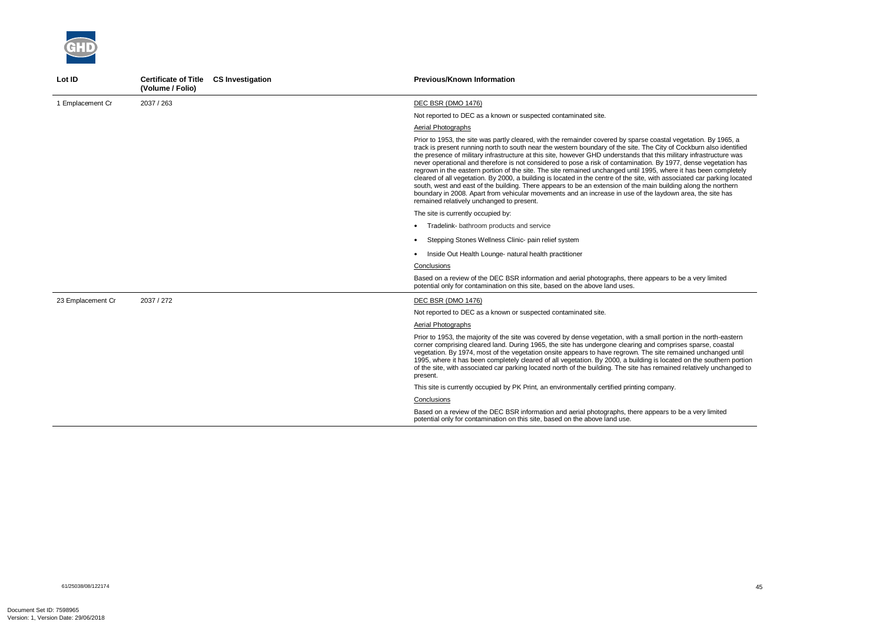| Lot ID | Certificate of Title (Volume / Folio) | CS Investigation | Previous/Known Information |
|---|---|---|---|
| 1 Emplacement Cr | 2037 / 263 | | DEC BSR (DMO 1476)<br><br>Not reported to DEC as a known or suspected contaminated site.<br><br>Aerial Photographs<br><br>Prior to 1953, the site was partly cleared, with the remainder covered by sparse coastal vegetation. By 1965, a track is present running north to south near the western boundary of the site. The City of Cockburn also identified the presence of military infrastructure at this site, however GHD understands that this military infrastructure was never operational and therefore is not considered to pose a risk of contamination. By 1977, dense vegetation has regrown in the eastern portion of the site. The site remained unchanged until 1995, where it has been completely cleared of all vegetation. By 2000, a building is located in the centre of the site, with associated car parking located south, west and east of the building. There appears to be an extension of the main building along the northern boundary in 2008. Apart from vehicular movements and an increase in use of the laydown area, the site has remained relatively unchanged to present.<br><br>The site is currently occupied by:<br><br>• Tradelink- bathroom products and service<br>• Stepping Stones Wellness Clinic- pain relief system<br>• Inside Out Health Lounge- natural health practitioner<br><br>Conclusions<br><br>Based on a review of the DEC BSR information and aerial photographs, there appears to be a very limited potential only for contamination on this site, based on the above land uses. |
| 23 Emplacement Cr | 2037 / 272 | | DEC BSR (DMO 1476)<br><br>Not reported to DEC as a known or suspected contaminated site.<br><br>Aerial Photographs<br><br>Prior to 1953, the majority of the site was covered by dense vegetation, with a small portion in the north-eastern corner comprising cleared land. During 1965, the site has undergone clearing and comprises sparse, coastal vegetation. By 1974, most of the vegetation onsite appears to have regrown. The site remained unchanged until 1995, where it has been completely cleared of all vegetation. By 2000, a building is located on the southern portion of the site, with associated car parking located north of the building. The site has remained relatively unchanged to present.<br><br>This site is currently occupied by PK Print, an environmentally certified printing company.<br><br>Conclusions<br><br>Based on a review of the DEC BSR information and aerial photographs, there appears to be a very limited potential only for contamination on this site, based on the above land use. |

61/25038/08/122174

Document Set ID: 7598965
Version: 1, Version Date: 29/06/2018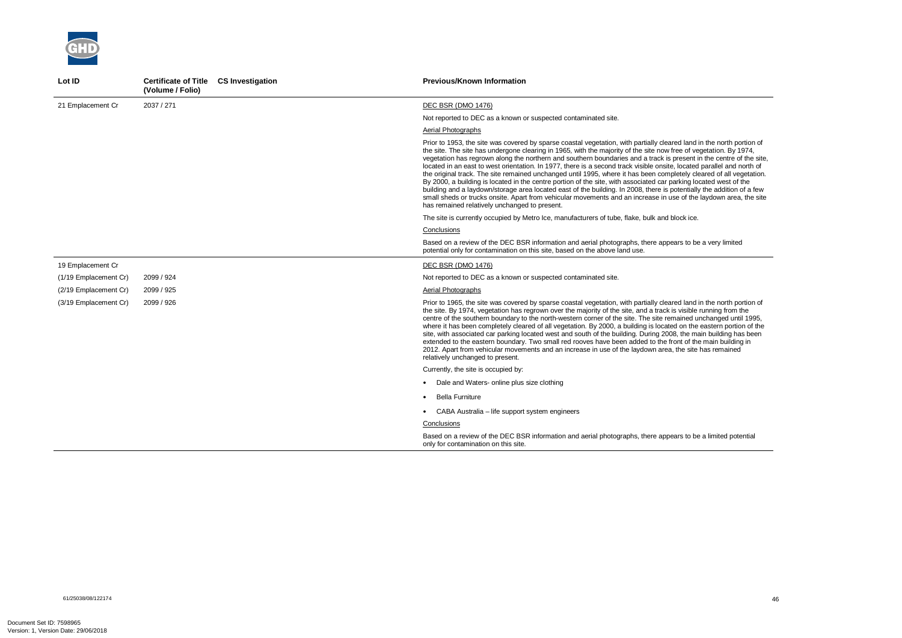| Lot ID | Certificate of Title (Volume / Folio) | CS Investigation | Previous/Known Information |
|---|---|---|---|
| 21 Emplacement Cr | 2037 / 271 | | DEC BSR (DMO 1476)<br><br>Not reported to DEC as a known or suspected contaminated site.<br><br>Aerial Photographs<br><br>Prior to 1953, the site was covered by sparse coastal vegetation, with partially cleared land in the north portion of the site. The site has undergone clearing in 1965, with the majority of the site now free of vegetation. By 1974, vegetation has regrown along the northern and southern boundaries and a track is present in the centre of the site, located in an east to west orientation. In 1977, there is a second track visible onsite, located parallel and north of the original track. The site remained unchanged until 1995, where it has been completely cleared of all vegetation. By 2000, a building is located in the centre portion of the site, with associated car parking located west of the building and a laydown/storage area located east of the building. In 2008, there is potentially the addition of a few small sheds or trucks onsite. Apart from vehicular movements and an increase in use of the laydown area, the site has remained relatively unchanged to present.<br><br>The site is currently occupied by Metro Ice, manufacturers of tube, flake, bulk and block ice.<br><br>Conclusions<br><br>Based on a review of the DEC BSR information and aerial photographs, there appears to be a very limited potential only for contamination on this site, based on the above land use. |
| 19 Emplacement Cr<br>(1/19 Emplacement Cr)<br>(2/19 Emplacement Cr)<br>(3/19 Emplacement Cr) | <br>2099 / 924<br>2099 / 925<br>2099 / 926 | | DEC BSR (DMO 1476)<br><br>Not reported to DEC as a known or suspected contaminated site.<br><br>Aerial Photographs<br><br>Prior to 1965, the site was covered by sparse coastal vegetation, with partially cleared land in the north portion of the site. By 1974, vegetation has regrown over the majority of the site, and a track is visible running from the centre of the southern boundary to the north-western corner of the site. The site remained unchanged until 1995, where it has been completely cleared of all vegetation. By 2000, a building is located on the eastern portion of the site, with associated car parking located west and south of the building. During 2008, the main building has been extended to the eastern boundary. Two small red rooves have been added to the front of the main building in 2012. Apart from vehicular movements and an increase in use of the laydown area, the site has remained relatively unchanged to present.<br><br>Currently, the site is occupied by:<br><br>• Dale and Waters- online plus size clothing<br>• Bella Furniture<br>• CABA Australia – life support system engineers<br><br>Conclusions<br><br>Based on a review of the DEC BSR information and aerial photographs, there appears to be a limited potential only for contamination on this site. |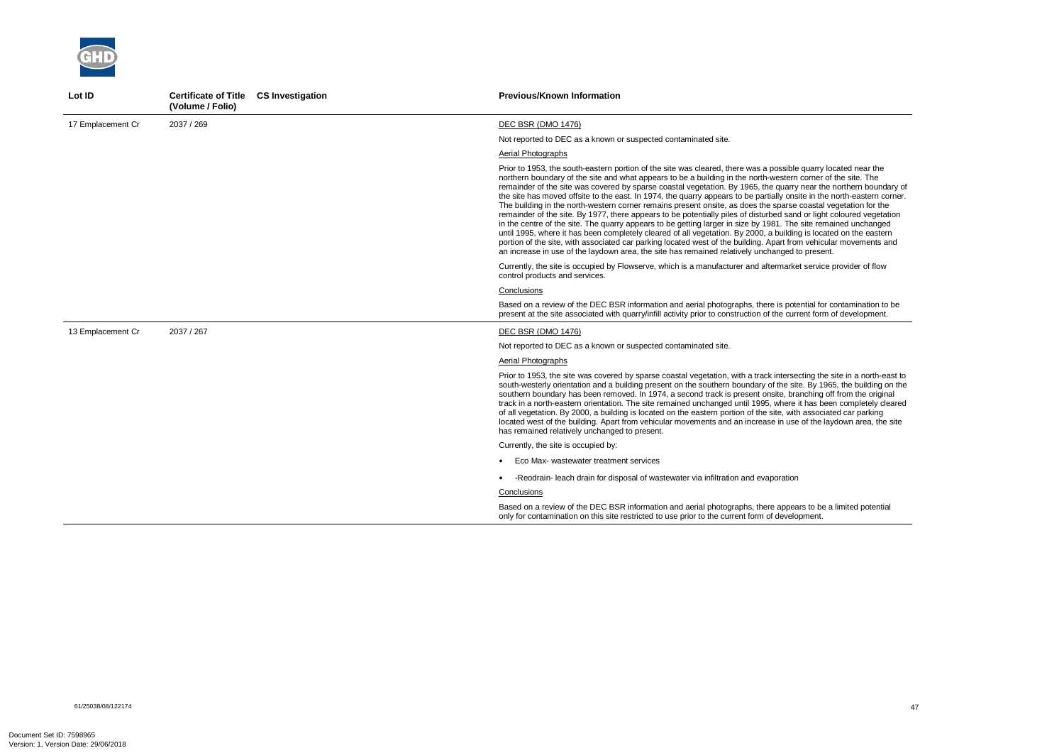| Lot ID | Certificate of Title (Volume / Folio) | CS Investigation | Previous/Known Information |
|---|---|---|---|
| 17 Emplacement Cr | 2037 / 269 | | DEC BSR (DMO 1476)<br><br>Not reported to DEC as a known or suspected contaminated site.<br><br>Aerial Photographs<br><br>Prior to 1953, the south-eastern portion of the site was cleared, there was a possible quarry located near the northern boundary of the site and what appears to be a building in the north-western corner of the site. The remainder of the site was covered by sparse coastal vegetation. By 1965, the quarry near the northern boundary of the site has moved offsite to the east. In 1974, the quarry appears to be partially onsite in the north-eastern corner. The building in the north-western corner remains present onsite, as does the sparse coastal vegetation for the remainder of the site. By 1977, there appears to be potentially piles of disturbed sand or light coloured vegetation in the centre of the site. The quarry appears to be getting larger in size by 1981. The site remained unchanged until 1995, where it has been completely cleared of all vegetation. By 2000, a building is located on the eastern portion of the site, with associated car parking located west of the building. Apart from vehicular movements and an increase in use of the laydown area, the site has remained relatively unchanged to present.<br><br>Currently, the site is occupied by Flowserve, which is a manufacturer and aftermarket service provider of flow control products and services.<br><br>Conclusions<br><br>Based on a review of the DEC BSR information and aerial photographs, there is potential for contamination to be present at the site associated with quarry/infill activity prior to construction of the current form of development. |
| 13 Emplacement Cr | 2037 / 267 | | DEC BSR (DMO 1476)<br><br>Not reported to DEC as a known or suspected contaminated site.<br><br>Aerial Photographs<br><br>Prior to 1953, the site was covered by sparse coastal vegetation, with a track intersecting the site in a north-east to south-westerly orientation and a building present on the southern boundary of the site. By 1965, the building on the southern boundary has been removed. In 1974, a second track is present onsite, branching off from the original track in a north-eastern orientation. The site remained unchanged until 1995, where it has been completely cleared of all vegetation. By 2000, a building is located on the eastern portion of the site, with associated car parking located west of the building. Apart from vehicular movements and an increase in use of the laydown area, the site has remained relatively unchanged to present.<br><br>Currently, the site is occupied by:<br><br>• Eco Max- wastewater treatment services<br><br>• -Reodrain- leach drain for disposal of wastewater via infiltration and evaporation<br><br>Conclusions<br><br>Based on a review of the DEC BSR information and aerial photographs, there appears to be a limited potential only for contamination on this site restricted to use prior to the current form of development. |

61/25038/08/122174

Document Set ID: 7598965
Version: 1, Version Date: 29/06/2018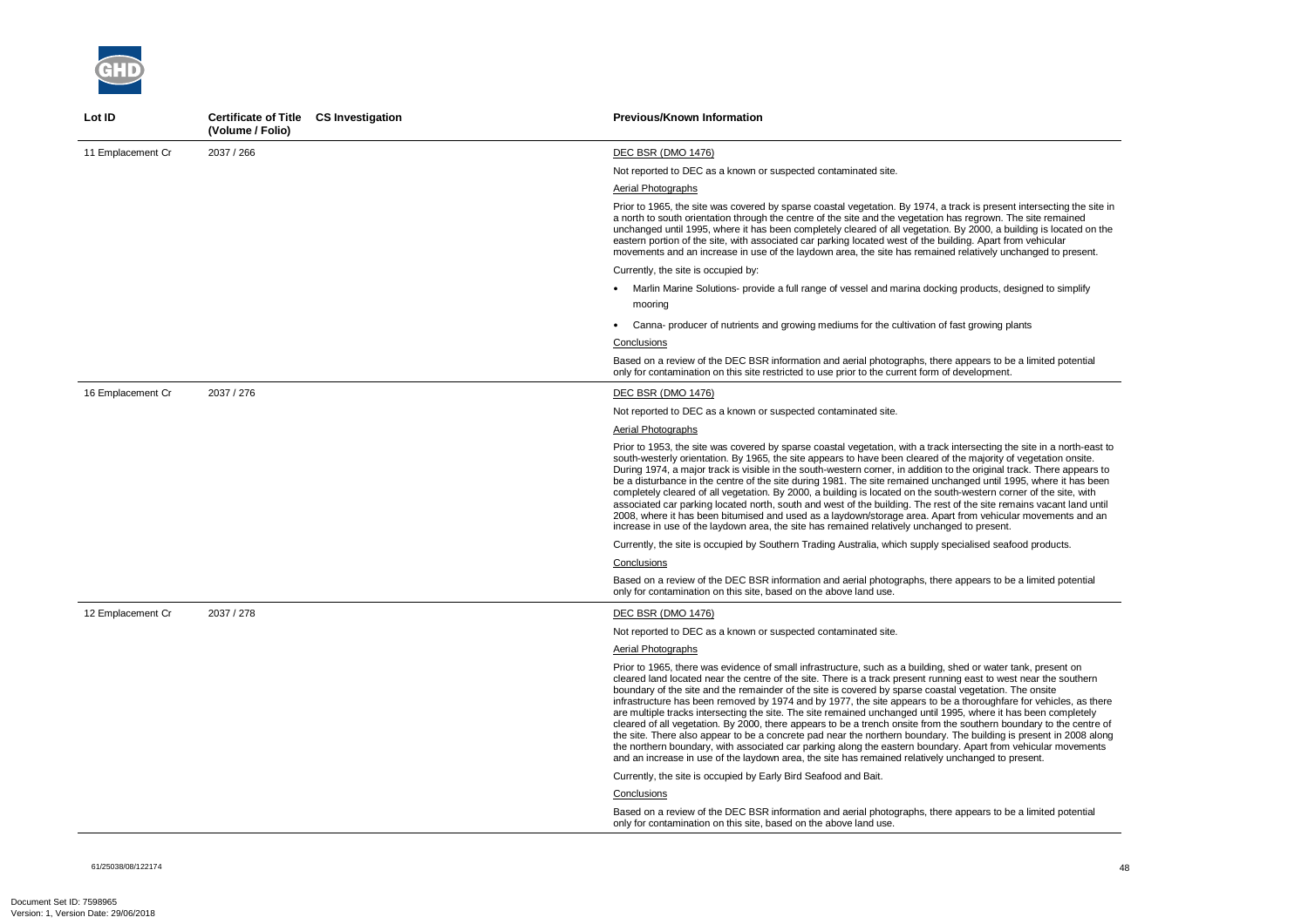| Lot ID | Certificate of Title (Volume / Folio) | CS Investigation | Previous/Known Information |
|---|---|---|---|
| 11 Emplacement Cr | 2037 / 266 | | DEC BSR (DMO 1476)<br><br>Not reported to DEC as a known or suspected contaminated site.<br><br>Aerial Photographs<br><br>Prior to 1965, the site was covered by sparse coastal vegetation. By 1974, a track is present intersecting the site in a north to south orientation through the centre of the site and the vegetation has regrown. The site remained unchanged until 1995, where it has been completely cleared of all vegetation. By 2000, a building is located on the eastern portion of the site, with associated car parking located west of the building. Apart from vehicular movements and an increase in use of the laydown area, the site has remained relatively unchanged to present.<br><br>Currently, the site is occupied by:<br><br>• Marlin Marine Solutions- provide a full range of vessel and marina docking products, designed to simplify mooring<br><br>• Canna- producer of nutrients and growing mediums for the cultivation of fast growing plants<br><br>Conclusions<br><br>Based on a review of the DEC BSR information and aerial photographs, there appears to be a limited potential only for contamination on this site restricted to use prior to the current form of development. |
| 16 Emplacement Cr | 2037 / 276 | | DEC BSR (DMO 1476)<br><br>Not reported to DEC as a known or suspected contaminated site.<br><br>Aerial Photographs<br><br>Prior to 1953, the site was covered by sparse coastal vegetation, with a track intersecting the site in a north-east to south-westerly orientation. By 1965, the site appears to have been cleared of the majority of vegetation onsite. During 1974, a major track is visible in the south-western corner, in addition to the original track. There appears to be a disturbance in the centre of the site during 1981. The site remained unchanged until 1995, where it has been completely cleared of all vegetation. By 2000, a building is located on the south-western corner of the site, with associated car parking located north, south and west of the building. The rest of the site remains vacant land until 2008, where it has been bitumised and used as a laydown/storage area. Apart from vehicular movements and an increase in use of the laydown area, the site has remained relatively unchanged to present.<br><br>Currently, the site is occupied by Southern Trading Australia, which supply specialised seafood products.<br><br>Conclusions<br><br>Based on a review of the DEC BSR information and aerial photographs, there appears to be a limited potential only for contamination on this site, based on the above land use. |
| 12 Emplacement Cr | 2037 / 278 | | DEC BSR (DMO 1476)<br><br>Not reported to DEC as a known or suspected contaminated site.<br><br>Aerial Photographs<br><br>Prior to 1965, there was evidence of small infrastructure, such as a building, shed or water tank, present on cleared land located near the centre of the site. There is a track present running east to west near the southern boundary of the site and the remainder of the site is covered by sparse coastal vegetation. The onsite infrastructure has been removed by 1974 and by 1977, the site appears to be a thoroughfare for vehicles, as there are multiple tracks intersecting the site. The site remained unchanged until 1995, where it has been completely cleared of all vegetation. By 2000, there appears to be a trench onsite from the southern boundary to the centre of the site. There also appear to be a concrete pad near the northern boundary. The building is present in 2008 along the northern boundary, with associated car parking along the eastern boundary. Apart from vehicular movements and an increase in use of the laydown area, the site has remained relatively unchanged to present.<br><br>Currently, the site is occupied by Early Bird Seafood and Bait.<br><br>Conclusions<br><br>Based on a review of the DEC BSR information and aerial photographs, there appears to be a limited potential only for contamination on this site, based on the above land use. |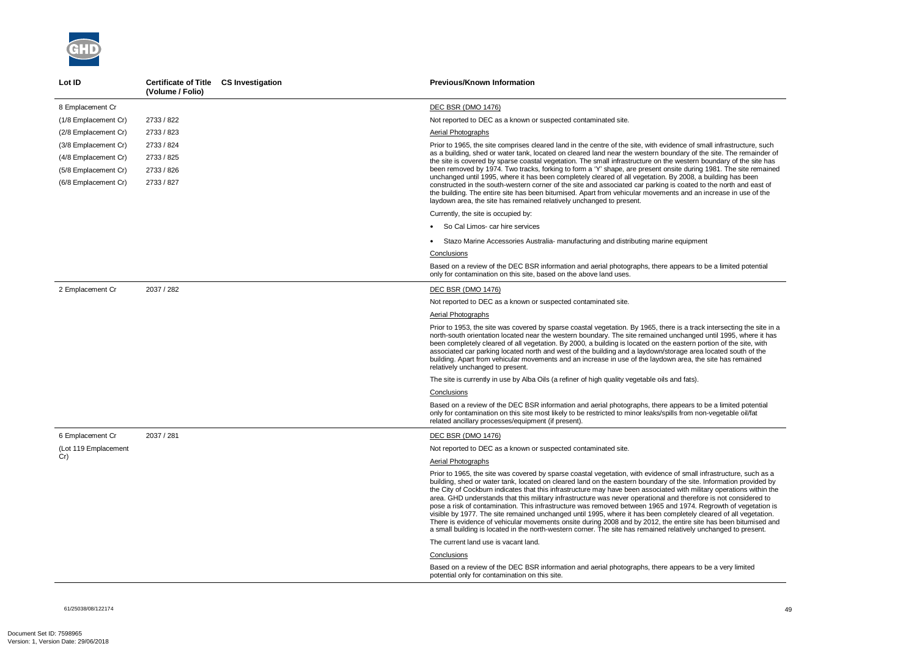| Lot ID | Certificate of Title (Volume / Folio) | CS Investigation | Previous/Known Information |
| --- | --- | --- | --- |
| 8 Emplacement Cr<br>(1/8 Emplacement Cr)<br>(2/8 Emplacement Cr)<br>(3/8 Emplacement Cr)<br>(4/8 Emplacement Cr)<br>(5/8 Emplacement Cr)<br>(6/8 Emplacement Cr) | <br>2733 / 822<br>2733 / 823<br>2733 / 824<br>2733 / 825<br>2733 / 826<br>2733 / 827 | | DEC BSR (DMO 1476)<br><br>Not reported to DEC as a known or suspected contaminated site.<br><br>Aerial Photographs<br><br>Prior to 1965, the site comprises cleared land in the centre of the site, with evidence of small infrastructure, such as a building, shed or water tank, located on cleared land near the western boundary of the site. The remainder of the site is covered by sparse coastal vegetation. The small infrastructure on the western boundary of the site has been removed by 1974. Two tracks, forking to form a 'Y' shape, are present onsite during 1981. The site remained unchanged until 1995, where it has been completely cleared of all vegetation. By 2008, a building has been constructed in the south-western corner of the site and associated car parking is coated to the north and east of the building. The entire site has been bitumised. Apart from vehicular movements and an increase in use of the laydown area, the site has remained relatively unchanged to present.<br><br>Currently, the site is occupied by:<br><br>• So Cal Limos- car hire services<br><br>• Stazo Marine Accessories Australia- manufacturing and distributing marine equipment<br><br>Conclusions<br><br>Based on a review of the DEC BSR information and aerial photographs, there appears to be a limited potential only for contamination on this site, based on the above land uses. |
| 2 Emplacement Cr | 2037 / 282 | | DEC BSR (DMO 1476)<br><br>Not reported to DEC as a known or suspected contaminated site.<br><br>Aerial Photographs<br><br>Prior to 1953, the site was covered by sparse coastal vegetation. By 1965, there is a track intersecting the site in a north-south orientation located near the western boundary. The site remained unchanged until 1995, where it has been completely cleared of all vegetation. By 2000, a building is located on the eastern portion of the site, with associated car parking located north and west of the building and a laydown/storage area located south of the building. Apart from vehicular movements and an increase in use of the laydown area, the site has remained relatively unchanged to present.<br><br>The site is currently in use by Alba Oils (a refiner of high quality vegetable oils and fats).<br><br>Conclusions<br><br>Based on a review of the DEC BSR information and aerial photographs, there appears to be a limited potential only for contamination on this site most likely to be restricted to minor leaks/spills from non-vegetable oil/fat related ancillary processes/equipment (if present). |
| 6 Emplacement Cr<br>(Lot 119 Emplacement Cr) | 2037 / 281 | | DEC BSR (DMO 1476)<br><br>Not reported to DEC as a known or suspected contaminated site.<br><br>Aerial Photographs<br><br>Prior to 1965, the site was covered by sparse coastal vegetation, with evidence of small infrastructure, such as a building, shed or water tank, located on cleared land on the eastern boundary of the site. Information provided by the City of Cockburn indicates that this infrastructure may have been associated with military operations within the area. GHD understands that this military infrastructure was never operational and therefore is not considered to pose a risk of contamination. This infrastructure was removed between 1965 and 1974. Regrowth of vegetation is visible by 1977. The site remained unchanged until 1995, where it has been completely cleared of all vegetation. There is evidence of vehicular movements onsite during 2008 and by 2012, the entire site has been bitumised and a small building is located in the north-western corner. The site has remained relatively unchanged to present.<br><br>The current land use is vacant land.<br><br>Conclusions<br><br>Based on a review of the DEC BSR information and aerial photographs, there appears to be a very limited potential only for contamination on this site. |

61/25038/08/122174

Document Set ID: 7598965
Version: 1, Version Date: 29/06/2018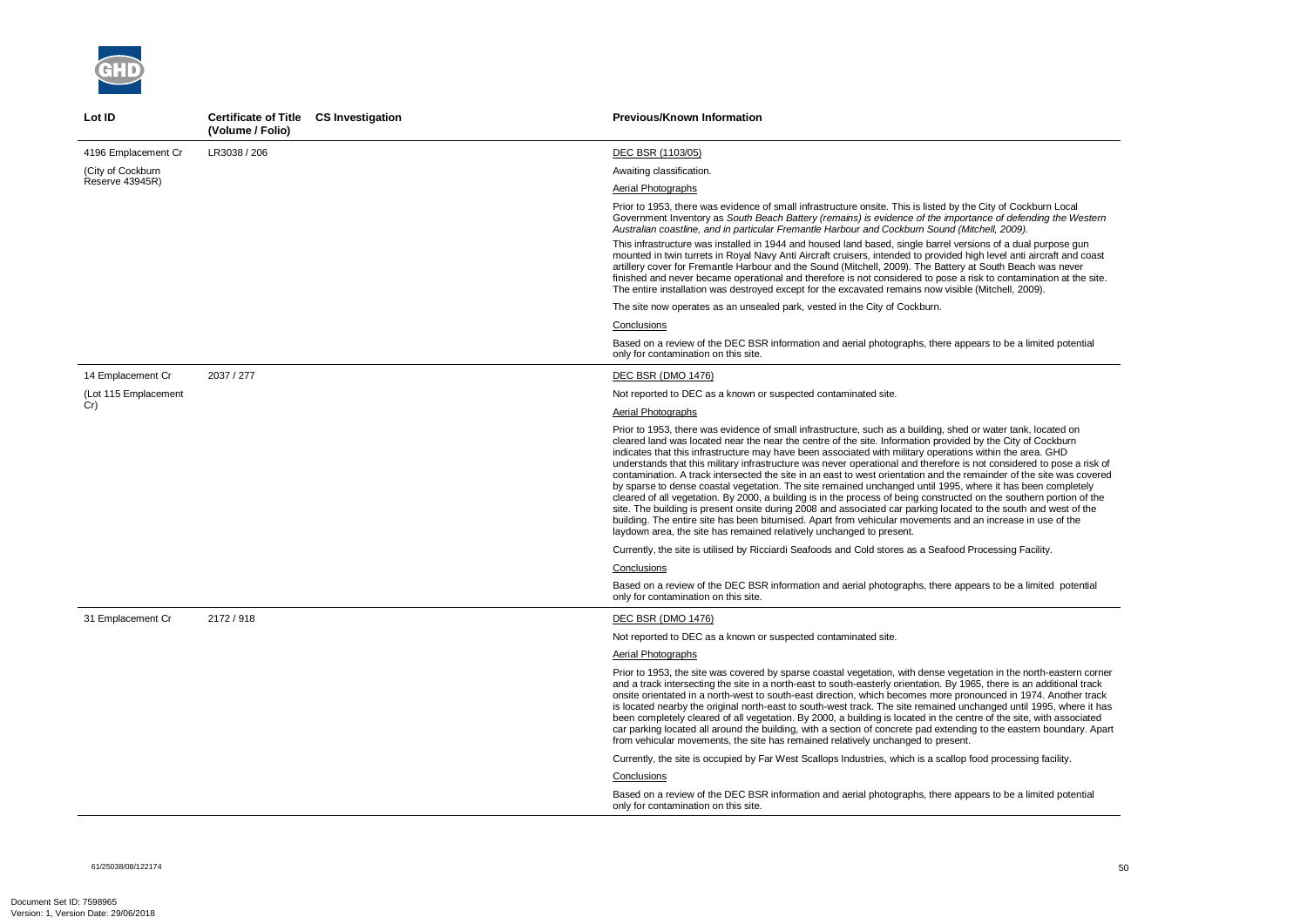| Lot ID | Certificate of Title (Volume / Folio) | CS Investigation | Previous/Known Information |
|---|---|---|---|
| 4196 Emplacement Cr (City of Cockburn Reserve 43945R) | LR3038 / 206 | | DEC BSR (1103/05)<br><br>Awaiting classification.<br><br>Aerial Photographs<br><br>Prior to 1953, there was evidence of small infrastructure onsite. This is listed by the City of Cockburn Local Government Inventory as *South Beach Battery (remains) is evidence of the importance of defending the Western Australian coastline, and in particular Fremantle Harbour and Cockburn Sound (Mitchell, 2009).*<br><br>This infrastructure was installed in 1944 and housed land based, single barrel versions of a dual purpose gun mounted in twin turrets in Royal Navy Anti Aircraft cruisers, intended to provided high level anti aircraft and coast artillery cover for Fremantle Harbour and the Sound (Mitchell, 2009). The Battery at South Beach was never finished and never became operational and therefore is not considered to pose a risk to contamination at the site. The entire installation was destroyed except for the excavated remains now visible (Mitchell, 2009).<br><br>The site now operates as an unsealed park, vested in the City of Cockburn.<br><br>Conclusions<br><br>Based on a review of the DEC BSR information and aerial photographs, there appears to be a limited potential only for contamination on this site. |
| 14 Emplacement Cr (Lot 115 Emplacement Cr) | 2037 / 277 | | DEC BSR (DMO 1476)<br><br>Not reported to DEC as a known or suspected contaminated site.<br><br>Aerial Photographs<br><br>Prior to 1953, there was evidence of small infrastructure, such as a building, shed or water tank, located on cleared land was located near the near the centre of the site. Information provided by the City of Cockburn indicates that this infrastructure may have been associated with military operations within the area. GHD understands that this military infrastructure was never operational and therefore is not considered to pose a risk of contamination. A track intersected the site in an east to west orientation and the remainder of the site was covered by sparse to dense coastal vegetation. The site remained unchanged until 1995, where it has been completely cleared of all vegetation. By 2000, a building is in the process of being constructed on the southern portion of the site. The building is present onsite during 2008 and associated car parking located to the south and west of the building. The entire site has been bitumised. Apart from vehicular movements and an increase in use of the laydown area, the site has remained relatively unchanged to present.<br><br>Currently, the site is utilised by Ricciardi Seafoods and Cold stores as a Seafood Processing Facility.<br><br>Conclusions<br><br>Based on a review of the DEC BSR information and aerial photographs, there appears to be a limited potential only for contamination on this site. |
| 31 Emplacement Cr | 2172 / 918 | | DEC BSR (DMO 1476)<br><br>Not reported to DEC as a known or suspected contaminated site.<br><br>Aerial Photographs<br><br>Prior to 1953, the site was covered by sparse coastal vegetation, with dense vegetation in the north-eastern corner and a track intersecting the site in a north-east to south-easterly orientation. By 1965, there is an additional track onsite orientated in a north-west to south-east direction, which becomes more pronounced in 1974. Another track is located nearby the original north-east to south-west track. The site remained unchanged until 1995, where it has been completely cleared of all vegetation. By 2000, a building is located in the centre of the site, with associated car parking located all around the building, with a section of concrete pad extending to the eastern boundary. Apart from vehicular movements, the site has remained relatively unchanged to present.<br><br>Currently, the site is occupied by Far West Scallops Industries, which is a scallop food processing facility.<br><br>Conclusions<br><br>Based on a review of the DEC BSR information and aerial photographs, there appears to be a limited potential only for contamination on this site. |

61/25038/08/122174

Document Set ID: 7598965
Version: 1, Version Date: 29/06/2018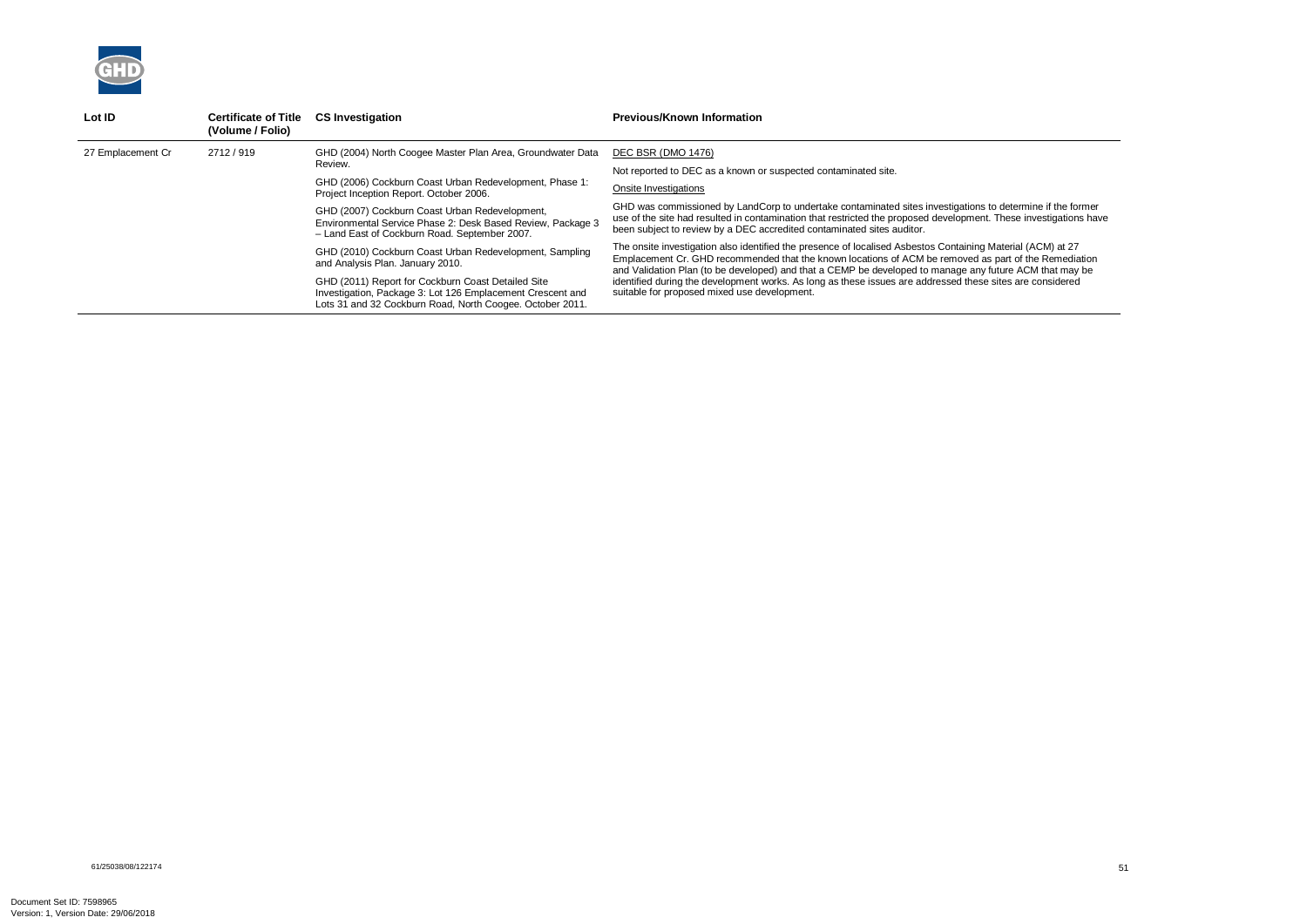| Lot ID | Certificate of Title (Volume / Folio) | CS Investigation | Previous/Known Information |
|---|---|---|---|
| 27 Emplacement Cr | 2712 / 919 | GHD (2004) North Coogee Master Plan Area, Groundwater Data Review.<br><br>GHD (2006) Cockburn Coast Urban Redevelopment, Phase 1: Project Inception Report. October 2006.<br><br>GHD (2007) Cockburn Coast Urban Redevelopment, Environmental Service Phase 2: Desk Based Review, Package 3 – Land East of Cockburn Road. September 2007.<br><br>GHD (2010) Cockburn Coast Urban Redevelopment, Sampling and Analysis Plan. January 2010.<br><br>GHD (2011) Report for Cockburn Coast Detailed Site Investigation, Package 3: Lot 126 Emplacement Crescent and Lots 31 and 32 Cockburn Road, North Coogee. October 2011. | DEC BSR (DMO 1476)<br><br>Not reported to DEC as a known or suspected contaminated site.<br><br>Onsite Investigations<br><br>GHD was commissioned by LandCorp to undertake contaminated sites investigations to determine if the former use of the site had resulted in contamination that restricted the proposed development. These investigations have been subject to review by a DEC accredited contaminated sites auditor.<br><br>The onsite investigation also identified the presence of localised Asbestos Containing Material (ACM) at 27 Emplacement Cr. GHD recommended that the known locations of ACM be removed as part of the Remediation and Validation Plan (to be developed) and that a CEMP be developed to manage any future ACM that may be identified during the development works. As long as these issues are addressed these sites are considered suitable for proposed mixed use development. |

61/25038/08/122174

Document Set ID: 7598965
Version: 1, Version Date: 29/06/2018